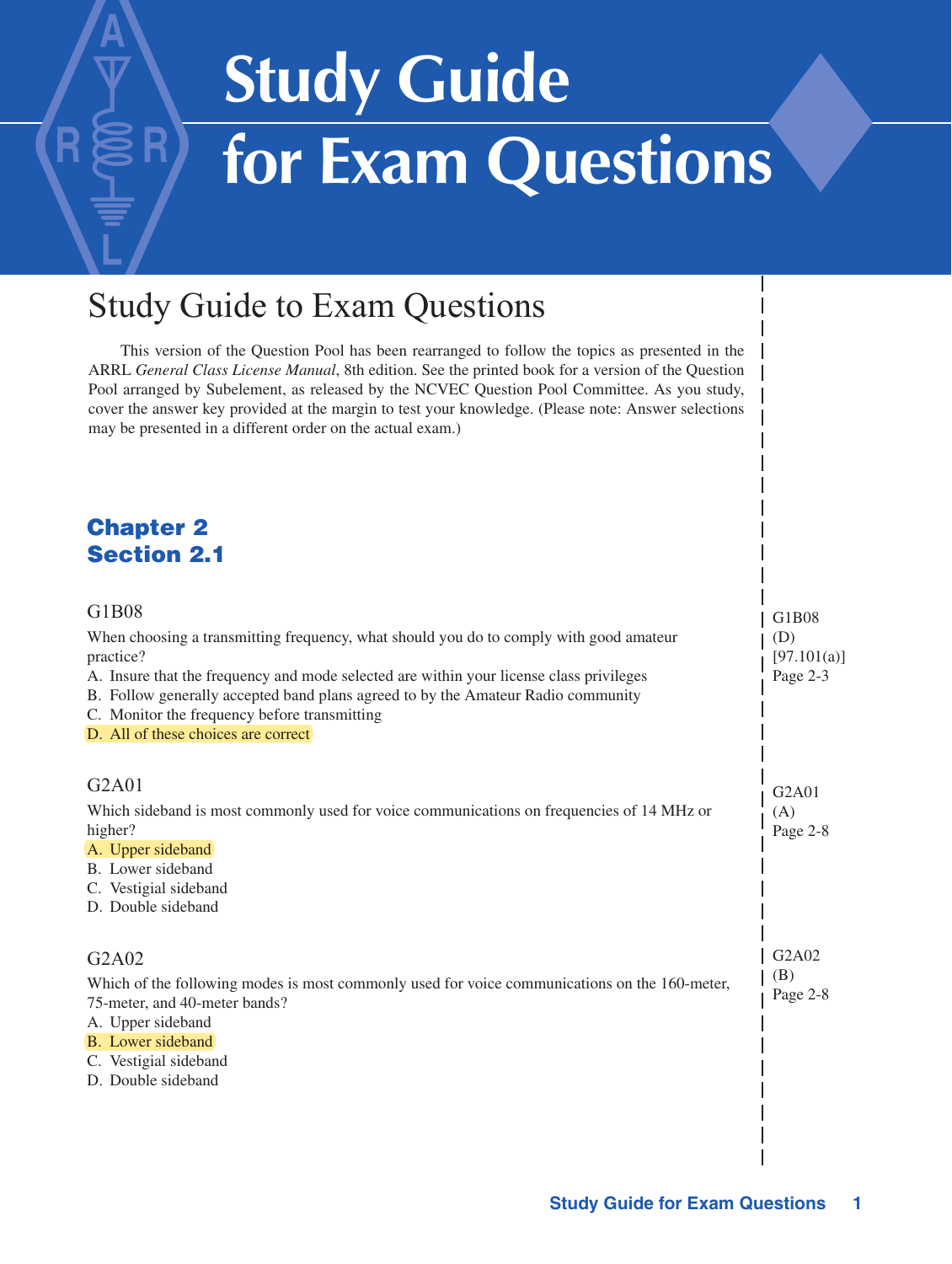# Study Guide for Exam Questions

## Study Guide to Exam Questions

This version of the Question Pool has been rearranged to follow the topics as presented in the ARRL *General Class License Manual*, 8th edition. See the printed book for a version of the Question Pool arranged by Subelement, as released by the NCVEC Question Pool Committee. As you study, cover the answer key provided at the margin to test your knowledge. (Please note: Answer selections may be presented in a different order on the actual exam.)

### Chapter 2
### Section 2.1

G1B08

When choosing a transmitting frequency, what should you do to comply with good amateur practice?

A. Insure that the frequency and mode selected are within your license class privileges
B. Follow generally accepted band plans agreed to by the Amateur Radio community
C. Monitor the frequency before transmitting
D. All of these choices are correct

G1B08 (D) [97.101(a)] Page 2-3

G2A01

Which sideband is most commonly used for voice communications on frequencies of 14 MHz or higher?

A. Upper sideband
B. Lower sideband
C. Vestigial sideband
D. Double sideband

G2A01 (A) Page 2-8

G2A02

Which of the following modes is most commonly used for voice communications on the 160-meter, 75-meter, and 40-meter bands?

A. Upper sideband
B. Lower sideband
C. Vestigial sideband
D. Double sideband

G2A02 (B) Page 2-8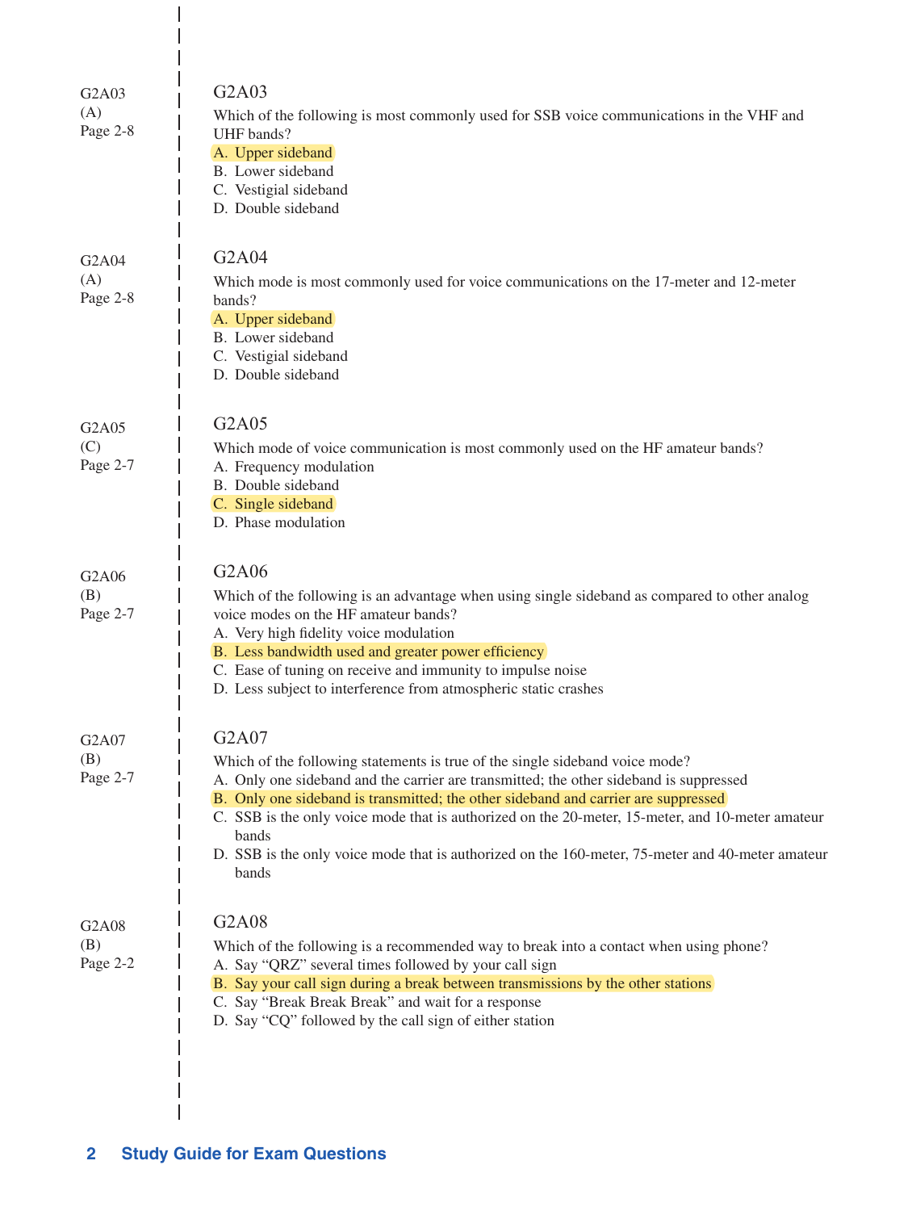G2A03
(A)
Page 2-8

### G2A03

Which of the following is most commonly used for SSB voice communications in the VHF and UHF bands?

A. Upper sideband
B. Lower sideband
C. Vestigial sideband
D. Double sideband

G2A04
(A)
Page 2-8

### G2A04

Which mode is most commonly used for voice communications on the 17-meter and 12-meter bands?

A. Upper sideband
B. Lower sideband
C. Vestigial sideband
D. Double sideband

G2A05
(C)
Page 2-7

### G2A05

Which mode of voice communication is most commonly used on the HF amateur bands?

A. Frequency modulation
B. Double sideband
C. Single sideband
D. Phase modulation

G2A06
(B)
Page 2-7

### G2A06

Which of the following is an advantage when using single sideband as compared to other analog voice modes on the HF amateur bands?

A. Very high fidelity voice modulation
B. Less bandwidth used and greater power efficiency
C. Ease of tuning on receive and immunity to impulse noise
D. Less subject to interference from atmospheric static crashes

G2A07
(B)
Page 2-7

### G2A07

Which of the following statements is true of the single sideband voice mode?

A. Only one sideband and the carrier are transmitted; the other sideband is suppressed
B. Only one sideband is transmitted; the other sideband and carrier are suppressed
C. SSB is the only voice mode that is authorized on the 20-meter, 15-meter, and 10-meter amateur bands
D. SSB is the only voice mode that is authorized on the 160-meter, 75-meter and 40-meter amateur bands

G2A08
(B)
Page 2-2

### G2A08

Which of the following is a recommended way to break into a contact when using phone?

A. Say "QRZ" several times followed by your call sign
B. Say your call sign during a break between transmissions by the other stations
C. Say "Break Break Break" and wait for a response
D. Say "CQ" followed by the call sign of either station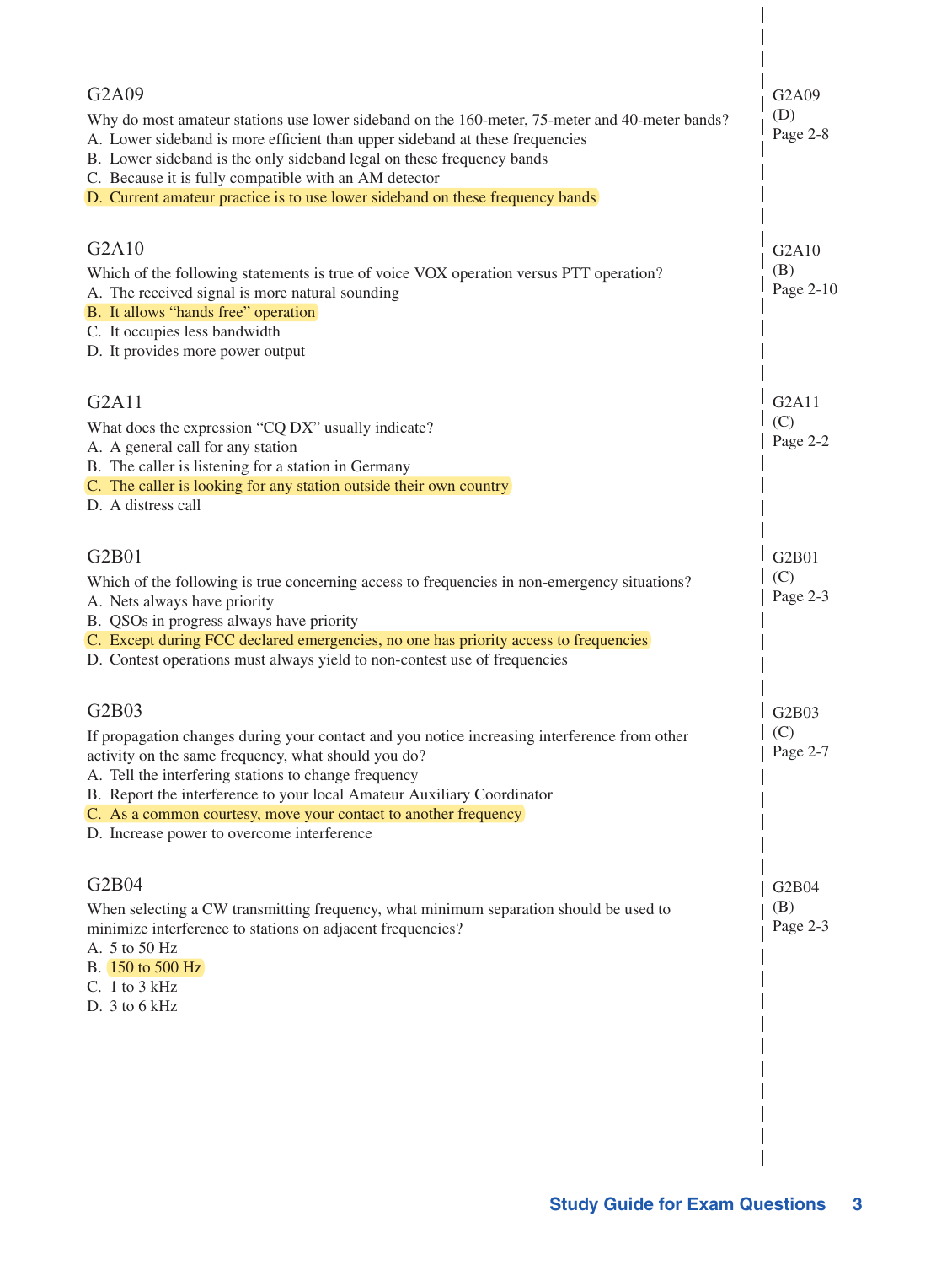### G2A09

Why do most amateur stations use lower sideband on the 160-meter, 75-meter and 40-meter bands?

A. Lower sideband is more efficient than upper sideband at these frequencies
B. Lower sideband is the only sideband legal on these frequency bands
C. Because it is fully compatible with an AM detector
D. Current amateur practice is to use lower sideband on these frequency bands

G2A09
(D)
Page 2-8

### G2A10

Which of the following statements is true of voice VOX operation versus PTT operation?

A. The received signal is more natural sounding
B. It allows "hands free" operation
C. It occupies less bandwidth
D. It provides more power output

G2A10
(B)
Page 2-10

### G2A11

What does the expression "CQ DX" usually indicate?

A. A general call for any station
B. The caller is listening for a station in Germany
C. The caller is looking for any station outside their own country
D. A distress call

G2A11
(C)
Page 2-2

### G2B01

Which of the following is true concerning access to frequencies in non-emergency situations?

A. Nets always have priority
B. QSOs in progress always have priority
C. Except during FCC declared emergencies, no one has priority access to frequencies
D. Contest operations must always yield to non-contest use of frequencies

G2B01
(C)
Page 2-3

### G2B03

If propagation changes during your contact and you notice increasing interference from other activity on the same frequency, what should you do?

A. Tell the interfering stations to change frequency
B. Report the interference to your local Amateur Auxiliary Coordinator
C. As a common courtesy, move your contact to another frequency
D. Increase power to overcome interference

G2B03
(C)
Page 2-7

### G2B04

When selecting a CW transmitting frequency, what minimum separation should be used to minimize interference to stations on adjacent frequencies?

A. 5 to 50 Hz
B. 150 to 500 Hz
C. 1 to 3 kHz
D. 3 to 6 kHz

G2B04
(B)
Page 2-3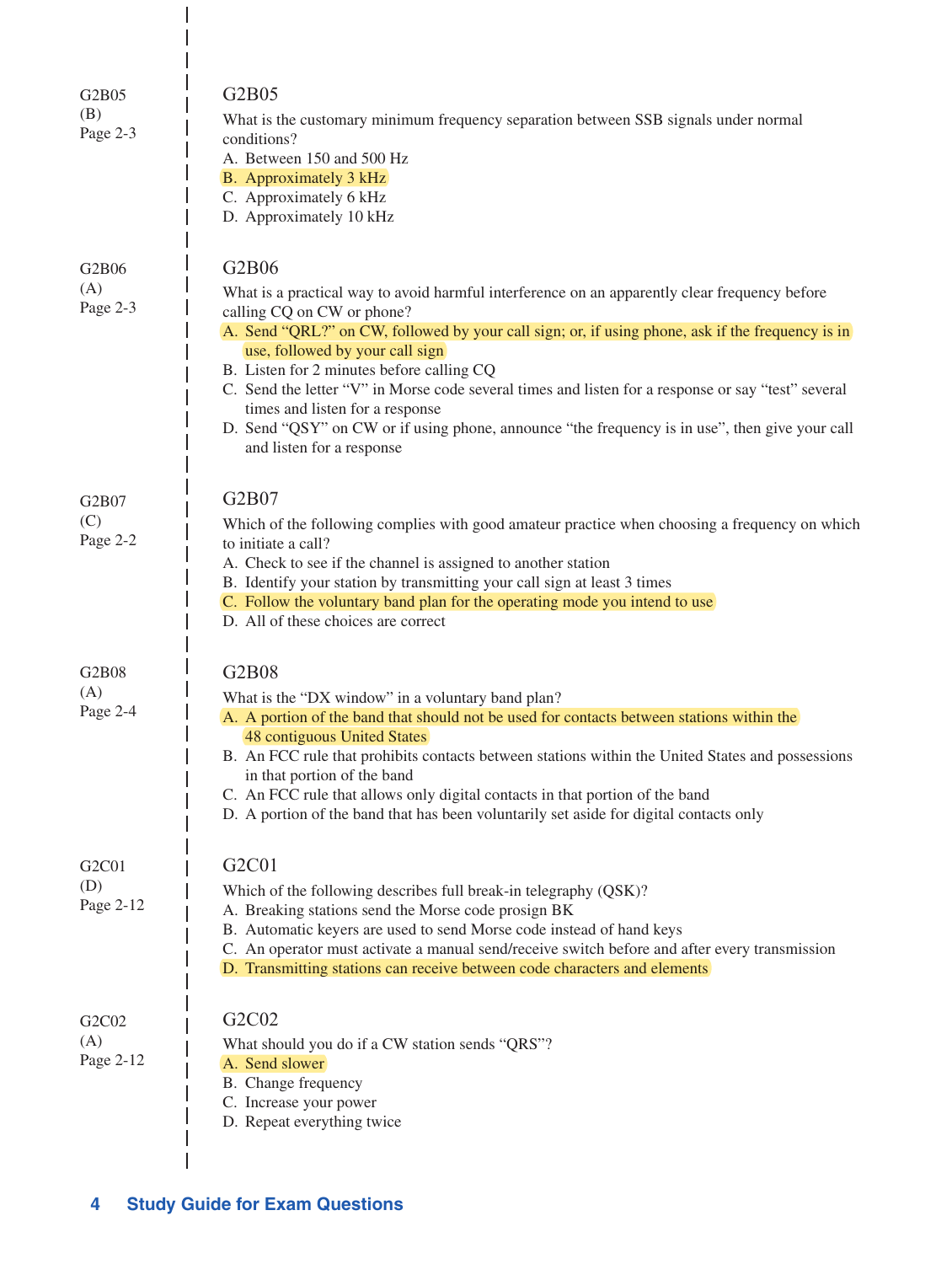G2B05
(B)
Page 2-3

### G2B05

What is the customary minimum frequency separation between SSB signals under normal conditions?

A. Between 150 and 500 Hz
**B. Approximately 3 kHz**
C. Approximately 6 kHz
D. Approximately 10 kHz

G2B06
(A)
Page 2-3

### G2B06

What is a practical way to avoid harmful interference on an apparently clear frequency before calling CQ on CW or phone?

**A. Send "QRL?" on CW, followed by your call sign; or, if using phone, ask if the frequency is in use, followed by your call sign**
B. Listen for 2 minutes before calling CQ
C. Send the letter "V" in Morse code several times and listen for a response or say "test" several times and listen for a response
D. Send "QSY" on CW or if using phone, announce "the frequency is in use", then give your call and listen for a response

G2B07
(C)
Page 2-2

### G2B07

Which of the following complies with good amateur practice when choosing a frequency on which to initiate a call?

A. Check to see if the channel is assigned to another station
B. Identify your station by transmitting your call sign at least 3 times
**C. Follow the voluntary band plan for the operating mode you intend to use**
D. All of these choices are correct

G2B08
(A)
Page 2-4

### G2B08

What is the "DX window" in a voluntary band plan?

**A. A portion of the band that should not be used for contacts between stations within the 48 contiguous United States**
B. An FCC rule that prohibits contacts between stations within the United States and possessions in that portion of the band
C. An FCC rule that allows only digital contacts in that portion of the band
D. A portion of the band that has been voluntarily set aside for digital contacts only

G2C01
(D)
Page 2-12

### G2C01

Which of the following describes full break-in telegraphy (QSK)?

A. Breaking stations send the Morse code prosign BK
B. Automatic keyers are used to send Morse code instead of hand keys
C. An operator must activate a manual send/receive switch before and after every transmission
**D. Transmitting stations can receive between code characters and elements**

G2C02
(A)
Page 2-12

### G2C02

What should you do if a CW station sends "QRS"?

**A. Send slower**
B. Change frequency
C. Increase your power
D. Repeat everything twice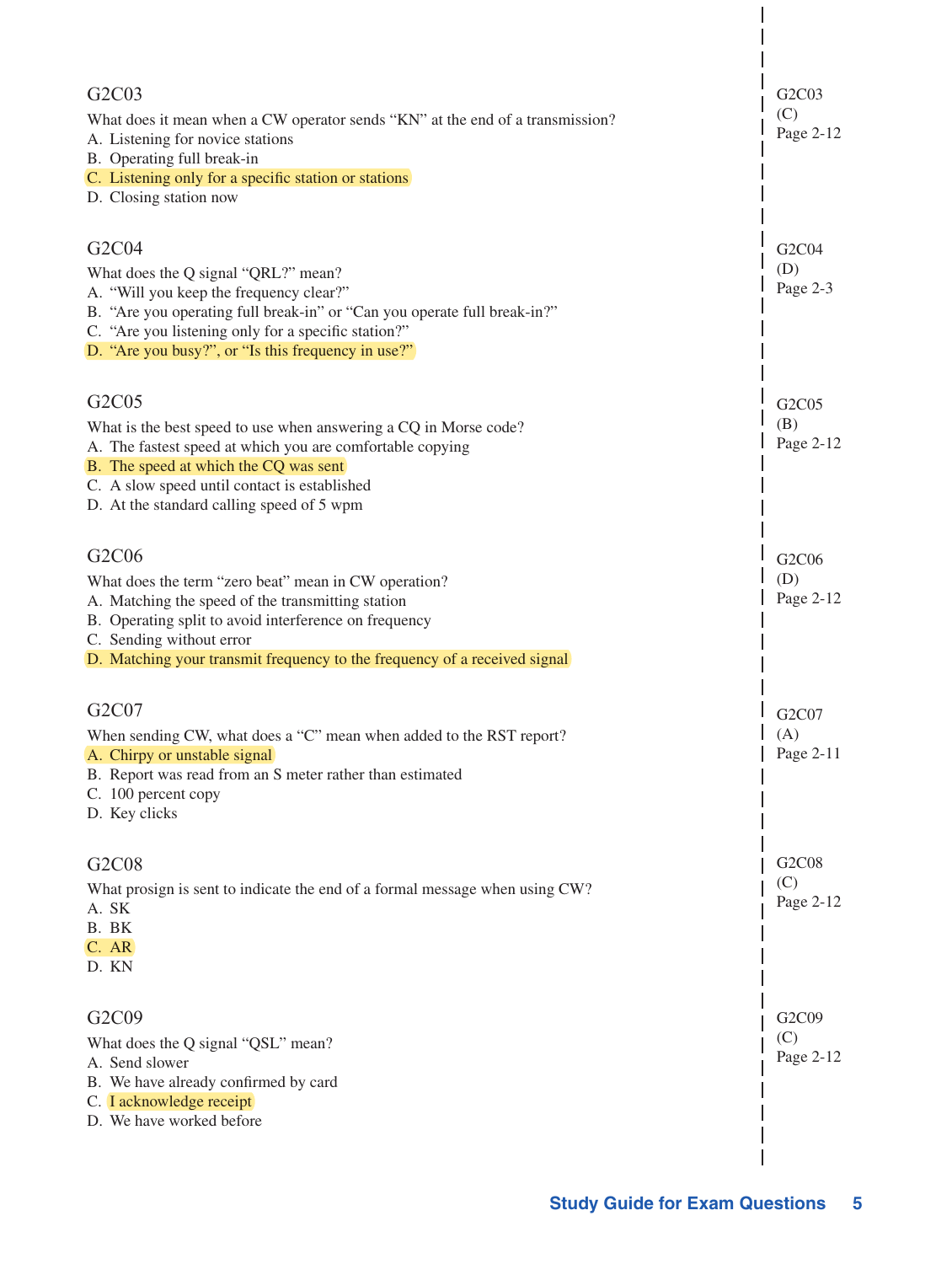G2C03

What does it mean when a CW operator sends "KN" at the end of a transmission?

A. Listening for novice stations
B. Operating full break-in
C. Listening only for a specific station or stations
D. Closing station now

G2C03
(C)
Page 2-12

G2C04

What does the Q signal "QRL?" mean?

A. "Will you keep the frequency clear?"
B. "Are you operating full break-in" or "Can you operate full break-in?"
C. "Are you listening only for a specific station?"
D. "Are you busy?", or "Is this frequency in use?"

G2C04
(D)
Page 2-3

G2C05

What is the best speed to use when answering a CQ in Morse code?

A. The fastest speed at which you are comfortable copying
B. The speed at which the CQ was sent
C. A slow speed until contact is established
D. At the standard calling speed of 5 wpm

G2C05
(B)
Page 2-12

G2C06

What does the term "zero beat" mean in CW operation?

A. Matching the speed of the transmitting station
B. Operating split to avoid interference on frequency
C. Sending without error
D. Matching your transmit frequency to the frequency of a received signal

G2C06
(D)
Page 2-12

G2C07

When sending CW, what does a "C" mean when added to the RST report?

A. Chirpy or unstable signal
B. Report was read from an S meter rather than estimated
C. 100 percent copy
D. Key clicks

G2C07
(A)
Page 2-11

G2C08

What prosign is sent to indicate the end of a formal message when using CW?

A. SK
B. BK
C. AR
D. KN

G2C08
(C)
Page 2-12

G2C09

What does the Q signal "QSL" mean?

A. Send slower
B. We have already confirmed by card
C. I acknowledge receipt
D. We have worked before

G2C09
(C)
Page 2-12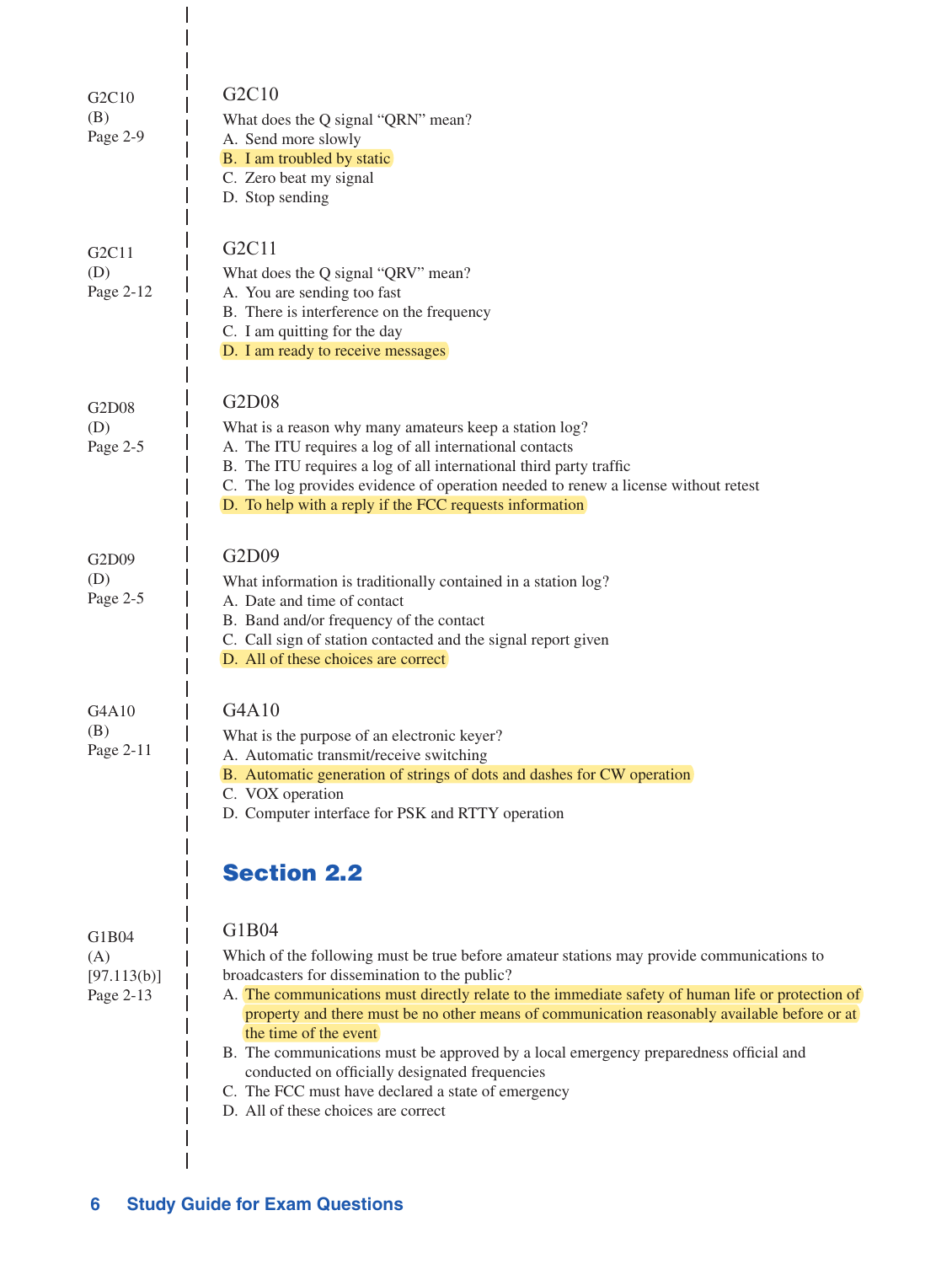G2C10
(B)
Page 2-9

### G2C10

What does the Q signal "QRN" mean?

A. Send more slowly
B. I am troubled by static
C. Zero beat my signal
D. Stop sending

G2C11
(D)
Page 2-12

### G2C11

What does the Q signal "QRV" mean?

A. You are sending too fast
B. There is interference on the frequency
C. I am quitting for the day
D. I am ready to receive messages

G2D08
(D)
Page 2-5

### G2D08

What is a reason why many amateurs keep a station log?

A. The ITU requires a log of all international contacts
B. The ITU requires a log of all international third party traffic
C. The log provides evidence of operation needed to renew a license without retest
D. To help with a reply if the FCC requests information

G2D09
(D)
Page 2-5

### G2D09

What information is traditionally contained in a station log?

A. Date and time of contact
B. Band and/or frequency of the contact
C. Call sign of station contacted and the signal report given
D. All of these choices are correct

G4A10
(B)
Page 2-11

### G4A10

What is the purpose of an electronic keyer?

A. Automatic transmit/receive switching
B. Automatic generation of strings of dots and dashes for CW operation
C. VOX operation
D. Computer interface for PSK and RTTY operation

## Section 2.2

G1B04
(A)
[97.113(b)]
Page 2-13

### G1B04

Which of the following must be true before amateur stations may provide communications to broadcasters for dissemination to the public?

A. The communications must directly relate to the immediate safety of human life or protection of property and there must be no other means of communication reasonably available before or at the time of the event
B. The communications must be approved by a local emergency preparedness official and conducted on officially designated frequencies
C. The FCC must have declared a state of emergency
D. All of these choices are correct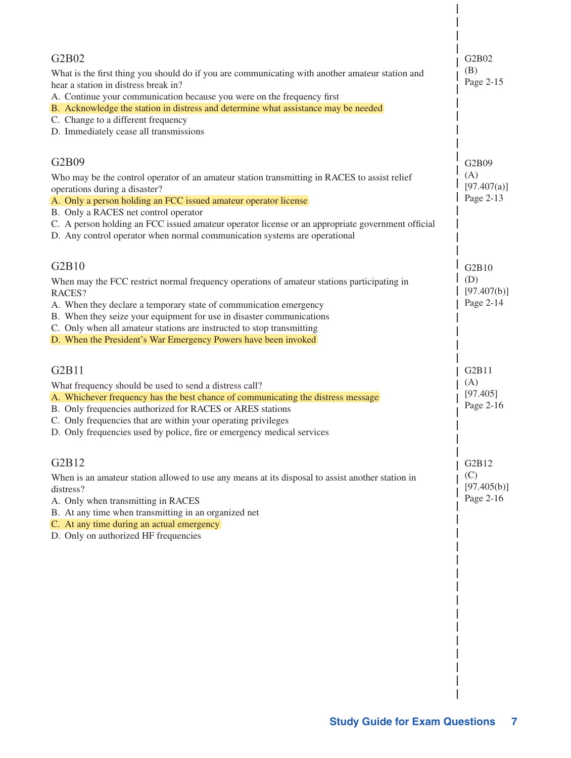### G2B02

What is the first thing you should do if you are communicating with another amateur station and hear a station in distress break in?

A. Continue your communication because you were on the frequency first
B. Acknowledge the station in distress and determine what assistance may be needed
C. Change to a different frequency
D. Immediately cease all transmissions

G2B02
(B)
Page 2-15

### G2B09

Who may be the control operator of an amateur station transmitting in RACES to assist relief operations during a disaster?

A. Only a person holding an FCC issued amateur operator license
B. Only a RACES net control operator
C. A person holding an FCC issued amateur operator license or an appropriate government official
D. Any control operator when normal communication systems are operational

G2B09
(A)
[97.407(a)]
Page 2-13

### G2B10

When may the FCC restrict normal frequency operations of amateur stations participating in RACES?

A. When they declare a temporary state of communication emergency
B. When they seize your equipment for use in disaster communications
C. Only when all amateur stations are instructed to stop transmitting
D. When the President's War Emergency Powers have been invoked

G2B10
(D)
[97.407(b)]
Page 2-14

### G2B11

What frequency should be used to send a distress call?

A. Whichever frequency has the best chance of communicating the distress message
B. Only frequencies authorized for RACES or ARES stations
C. Only frequencies that are within your operating privileges
D. Only frequencies used by police, fire or emergency medical services

G2B11
(A)
[97.405]
Page 2-16

### G2B12

When is an amateur station allowed to use any means at its disposal to assist another station in distress?

A. Only when transmitting in RACES
B. At any time when transmitting in an organized net
C. At any time during an actual emergency
D. Only on authorized HF frequencies

G2B12
(C)
[97.405(b)]
Page 2-16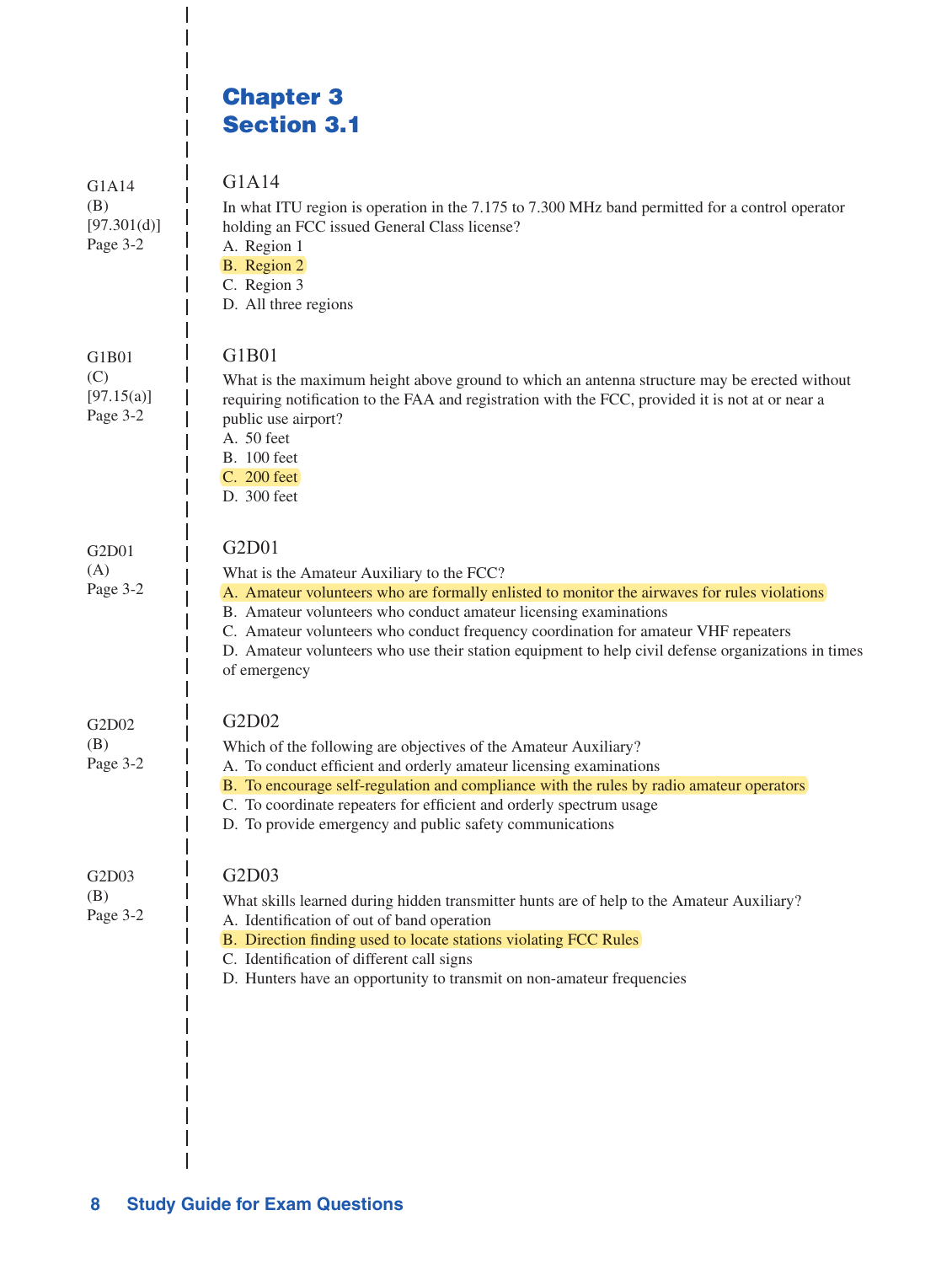# Chapter 3
# Section 3.1

G1A14
(B)
[97.301(d)]
Page 3-2

### G1A14

In what ITU region is operation in the 7.175 to 7.300 MHz band permitted for a control operator holding an FCC issued General Class license?

A. Region 1
B. Region 2
C. Region 3
D. All three regions

G1B01
(C)
[97.15(a)]
Page 3-2

### G1B01

What is the maximum height above ground to which an antenna structure may be erected without requiring notification to the FAA and registration with the FCC, provided it is not at or near a public use airport?

A. 50 feet
B. 100 feet
C. 200 feet
D. 300 feet

G2D01
(A)
Page 3-2

### G2D01

What is the Amateur Auxiliary to the FCC?

A. Amateur volunteers who are formally enlisted to monitor the airwaves for rules violations
B. Amateur volunteers who conduct amateur licensing examinations
C. Amateur volunteers who conduct frequency coordination for amateur VHF repeaters
D. Amateur volunteers who use their station equipment to help civil defense organizations in times of emergency

G2D02
(B)
Page 3-2

### G2D02

Which of the following are objectives of the Amateur Auxiliary?

A. To conduct efficient and orderly amateur licensing examinations
B. To encourage self-regulation and compliance with the rules by radio amateur operators
C. To coordinate repeaters for efficient and orderly spectrum usage
D. To provide emergency and public safety communications

G2D03
(B)
Page 3-2

### G2D03

What skills learned during hidden transmitter hunts are of help to the Amateur Auxiliary?

A. Identification of out of band operation
B. Direction finding used to locate stations violating FCC Rules
C. Identification of different call signs
D. Hunters have an opportunity to transmit on non-amateur frequencies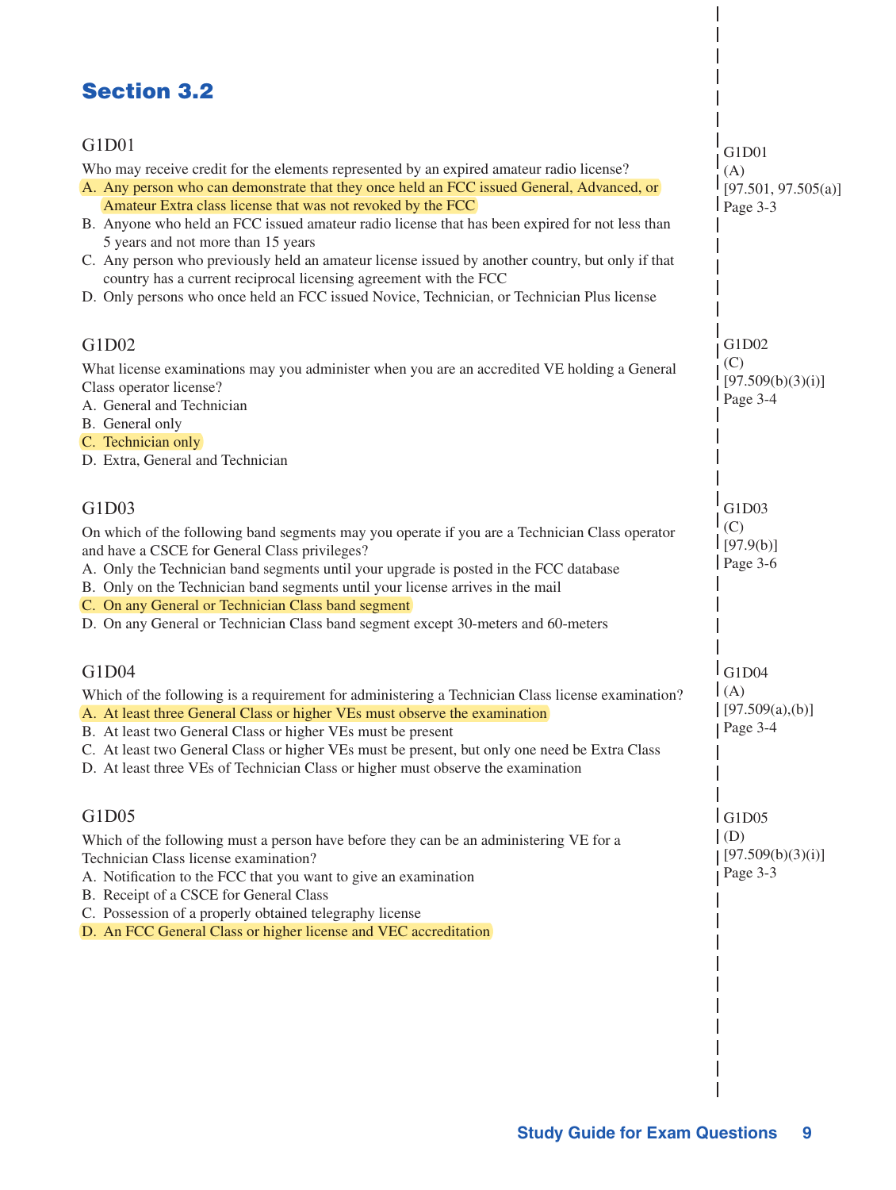## Section 3.2

### G1D01

Who may receive credit for the elements represented by an expired amateur radio license?

A. Any person who can demonstrate that they once held an FCC issued General, Advanced, or Amateur Extra class license that was not revoked by the FCC
B. Anyone who held an FCC issued amateur radio license that has been expired for not less than 5 years and not more than 15 years
C. Any person who previously held an amateur license issued by another country, but only if that country has a current reciprocal licensing agreement with the FCC
D. Only persons who once held an FCC issued Novice, Technician, or Technician Plus license

G1D01
(A)
[97.501, 97.505(a)]
Page 3-3

### G1D02

What license examinations may you administer when you are an accredited VE holding a General Class operator license?

A. General and Technician
B. General only
C. Technician only
D. Extra, General and Technician

G1D02
(C)
[97.509(b)(3)(i)]
Page 3-4

### G1D03

On which of the following band segments may you operate if you are a Technician Class operator and have a CSCE for General Class privileges?

A. Only the Technician band segments until your upgrade is posted in the FCC database
B. Only on the Technician band segments until your license arrives in the mail
C. On any General or Technician Class band segment
D. On any General or Technician Class band segment except 30-meters and 60-meters

G1D03
(C)
[97.9(b)]
Page 3-6

### G1D04

Which of the following is a requirement for administering a Technician Class license examination?

A. At least three General Class or higher VEs must observe the examination
B. At least two General Class or higher VEs must be present
C. At least two General Class or higher VEs must be present, but only one need be Extra Class
D. At least three VEs of Technician Class or higher must observe the examination

G1D04
(A)
[97.509(a),(b)]
Page 3-4

### G1D05

Which of the following must a person have before they can be an administering VE for a Technician Class license examination?

A. Notification to the FCC that you want to give an examination
B. Receipt of a CSCE for General Class
C. Possession of a properly obtained telegraphy license
D. An FCC General Class or higher license and VEC accreditation

G1D05
(D)
[97.509(b)(3)(i)]
Page 3-3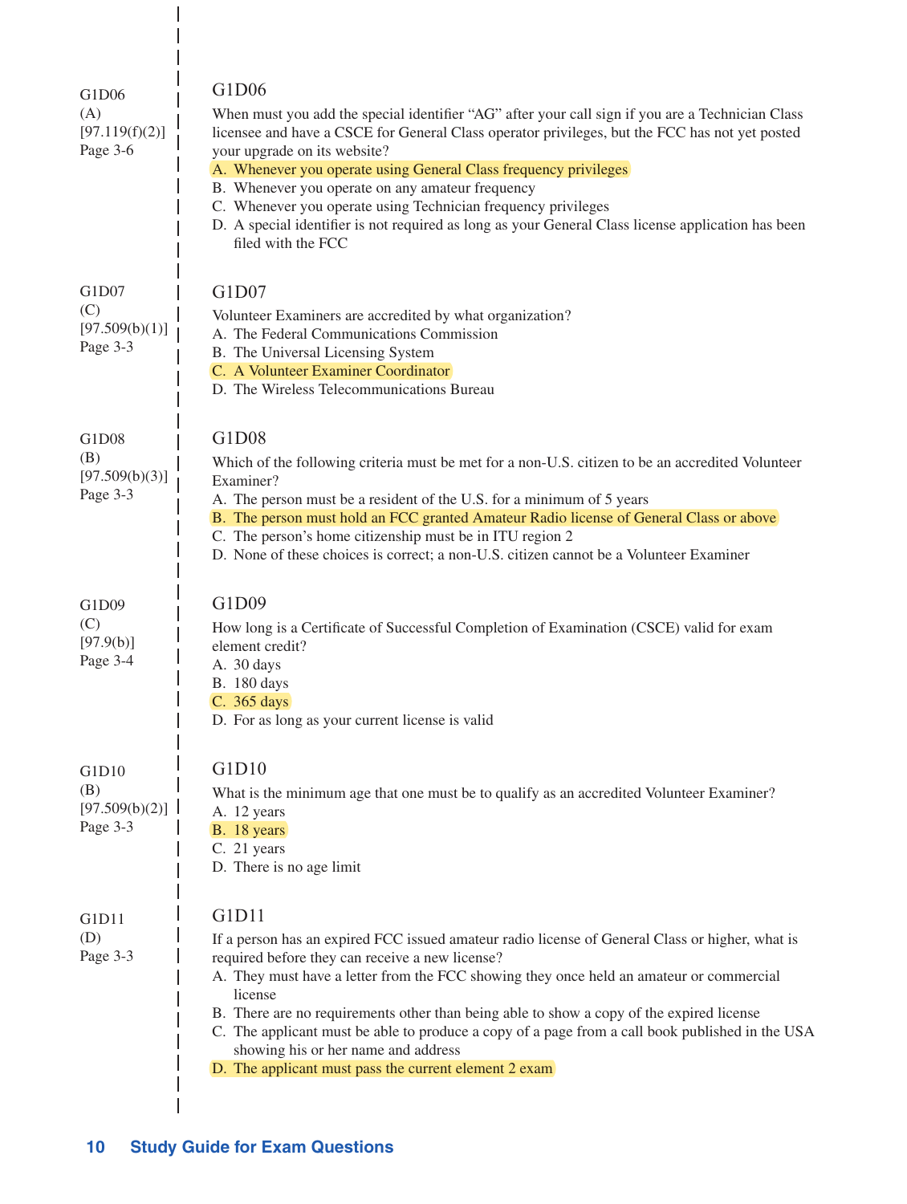G1D06
(A)
[97.119(f)(2)]
Page 3-6

### G1D06

When must you add the special identifier "AG" after your call sign if you are a Technician Class licensee and have a CSCE for General Class operator privileges, but the FCC has not yet posted your upgrade on its website?

A. Whenever you operate using General Class frequency privileges
B. Whenever you operate on any amateur frequency
C. Whenever you operate using Technician frequency privileges
D. A special identifier is not required as long as your General Class license application has been filed with the FCC

G1D07
(C)
[97.509(b)(1)]
Page 3-3

### G1D07

Volunteer Examiners are accredited by what organization?

A. The Federal Communications Commission
B. The Universal Licensing System
C. A Volunteer Examiner Coordinator
D. The Wireless Telecommunications Bureau

G1D08
(B)
[97.509(b)(3)]
Page 3-3

### G1D08

Which of the following criteria must be met for a non-U.S. citizen to be an accredited Volunteer Examiner?

A. The person must be a resident of the U.S. for a minimum of 5 years
B. The person must hold an FCC granted Amateur Radio license of General Class or above
C. The person's home citizenship must be in ITU region 2
D. None of these choices is correct; a non-U.S. citizen cannot be a Volunteer Examiner

G1D09
(C)
[97.9(b)]
Page 3-4

### G1D09

How long is a Certificate of Successful Completion of Examination (CSCE) valid for exam element credit?

A. 30 days
B. 180 days
C. 365 days
D. For as long as your current license is valid

G1D10
(B)
[97.509(b)(2)]
Page 3-3

### G1D10

What is the minimum age that one must be to qualify as an accredited Volunteer Examiner?

A. 12 years
B. 18 years
C. 21 years
D. There is no age limit

G1D11
(D)
Page 3-3

### G1D11

If a person has an expired FCC issued amateur radio license of General Class or higher, what is required before they can receive a new license?

A. They must have a letter from the FCC showing they once held an amateur or commercial license
B. There are no requirements other than being able to show a copy of the expired license
C. The applicant must be able to produce a copy of a page from a call book published in the USA showing his or her name and address
D. The applicant must pass the current element 2 exam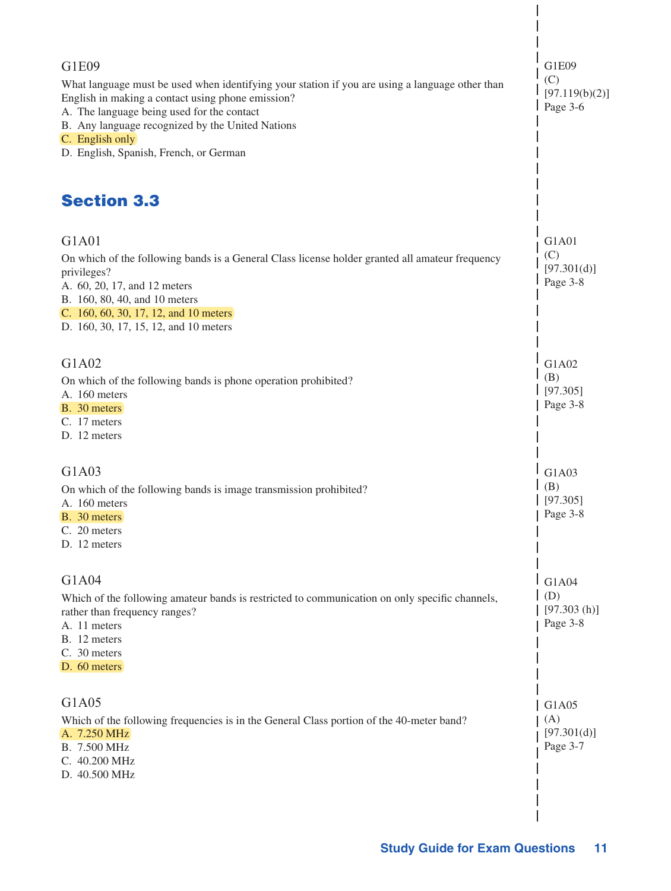G1E09

What language must be used when identifying your station if you are using a language other than English in making a contact using phone emission?

A. The language being used for the contact
B. Any language recognized by the United Nations
C. English only
D. English, Spanish, French, or German

G1E09
(C)
[97.119(b)(2)]
Page 3-6

## Section 3.3

G1A01

On which of the following bands is a General Class license holder granted all amateur frequency privileges?

A. 60, 20, 17, and 12 meters
B. 160, 80, 40, and 10 meters
C. 160, 60, 30, 17, 12, and 10 meters
D. 160, 30, 17, 15, 12, and 10 meters

G1A01
(C)
[97.301(d)]
Page 3-8

G1A02

On which of the following bands is phone operation prohibited?

A. 160 meters
B. 30 meters
C. 17 meters
D. 12 meters

G1A02
(B)
[97.305]
Page 3-8

G1A03

On which of the following bands is image transmission prohibited?

A. 160 meters
B. 30 meters
C. 20 meters
D. 12 meters

G1A03
(B)
[97.305]
Page 3-8

G1A04

Which of the following amateur bands is restricted to communication on only specific channels, rather than frequency ranges?

A. 11 meters
B. 12 meters
C. 30 meters
D. 60 meters

G1A04
(D)
[97.303 (h)]
Page 3-8

G1A05

Which of the following frequencies is in the General Class portion of the 40-meter band?

A. 7.250 MHz
B. 7.500 MHz
C. 40.200 MHz
D. 40.500 MHz

G1A05
(A)
[97.301(d)]
Page 3-7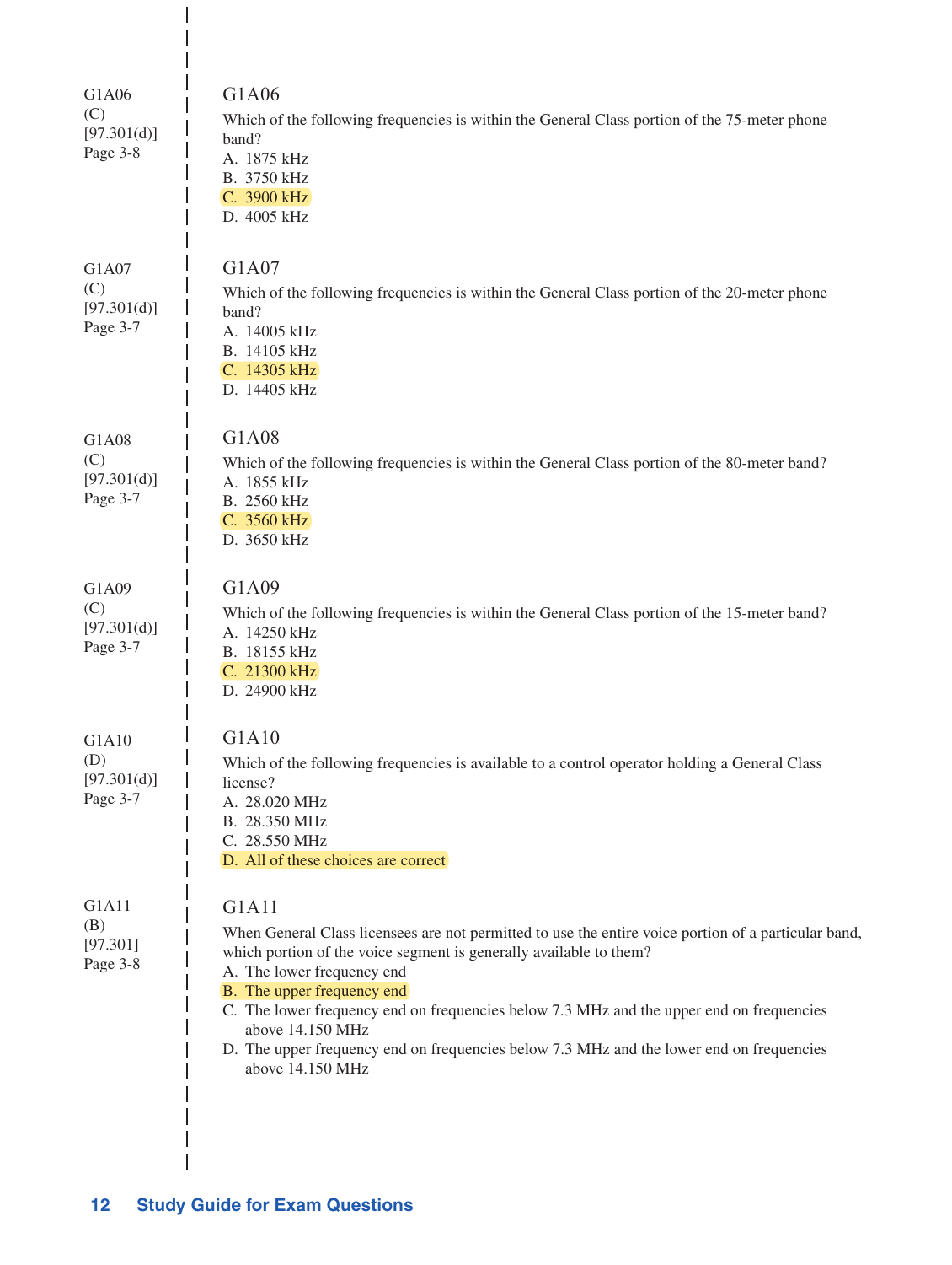G1A06
(C)
[97.301(d)]
Page 3-8

### G1A06

Which of the following frequencies is within the General Class portion of the 75-meter phone band?

A. 1875 kHz
B. 3750 kHz
C. 3900 kHz
D. 4005 kHz

G1A07
(C)
[97.301(d)]
Page 3-7

### G1A07

Which of the following frequencies is within the General Class portion of the 20-meter phone band?

A. 14005 kHz
B. 14105 kHz
C. 14305 kHz
D. 14405 kHz

G1A08
(C)
[97.301(d)]
Page 3-7

### G1A08

Which of the following frequencies is within the General Class portion of the 80-meter band?

A. 1855 kHz
B. 2560 kHz
C. 3560 kHz
D. 3650 kHz

G1A09
(C)
[97.301(d)]
Page 3-7

### G1A09

Which of the following frequencies is within the General Class portion of the 15-meter band?

A. 14250 kHz
B. 18155 kHz
C. 21300 kHz
D. 24900 kHz

G1A10
(D)
[97.301(d)]
Page 3-7

### G1A10

Which of the following frequencies is available to a control operator holding a General Class license?

A. 28.020 MHz
B. 28.350 MHz
C. 28.550 MHz
D. All of these choices are correct

G1A11
(B)
[97.301]
Page 3-8

### G1A11

When General Class licensees are not permitted to use the entire voice portion of a particular band, which portion of the voice segment is generally available to them?

A. The lower frequency end
B. The upper frequency end
C. The lower frequency end on frequencies below 7.3 MHz and the upper end on frequencies above 14.150 MHz
D. The upper frequency end on frequencies below 7.3 MHz and the lower end on frequencies above 14.150 MHz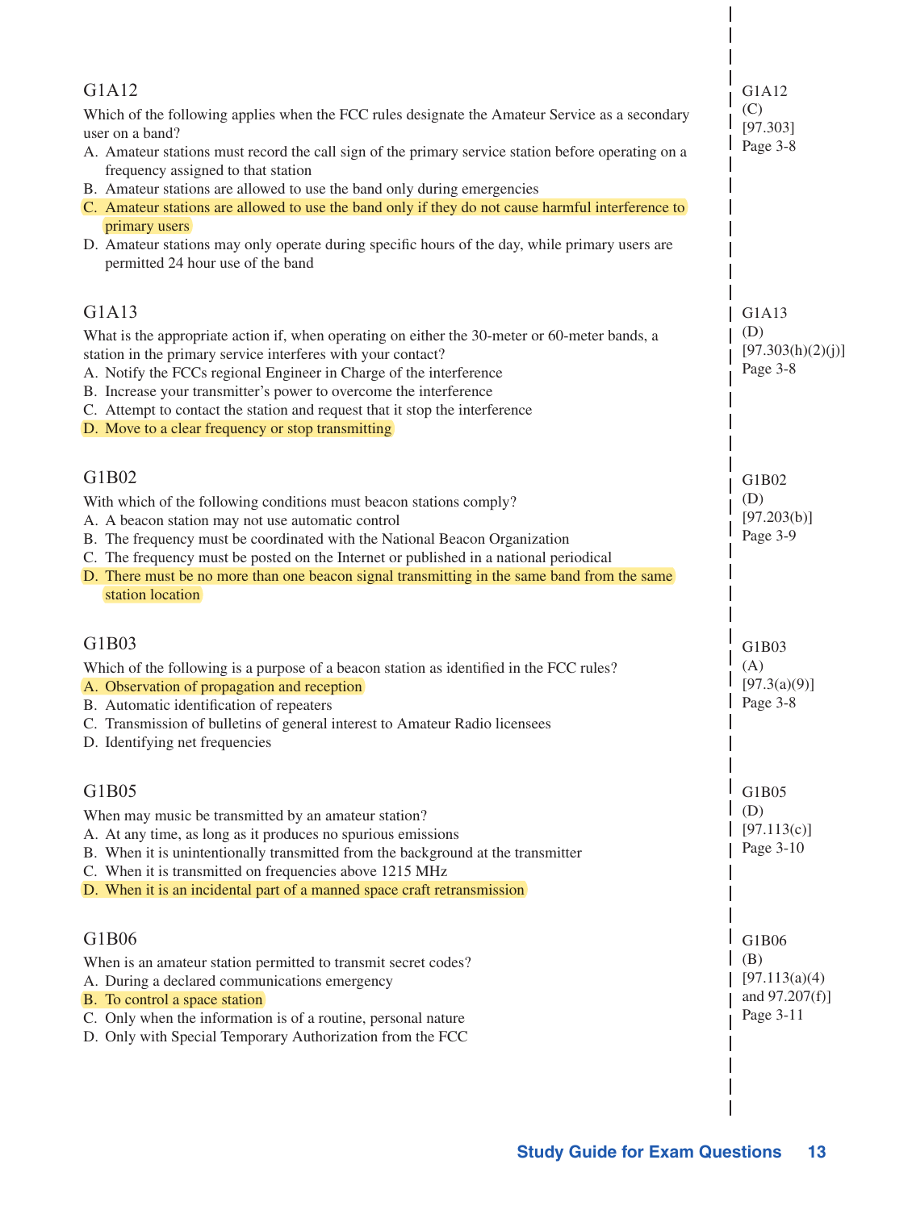### G1A12

Which of the following applies when the FCC rules designate the Amateur Service as a secondary user on a band?

A. Amateur stations must record the call sign of the primary service station before operating on a frequency assigned to that station
B. Amateur stations are allowed to use the band only during emergencies
C. Amateur stations are allowed to use the band only if they do not cause harmful interference to primary users
D. Amateur stations may only operate during specific hours of the day, while primary users are permitted 24 hour use of the band

G1A12
(C)
[97.303]
Page 3-8

### G1A13

What is the appropriate action if, when operating on either the 30-meter or 60-meter bands, a station in the primary service interferes with your contact?

A. Notify the FCCs regional Engineer in Charge of the interference
B. Increase your transmitter's power to overcome the interference
C. Attempt to contact the station and request that it stop the interference
D. Move to a clear frequency or stop transmitting

G1A13
(D)
[97.303(h)(2)(j)]
Page 3-8

### G1B02

With which of the following conditions must beacon stations comply?

A. A beacon station may not use automatic control
B. The frequency must be coordinated with the National Beacon Organization
C. The frequency must be posted on the Internet or published in a national periodical
D. There must be no more than one beacon signal transmitting in the same band from the same station location

G1B02
(D)
[97.203(b)]
Page 3-9

### G1B03

Which of the following is a purpose of a beacon station as identified in the FCC rules?

A. Observation of propagation and reception
B. Automatic identification of repeaters
C. Transmission of bulletins of general interest to Amateur Radio licensees
D. Identifying net frequencies

G1B03
(A)
[97.3(a)(9)]
Page 3-8

### G1B05

When may music be transmitted by an amateur station?

A. At any time, as long as it produces no spurious emissions
B. When it is unintentionally transmitted from the background at the transmitter
C. When it is transmitted on frequencies above 1215 MHz
D. When it is an incidental part of a manned space craft retransmission

G1B05
(D)
[97.113(c)]
Page 3-10

### G1B06

When is an amateur station permitted to transmit secret codes?

A. During a declared communications emergency
B. To control a space station
C. Only when the information is of a routine, personal nature
D. Only with Special Temporary Authorization from the FCC

G1B06
(B)
[97.113(a)(4) and 97.207(f)]
Page 3-11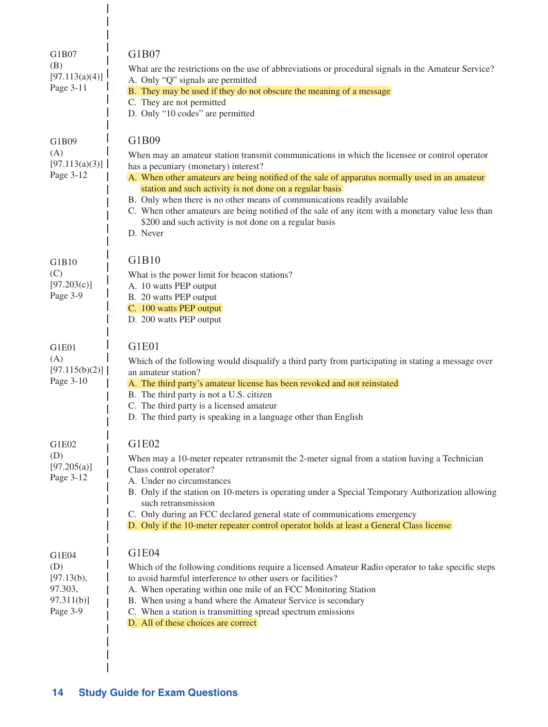G1B07
(B)
[97.113(a)(4)]
Page 3-11

### G1B07

What are the restrictions on the use of abbreviations or procedural signals in the Amateur Service?

A. Only "Q" signals are permitted
B. They may be used if they do not obscure the meaning of a message
C. They are not permitted
D. Only "10 codes" are permitted

G1B09
(A)
[97.113(a)(3)]
Page 3-12

### G1B09

When may an amateur station transmit communications in which the licensee or control operator has a pecuniary (monetary) interest?

A. When other amateurs are being notified of the sale of apparatus normally used in an amateur station and such activity is not done on a regular basis
B. Only when there is no other means of communications readily available
C. When other amateurs are being notified of the sale of any item with a monetary value less than $200 and such activity is not done on a regular basis
D. Never

G1B10
(C)
[97.203(c)]
Page 3-9

### G1B10

What is the power limit for beacon stations?

A. 10 watts PEP output
B. 20 watts PEP output
C. 100 watts PEP output
D. 200 watts PEP output

G1E01
(A)
[97.115(b)(2)]
Page 3-10

### G1E01

Which of the following would disqualify a third party from participating in stating a message over an amateur station?

A. The third party's amateur license has been revoked and not reinstated
B. The third party is not a U.S. citizen
C. The third party is a licensed amateur
D. The third party is speaking in a language other than English

G1E02
(D)
[97.205(a)]
Page 3-12

### G1E02

When may a 10-meter repeater retransmit the 2-meter signal from a station having a Technician Class control operator?

A. Under no circumstances
B. Only if the station on 10-meters is operating under a Special Temporary Authorization allowing such retransmission
C. Only during an FCC declared general state of communications emergency
D. Only if the 10-meter repeater control operator holds at least a General Class license

G1E04
(D)
[97.13(b), 97.303, 97.311(b)]
Page 3-9

### G1E04

Which of the following conditions require a licensed Amateur Radio operator to take specific steps to avoid harmful interference to other users or facilities?

A. When operating within one mile of an FCC Monitoring Station
B. When using a band where the Amateur Service is secondary
C. When a station is transmitting spread spectrum emissions
D. All of these choices are correct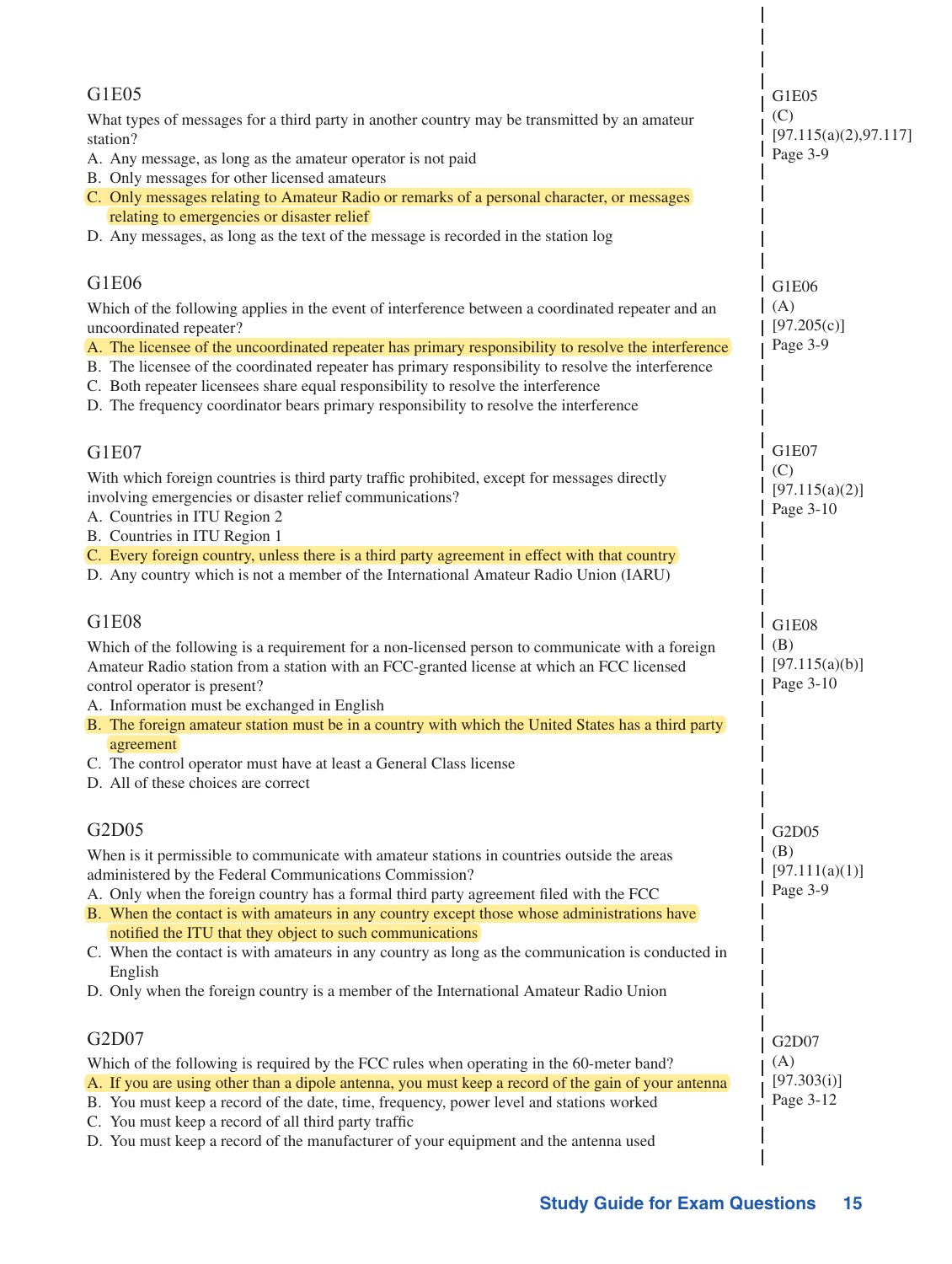### G1E05

What types of messages for a third party in another country may be transmitted by an amateur station?

A. Any message, as long as the amateur operator is not paid
B. Only messages for other licensed amateurs
C. Only messages relating to Amateur Radio or remarks of a personal character, or messages relating to emergencies or disaster relief
D. Any messages, as long as the text of the message is recorded in the station log

G1E05 (C) [97.115(a)(2),97.117] Page 3-9

### G1E06

Which of the following applies in the event of interference between a coordinated repeater and an uncoordinated repeater?

A. The licensee of the uncoordinated repeater has primary responsibility to resolve the interference
B. The licensee of the coordinated repeater has primary responsibility to resolve the interference
C. Both repeater licensees share equal responsibility to resolve the interference
D. The frequency coordinator bears primary responsibility to resolve the interference

G1E06 (A) [97.205(c)] Page 3-9

### G1E07

With which foreign countries is third party traffic prohibited, except for messages directly involving emergencies or disaster relief communications?

A. Countries in ITU Region 2
B. Countries in ITU Region 1
C. Every foreign country, unless there is a third party agreement in effect with that country
D. Any country which is not a member of the International Amateur Radio Union (IARU)

G1E07 (C) [97.115(a)(2)] Page 3-10

### G1E08

Which of the following is a requirement for a non-licensed person to communicate with a foreign Amateur Radio station from a station with an FCC-granted license at which an FCC licensed control operator is present?

A. Information must be exchanged in English
B. The foreign amateur station must be in a country with which the United States has a third party agreement
C. The control operator must have at least a General Class license
D. All of these choices are correct

G1E08 (B) [97.115(a)(b)] Page 3-10

### G2D05

When is it permissible to communicate with amateur stations in countries outside the areas administered by the Federal Communications Commission?

A. Only when the foreign country has a formal third party agreement filed with the FCC
B. When the contact is with amateurs in any country except those whose administrations have notified the ITU that they object to such communications
C. When the contact is with amateurs in any country as long as the communication is conducted in English
D. Only when the foreign country is a member of the International Amateur Radio Union

G2D05 (B) [97.111(a)(1)] Page 3-9

### G2D07

Which of the following is required by the FCC rules when operating in the 60-meter band?

A. If you are using other than a dipole antenna, you must keep a record of the gain of your antenna
B. You must keep a record of the date, time, frequency, power level and stations worked
C. You must keep a record of all third party traffic
D. You must keep a record of the manufacturer of your equipment and the antenna used

G2D07 (A) [97.303(i)] Page 3-12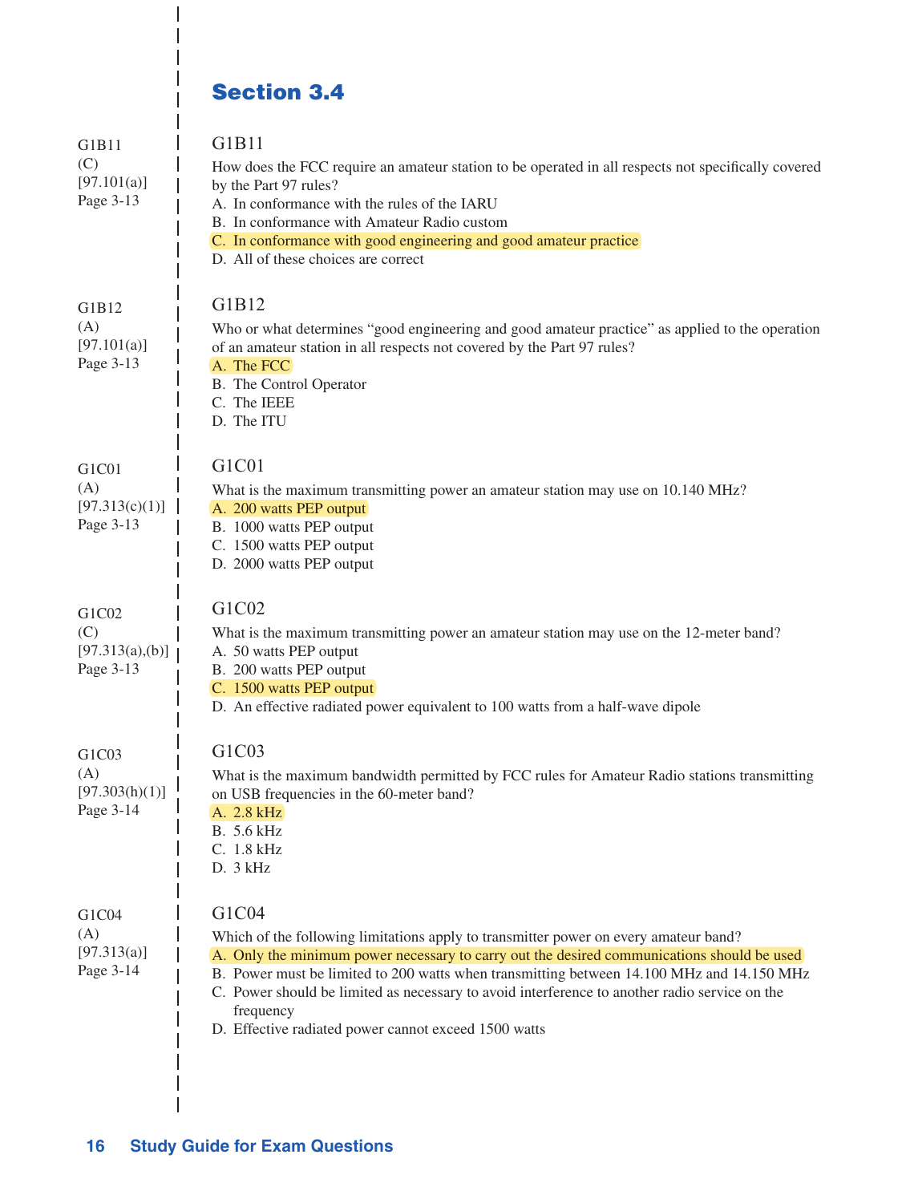## Section 3.4

G1B11
(C)
[97.101(a)]
Page 3-13

### G1B11

How does the FCC require an amateur station to be operated in all respects not specifically covered by the Part 97 rules?

A. In conformance with the rules of the IARU
B. In conformance with Amateur Radio custom
C. In conformance with good engineering and good amateur practice
D. All of these choices are correct

G1B12
(A)
[97.101(a)]
Page 3-13

### G1B12

Who or what determines "good engineering and good amateur practice" as applied to the operation of an amateur station in all respects not covered by the Part 97 rules?

A. The FCC
B. The Control Operator
C. The IEEE
D. The ITU

G1C01
(A)
[97.313(c)(1)]
Page 3-13

### G1C01

What is the maximum transmitting power an amateur station may use on 10.140 MHz?

A. 200 watts PEP output
B. 1000 watts PEP output
C. 1500 watts PEP output
D. 2000 watts PEP output

G1C02
(C)
[97.313(a),(b)]
Page 3-13

### G1C02

What is the maximum transmitting power an amateur station may use on the 12-meter band?

A. 50 watts PEP output
B. 200 watts PEP output
C. 1500 watts PEP output
D. An effective radiated power equivalent to 100 watts from a half-wave dipole

G1C03
(A)
[97.303(h)(1)]
Page 3-14

### G1C03

What is the maximum bandwidth permitted by FCC rules for Amateur Radio stations transmitting on USB frequencies in the 60-meter band?

A. 2.8 kHz
B. 5.6 kHz
C. 1.8 kHz
D. 3 kHz

G1C04
(A)
[97.313(a)]
Page 3-14

### G1C04

Which of the following limitations apply to transmitter power on every amateur band?

A. Only the minimum power necessary to carry out the desired communications should be used
B. Power must be limited to 200 watts when transmitting between 14.100 MHz and 14.150 MHz
C. Power should be limited as necessary to avoid interference to another radio service on the frequency
D. Effective radiated power cannot exceed 1500 watts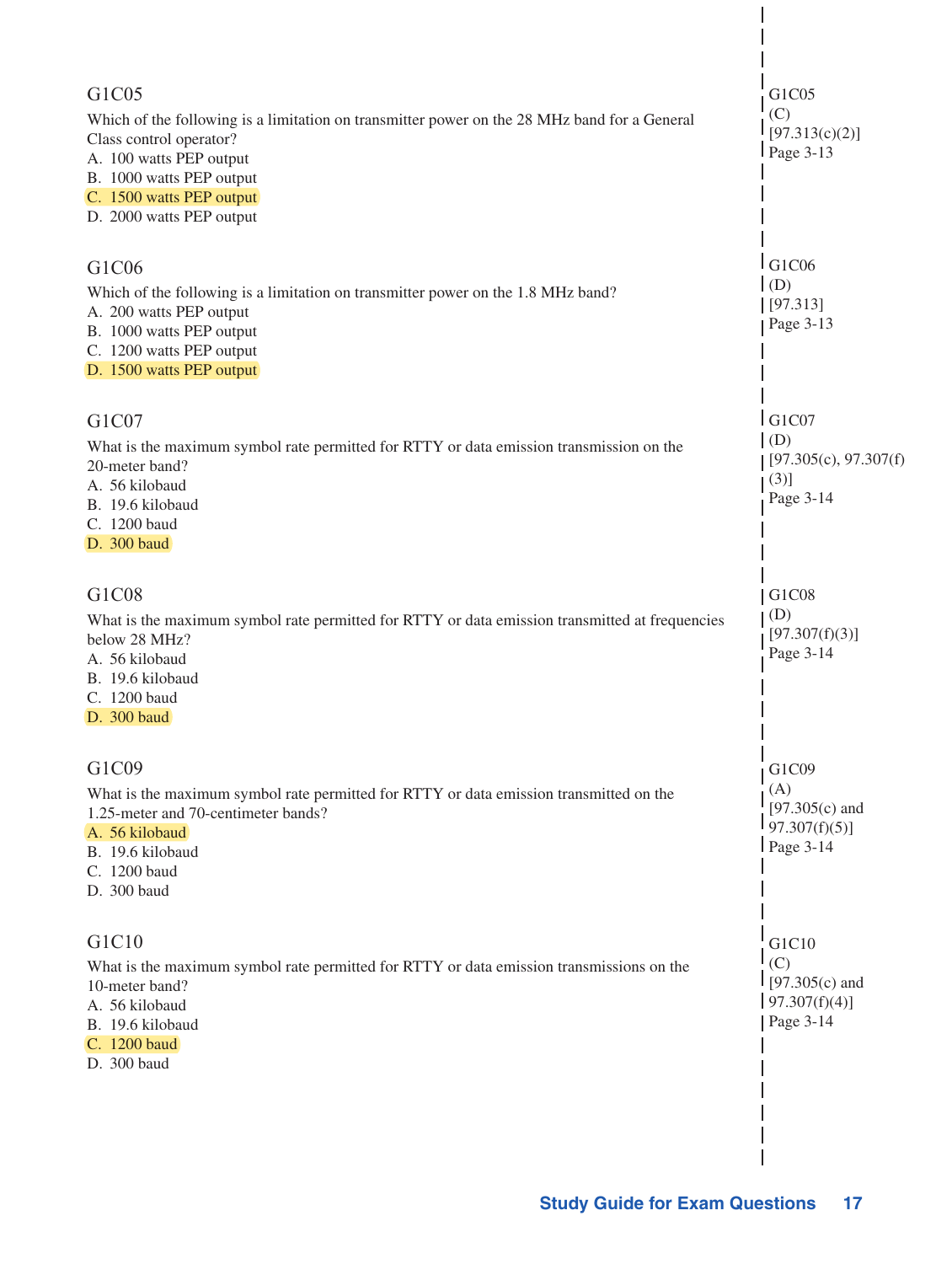### G1C05

Which of the following is a limitation on transmitter power on the 28 MHz band for a General Class control operator?

A. 100 watts PEP output
B. 1000 watts PEP output
**C. 1500 watts PEP output**
D. 2000 watts PEP output

G1C05
(C)
[97.313(c)(2)]
Page 3-13

### G1C06

Which of the following is a limitation on transmitter power on the 1.8 MHz band?

A. 200 watts PEP output
B. 1000 watts PEP output
C. 1200 watts PEP output
**D. 1500 watts PEP output**

G1C06
(D)
[97.313]
Page 3-13

### G1C07

What is the maximum symbol rate permitted for RTTY or data emission transmission on the 20-meter band?

A. 56 kilobaud
B. 19.6 kilobaud
C. 1200 baud
**D. 300 baud**

G1C07
(D)
[97.305(c), 97.307(f)(3)]
Page 3-14

### G1C08

What is the maximum symbol rate permitted for RTTY or data emission transmitted at frequencies below 28 MHz?

A. 56 kilobaud
B. 19.6 kilobaud
C. 1200 baud
**D. 300 baud**

G1C08
(D)
[97.307(f)(3)]
Page 3-14

### G1C09

What is the maximum symbol rate permitted for RTTY or data emission transmitted on the 1.25-meter and 70-centimeter bands?

**A. 56 kilobaud**
B. 19.6 kilobaud
C. 1200 baud
D. 300 baud

G1C09
(A)
[97.305(c) and 97.307(f)(5)]
Page 3-14

### G1C10

What is the maximum symbol rate permitted for RTTY or data emission transmissions on the 10-meter band?

A. 56 kilobaud
B. 19.6 kilobaud
**C. 1200 baud**
D. 300 baud

G1C10
(C)
[97.305(c) and 97.307(f)(4)]
Page 3-14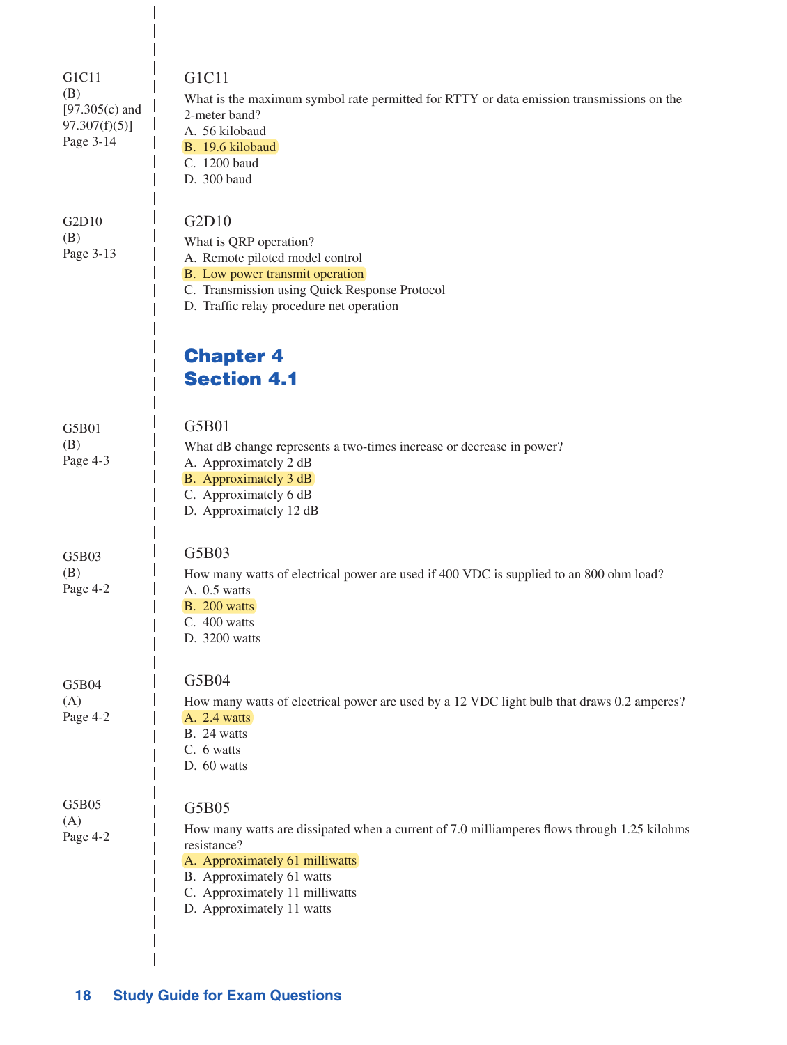G1C11
(B)
[97.305(c) and 97.307(f)(5)]
Page 3-14

### G1C11

What is the maximum symbol rate permitted for RTTY or data emission transmissions on the 2-meter band?

A. 56 kilobaud
**B. 19.6 kilobaud**
C. 1200 baud
D. 300 baud

G2D10
(B)
Page 3-13

### G2D10

What is QRP operation?

A. Remote piloted model control
**B. Low power transmit operation**
C. Transmission using Quick Response Protocol
D. Traffic relay procedure net operation

# Chapter 4
## Section 4.1

G5B01
(B)
Page 4-3

### G5B01

What dB change represents a two-times increase or decrease in power?

A. Approximately 2 dB
**B. Approximately 3 dB**
C. Approximately 6 dB
D. Approximately 12 dB

G5B03
(B)
Page 4-2

### G5B03

How many watts of electrical power are used if 400 VDC is supplied to an 800 ohm load?

A. 0.5 watts
**B. 200 watts**
C. 400 watts
D. 3200 watts

G5B04
(A)
Page 4-2

### G5B04

How many watts of electrical power are used by a 12 VDC light bulb that draws 0.2 amperes?

**A. 2.4 watts**
B. 24 watts
C. 6 watts
D. 60 watts

G5B05
(A)
Page 4-2

### G5B05

How many watts are dissipated when a current of 7.0 milliamperes flows through 1.25 kilohms resistance?

**A. Approximately 61 milliwatts**
B. Approximately 61 watts
C. Approximately 11 milliwatts
D. Approximately 11 watts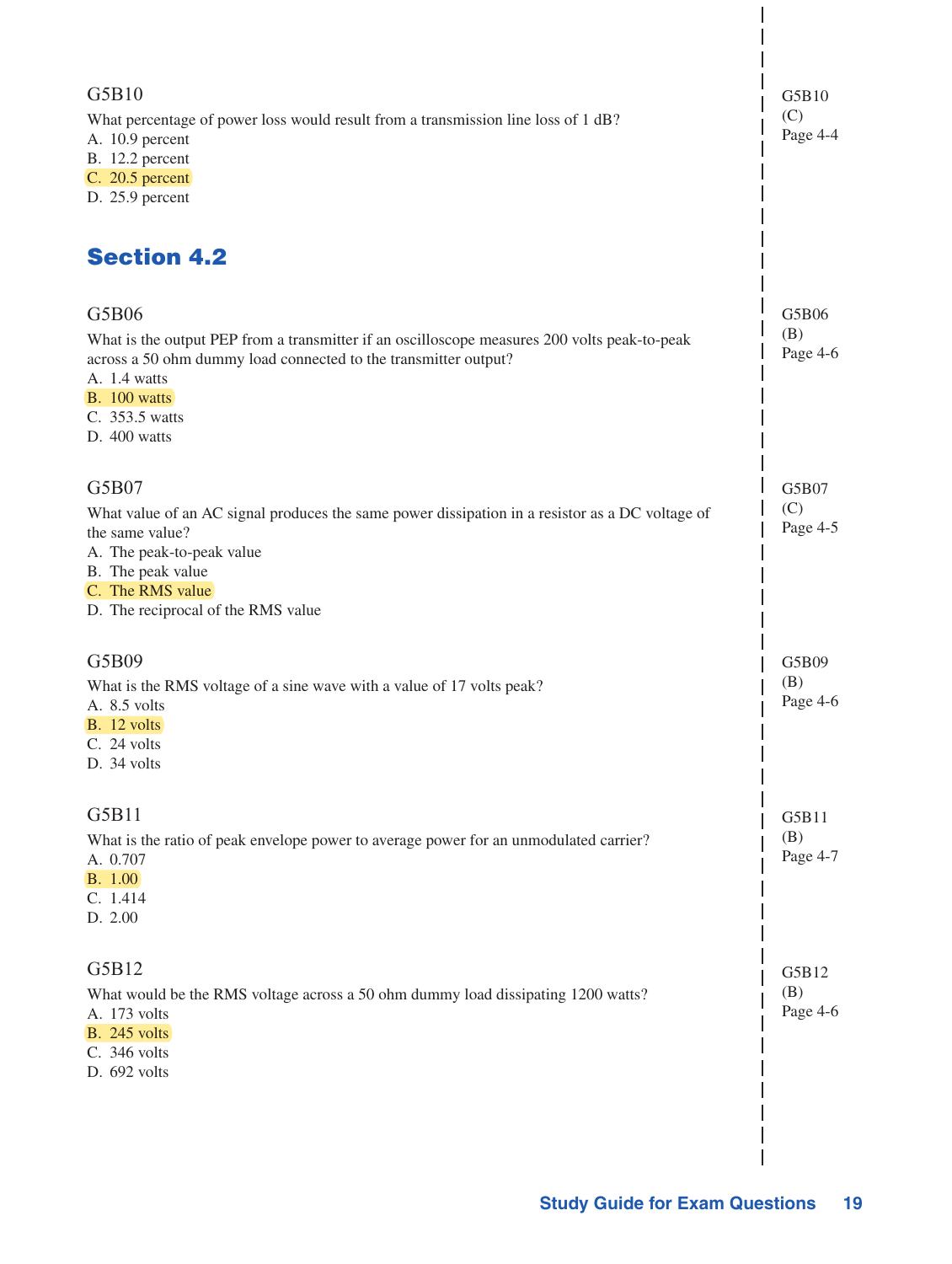G5B10

What percentage of power loss would result from a transmission line loss of 1 dB?

A. 10.9 percent
B. 12.2 percent
C. 20.5 percent
D. 25.9 percent

G5B10
(C)
Page 4-4

## Section 4.2

G5B06

What is the output PEP from a transmitter if an oscilloscope measures 200 volts peak-to-peak across a 50 ohm dummy load connected to the transmitter output?

A. 1.4 watts
B. 100 watts
C. 353.5 watts
D. 400 watts

G5B06
(B)
Page 4-6

G5B07

What value of an AC signal produces the same power dissipation in a resistor as a DC voltage of the same value?

A. The peak-to-peak value
B. The peak value
C. The RMS value
D. The reciprocal of the RMS value

G5B07
(C)
Page 4-5

G5B09

What is the RMS voltage of a sine wave with a value of 17 volts peak?

A. 8.5 volts
B. 12 volts
C. 24 volts
D. 34 volts

G5B09
(B)
Page 4-6

G5B11

What is the ratio of peak envelope power to average power for an unmodulated carrier?

A. 0.707
B. 1.00
C. 1.414
D. 2.00

G5B11
(B)
Page 4-7

G5B12

What would be the RMS voltage across a 50 ohm dummy load dissipating 1200 watts?

A. 173 volts
B. 245 volts
C. 346 volts
D. 692 volts

G5B12
(B)
Page 4-6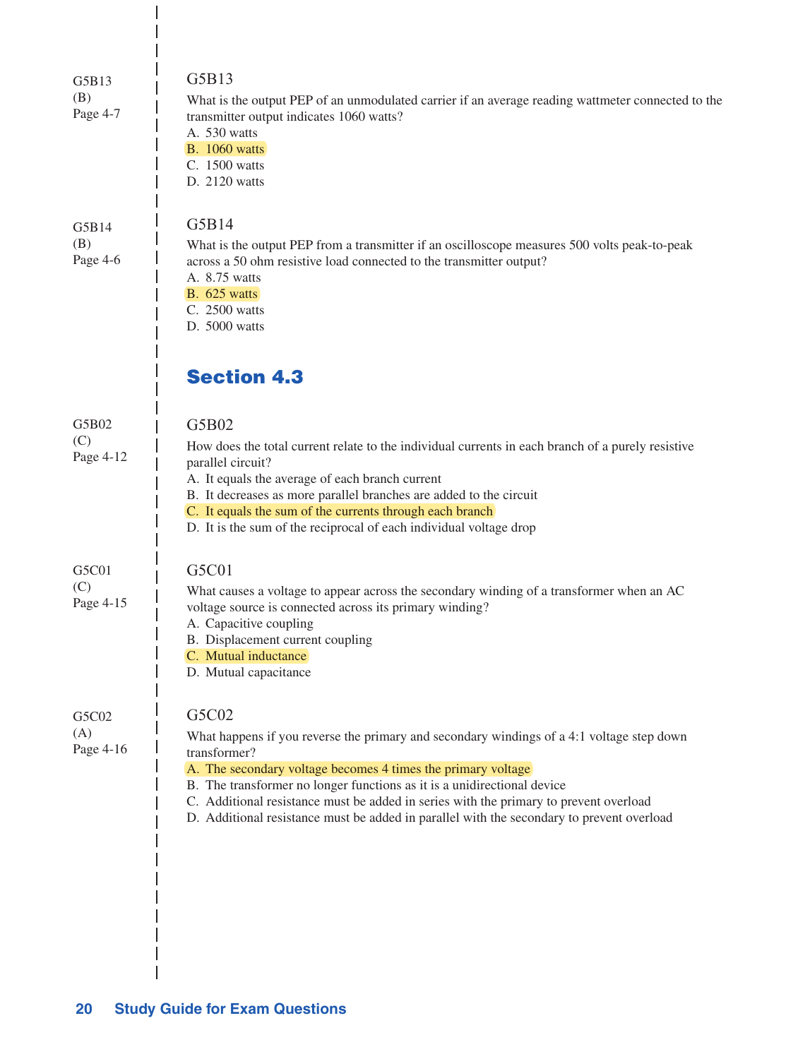G5B13
(B)
Page 4-7

### G5B13

What is the output PEP of an unmodulated carrier if an average reading wattmeter connected to the transmitter output indicates 1060 watts?

A. 530 watts
**B. 1060 watts**
C. 1500 watts
D. 2120 watts

G5B14
(B)
Page 4-6

### G5B14

What is the output PEP from a transmitter if an oscilloscope measures 500 volts peak-to-peak across a 50 ohm resistive load connected to the transmitter output?

A. 8.75 watts
**B. 625 watts**
C. 2500 watts
D. 5000 watts

## Section 4.3

G5B02
(C)
Page 4-12

### G5B02

How does the total current relate to the individual currents in each branch of a purely resistive parallel circuit?

A. It equals the average of each branch current
B. It decreases as more parallel branches are added to the circuit
**C. It equals the sum of the currents through each branch**
D. It is the sum of the reciprocal of each individual voltage drop

G5C01
(C)
Page 4-15

### G5C01

What causes a voltage to appear across the secondary winding of a transformer when an AC voltage source is connected across its primary winding?

A. Capacitive coupling
B. Displacement current coupling
**C. Mutual inductance**
D. Mutual capacitance

G5C02
(A)
Page 4-16

### G5C02

What happens if you reverse the primary and secondary windings of a 4:1 voltage step down transformer?

**A. The secondary voltage becomes 4 times the primary voltage**
B. The transformer no longer functions as it is a unidirectional device
C. Additional resistance must be added in series with the primary to prevent overload
D. Additional resistance must be added in parallel with the secondary to prevent overload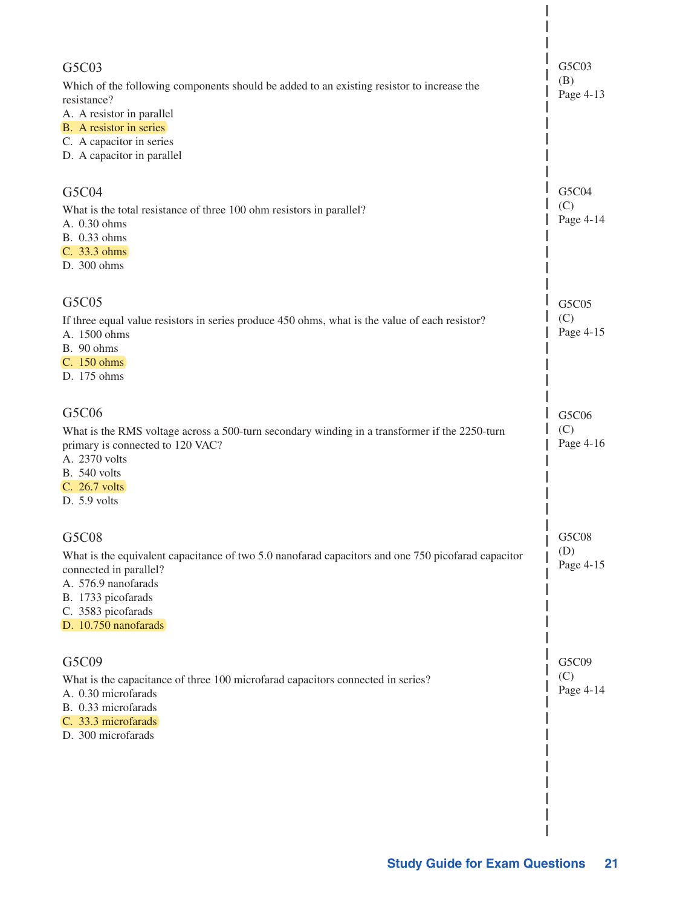### G5C03

Which of the following components should be added to an existing resistor to increase the resistance?

A. A resistor in parallel
**B. A resistor in series**
C. A capacitor in series
D. A capacitor in parallel

G5C03
(B)
Page 4-13

### G5C04

What is the total resistance of three 100 ohm resistors in parallel?

A. 0.30 ohms
B. 0.33 ohms
**C. 33.3 ohms**
D. 300 ohms

G5C04
(C)
Page 4-14

### G5C05

If three equal value resistors in series produce 450 ohms, what is the value of each resistor?

A. 1500 ohms
B. 90 ohms
**C. 150 ohms**
D. 175 ohms

G5C05
(C)
Page 4-15

### G5C06

What is the RMS voltage across a 500-turn secondary winding in a transformer if the 2250-turn primary is connected to 120 VAC?

A. 2370 volts
B. 540 volts
**C. 26.7 volts**
D. 5.9 volts

G5C06
(C)
Page 4-16

### G5C08

What is the equivalent capacitance of two 5.0 nanofarad capacitors and one 750 picofarad capacitor connected in parallel?

A. 576.9 nanofarads
B. 1733 picofarads
C. 3583 picofarads
**D. 10.750 nanofarads**

G5C08
(D)
Page 4-15

### G5C09

What is the capacitance of three 100 microfarad capacitors connected in series?

A. 0.30 microfarads
B. 0.33 microfarads
**C. 33.3 microfarads**
D. 300 microfarads

G5C09
(C)
Page 4-14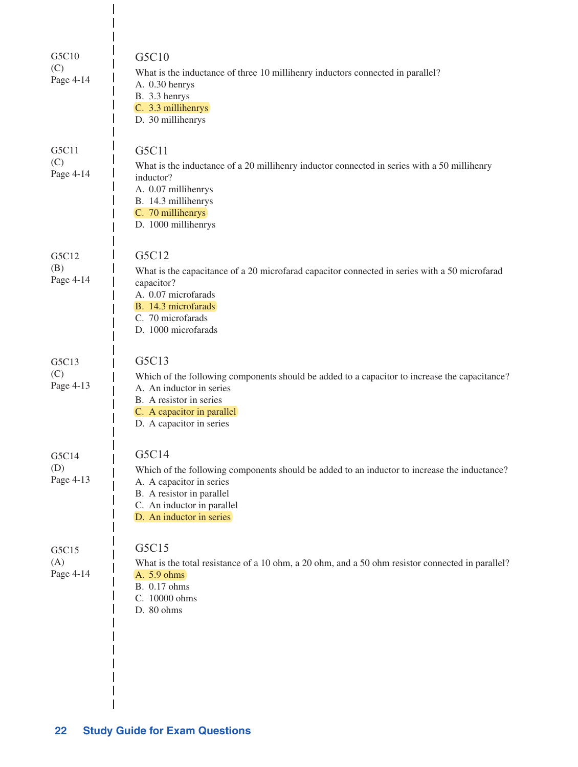G5C10
(C)
Page 4-14

### G5C10

What is the inductance of three 10 millihenry inductors connected in parallel?

A. 0.30 henrys
B. 3.3 henrys
C. 3.3 millihenrys
D. 30 millihenrys

G5C11
(C)
Page 4-14

### G5C11

What is the inductance of a 20 millihenry inductor connected in series with a 50 millihenry inductor?

A. 0.07 millihenrys
B. 14.3 millihenrys
C. 70 millihenrys
D. 1000 millihenrys

G5C12
(B)
Page 4-14

### G5C12

What is the capacitance of a 20 microfarad capacitor connected in series with a 50 microfarad capacitor?

A. 0.07 microfarads
B. 14.3 microfarads
C. 70 microfarads
D. 1000 microfarads

G5C13
(C)
Page 4-13

### G5C13

Which of the following components should be added to a capacitor to increase the capacitance?

A. An inductor in series
B. A resistor in series
C. A capacitor in parallel
D. A capacitor in series

G5C14
(D)
Page 4-13

### G5C14

Which of the following components should be added to an inductor to increase the inductance?

A. A capacitor in series
B. A resistor in parallel
C. An inductor in parallel
D. An inductor in series

G5C15
(A)
Page 4-14

### G5C15

What is the total resistance of a 10 ohm, a 20 ohm, and a 50 ohm resistor connected in parallel?

A. 5.9 ohms
B. 0.17 ohms
C. 10000 ohms
D. 80 ohms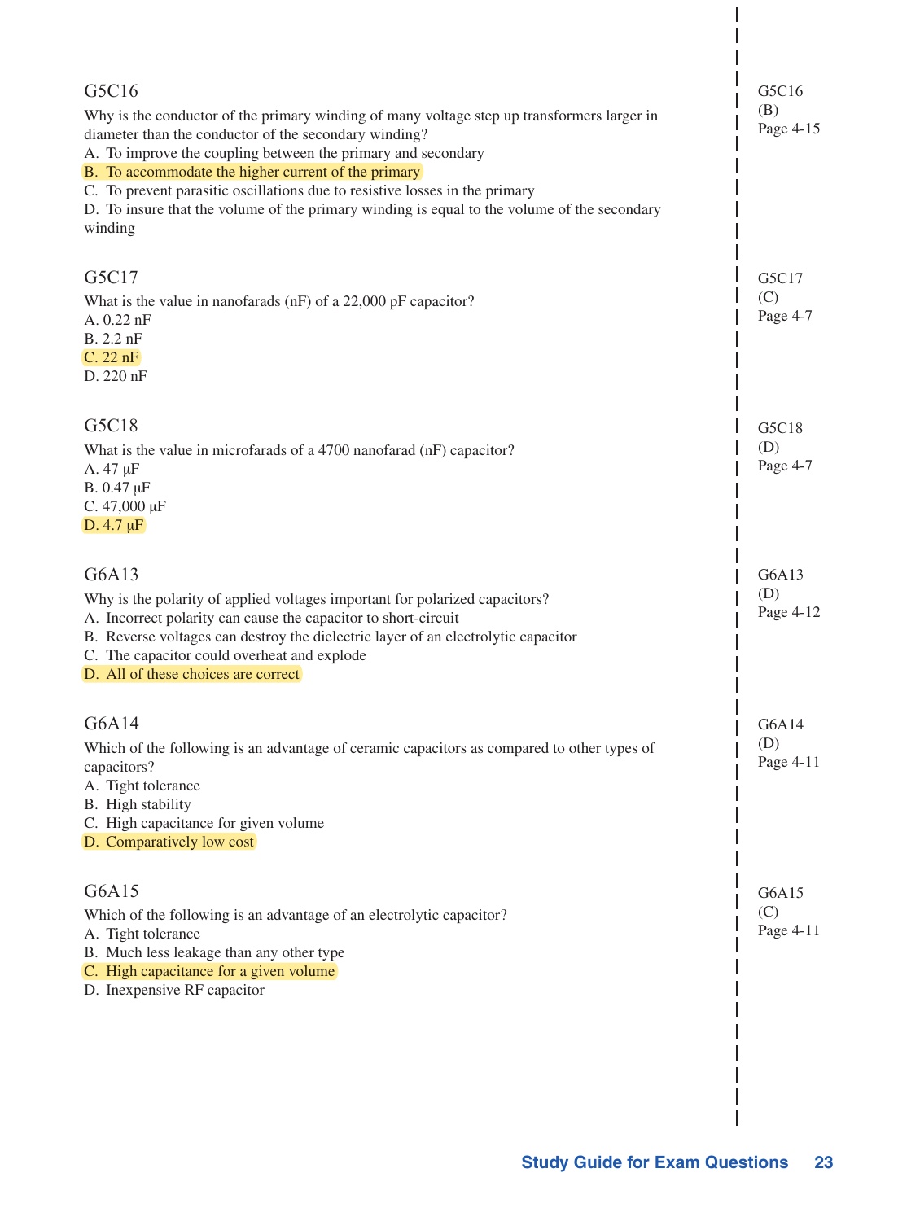### G5C16

Why is the conductor of the primary winding of many voltage step up transformers larger in diameter than the conductor of the secondary winding?

A. To improve the coupling between the primary and secondary
B. To accommodate the higher current of the primary
C. To prevent parasitic oscillations due to resistive losses in the primary
D. To insure that the volume of the primary winding is equal to the volume of the secondary winding

G5C16
(B)
Page 4-15

### G5C17

What is the value in nanofarads (nF) of a 22,000 pF capacitor?

A. 0.22 nF
B. 2.2 nF
C. 22 nF
D. 220 nF

G5C17
(C)
Page 4-7

### G5C18

What is the value in microfarads of a 4700 nanofarad (nF) capacitor?

A. 47 µF
B. 0.47 µF
C. 47,000 µF
D. 4.7 µF

G5C18
(D)
Page 4-7

### G6A13

Why is the polarity of applied voltages important for polarized capacitors?

A. Incorrect polarity can cause the capacitor to short-circuit
B. Reverse voltages can destroy the dielectric layer of an electrolytic capacitor
C. The capacitor could overheat and explode
D. All of these choices are correct

G6A13
(D)
Page 4-12

### G6A14

Which of the following is an advantage of ceramic capacitors as compared to other types of capacitors?

A. Tight tolerance
B. High stability
C. High capacitance for given volume
D. Comparatively low cost

G6A14
(D)
Page 4-11

### G6A15

Which of the following is an advantage of an electrolytic capacitor?

A. Tight tolerance
B. Much less leakage than any other type
C. High capacitance for a given volume
D. Inexpensive RF capacitor

G6A15
(C)
Page 4-11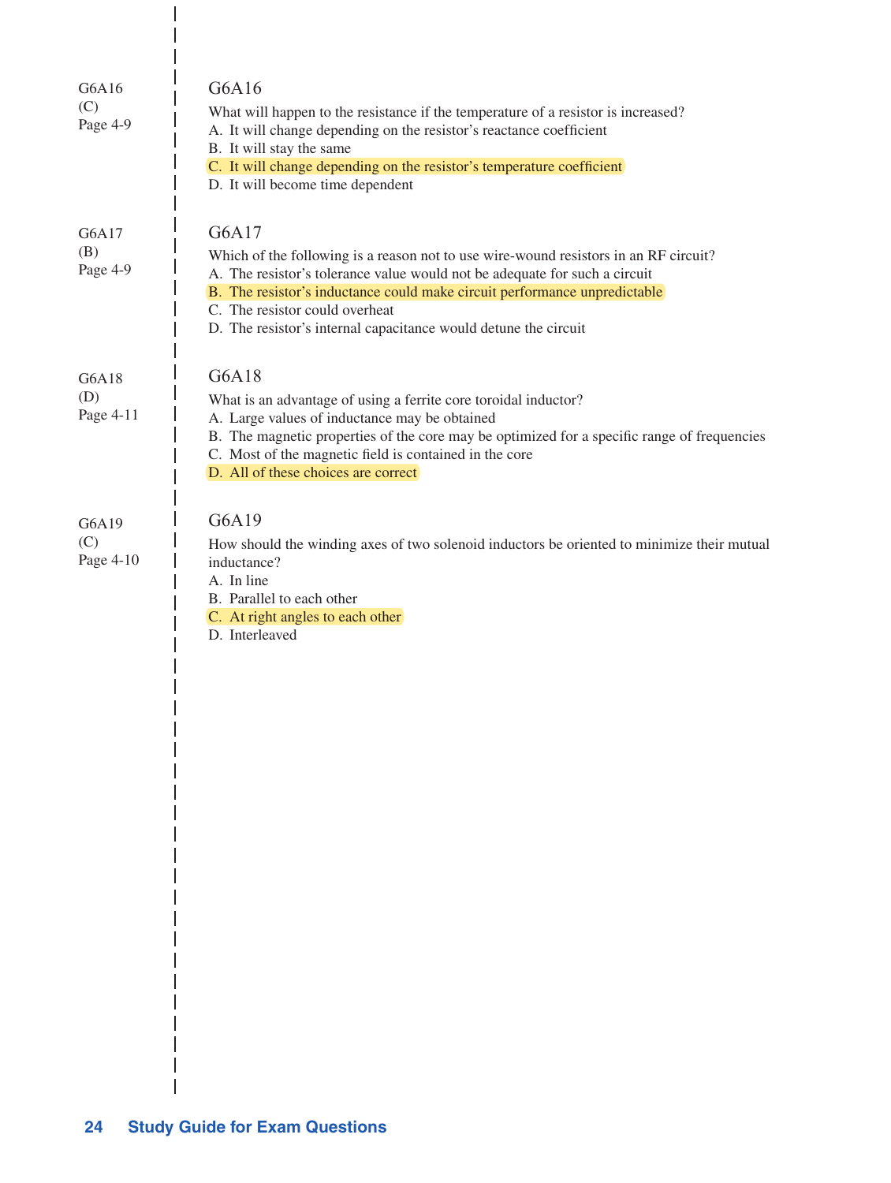G6A16
(C)
Page 4-9

## G6A16

What will happen to the resistance if the temperature of a resistor is increased?

A. It will change depending on the resistor's reactance coefficient
B. It will stay the same
C. It will change depending on the resistor's temperature coefficient
D. It will become time dependent

G6A17
(B)
Page 4-9

## G6A17

Which of the following is a reason not to use wire-wound resistors in an RF circuit?

A. The resistor's tolerance value would not be adequate for such a circuit
B. The resistor's inductance could make circuit performance unpredictable
C. The resistor could overheat
D. The resistor's internal capacitance would detune the circuit

G6A18
(D)
Page 4-11

## G6A18

What is an advantage of using a ferrite core toroidal inductor?

A. Large values of inductance may be obtained
B. The magnetic properties of the core may be optimized for a specific range of frequencies
C. Most of the magnetic field is contained in the core
D. All of these choices are correct

G6A19
(C)
Page 4-10

## G6A19

How should the winding axes of two solenoid inductors be oriented to minimize their mutual inductance?

A. In line
B. Parallel to each other
C. At right angles to each other
D. Interleaved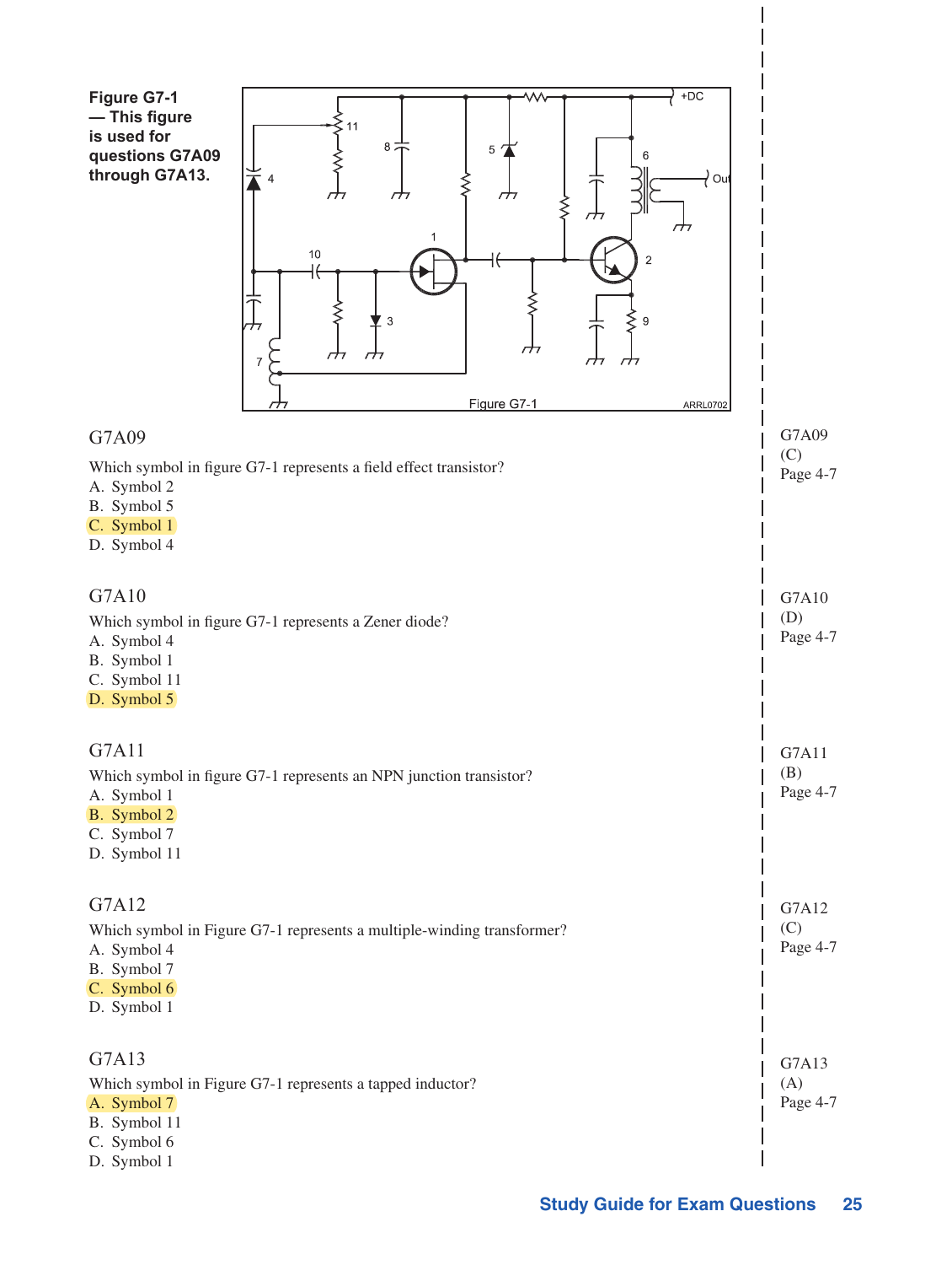**Figure G7-1 — This figure is used for questions G7A09 through G7A13.**

G7A09

Which symbol in figure G7-1 represents a field effect transistor?

A. Symbol 2
B. Symbol 5
C. Symbol 1
D. Symbol 4

G7A09 (C) Page 4-7

G7A10

Which symbol in figure G7-1 represents a Zener diode?

A. Symbol 4
B. Symbol 1
C. Symbol 11
D. Symbol 5

G7A10 (D) Page 4-7

G7A11

Which symbol in figure G7-1 represents an NPN junction transistor?

A. Symbol 1
B. Symbol 2
C. Symbol 7
D. Symbol 11

G7A11 (B) Page 4-7

G7A12

Which symbol in Figure G7-1 represents a multiple-winding transformer?

A. Symbol 4
B. Symbol 7
C. Symbol 6
D. Symbol 1

G7A12 (C) Page 4-7

G7A13

Which symbol in Figure G7-1 represents a tapped inductor?

A. Symbol 7
B. Symbol 11
C. Symbol 6
D. Symbol 1

G7A13 (A) Page 4-7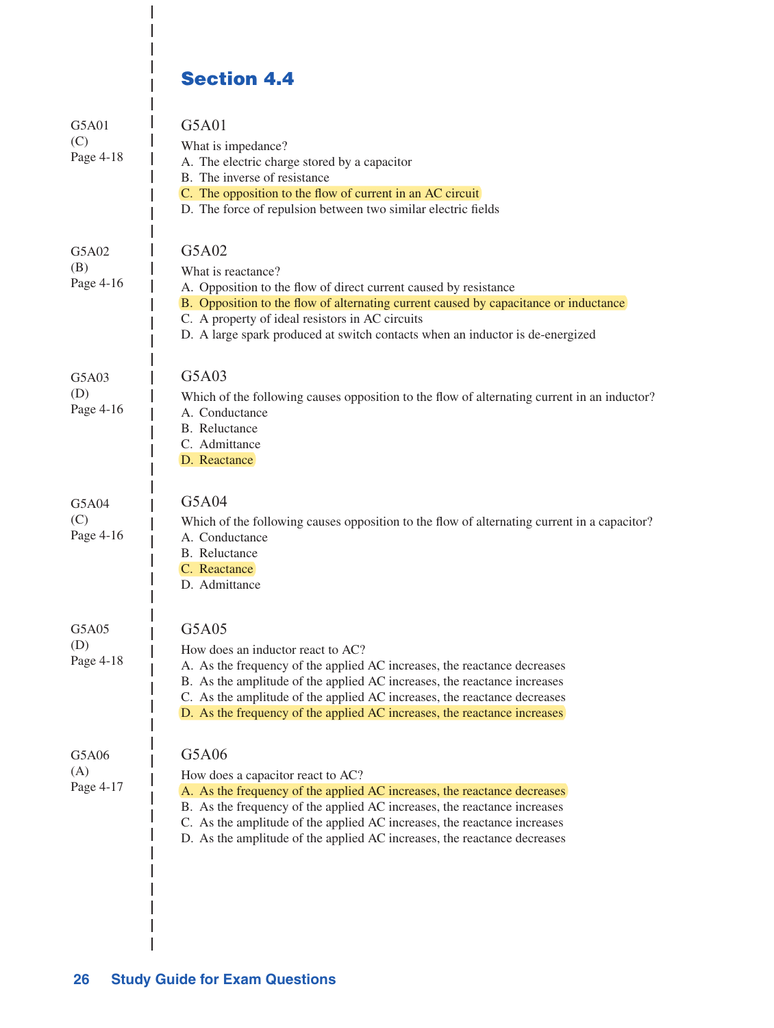## Section 4.4

G5A01
(C)
Page 4-18

### G5A01

What is impedance?
A. The electric charge stored by a capacitor
B. The inverse of resistance
C. The opposition to the flow of current in an AC circuit
D. The force of repulsion between two similar electric fields

G5A02
(B)
Page 4-16

### G5A02

What is reactance?
A. Opposition to the flow of direct current caused by resistance
B. Opposition to the flow of alternating current caused by capacitance or inductance
C. A property of ideal resistors in AC circuits
D. A large spark produced at switch contacts when an inductor is de-energized

G5A03
(D)
Page 4-16

### G5A03

Which of the following causes opposition to the flow of alternating current in an inductor?
A. Conductance
B. Reluctance
C. Admittance
D. Reactance

G5A04
(C)
Page 4-16

### G5A04

Which of the following causes opposition to the flow of alternating current in a capacitor?
A. Conductance
B. Reluctance
C. Reactance
D. Admittance

G5A05
(D)
Page 4-18

### G5A05

How does an inductor react to AC?
A. As the frequency of the applied AC increases, the reactance decreases
B. As the amplitude of the applied AC increases, the reactance increases
C. As the amplitude of the applied AC increases, the reactance decreases
D. As the frequency of the applied AC increases, the reactance increases

G5A06
(A)
Page 4-17

### G5A06

How does a capacitor react to AC?
A. As the frequency of the applied AC increases, the reactance decreases
B. As the frequency of the applied AC increases, the reactance increases
C. As the amplitude of the applied AC increases, the reactance increases
D. As the amplitude of the applied AC increases, the reactance decreases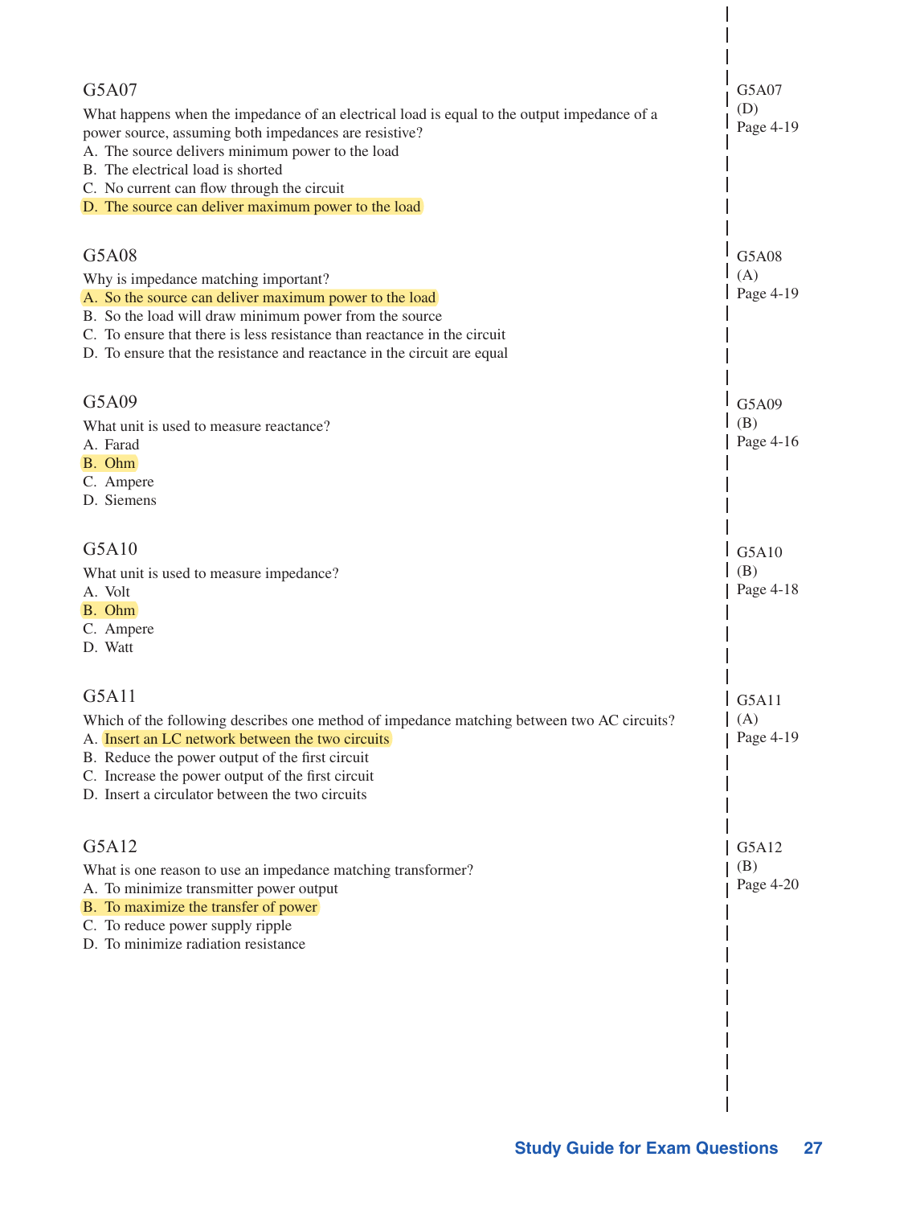### G5A07

What happens when the impedance of an electrical load is equal to the output impedance of a power source, assuming both impedances are resistive?

A. The source delivers minimum power to the load
B. The electrical load is shorted
C. No current can flow through the circuit
D. The source can deliver maximum power to the load

G5A07
(D)
Page 4-19

### G5A08

Why is impedance matching important?

A. So the source can deliver maximum power to the load
B. So the load will draw minimum power from the source
C. To ensure that there is less resistance than reactance in the circuit
D. To ensure that the resistance and reactance in the circuit are equal

G5A08
(A)
Page 4-19

### G5A09

What unit is used to measure reactance?

A. Farad
B. Ohm
C. Ampere
D. Siemens

G5A09
(B)
Page 4-16

### G5A10

What unit is used to measure impedance?

A. Volt
B. Ohm
C. Ampere
D. Watt

G5A10
(B)
Page 4-18

### G5A11

Which of the following describes one method of impedance matching between two AC circuits?

A. Insert an LC network between the two circuits
B. Reduce the power output of the first circuit
C. Increase the power output of the first circuit
D. Insert a circulator between the two circuits

G5A11
(A)
Page 4-19

### G5A12

What is one reason to use an impedance matching transformer?

A. To minimize transmitter power output
B. To maximize the transfer of power
C. To reduce power supply ripple
D. To minimize radiation resistance

G5A12
(B)
Page 4-20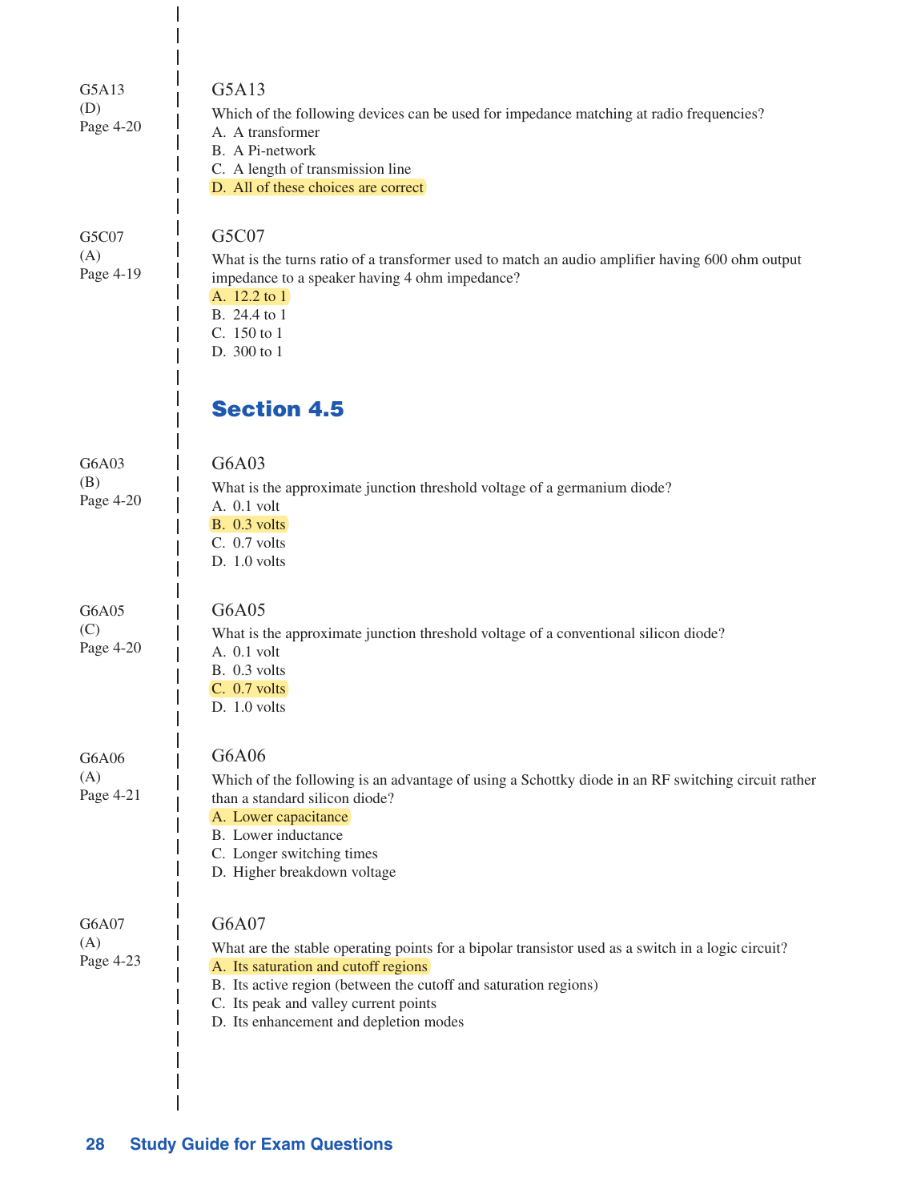G5A13
(D)
Page 4-20

### G5A13

Which of the following devices can be used for impedance matching at radio frequencies?

A. A transformer
B. A Pi-network
C. A length of transmission line
D. All of these choices are correct

G5C07
(A)
Page 4-19

### G5C07

What is the turns ratio of a transformer used to match an audio amplifier having 600 ohm output impedance to a speaker having 4 ohm impedance?

A. 12.2 to 1
B. 24.4 to 1
C. 150 to 1
D. 300 to 1

## Section 4.5

G6A03
(B)
Page 4-20

### G6A03

What is the approximate junction threshold voltage of a germanium diode?

A. 0.1 volt
B. 0.3 volts
C. 0.7 volts
D. 1.0 volts

G6A05
(C)
Page 4-20

### G6A05

What is the approximate junction threshold voltage of a conventional silicon diode?

A. 0.1 volt
B. 0.3 volts
C. 0.7 volts
D. 1.0 volts

G6A06
(A)
Page 4-21

### G6A06

Which of the following is an advantage of using a Schottky diode in an RF switching circuit rather than a standard silicon diode?

A. Lower capacitance
B. Lower inductance
C. Longer switching times
D. Higher breakdown voltage

G6A07
(A)
Page 4-23

### G6A07

What are the stable operating points for a bipolar transistor used as a switch in a logic circuit?

A. Its saturation and cutoff regions
B. Its active region (between the cutoff and saturation regions)
C. Its peak and valley current points
D. Its enhancement and depletion modes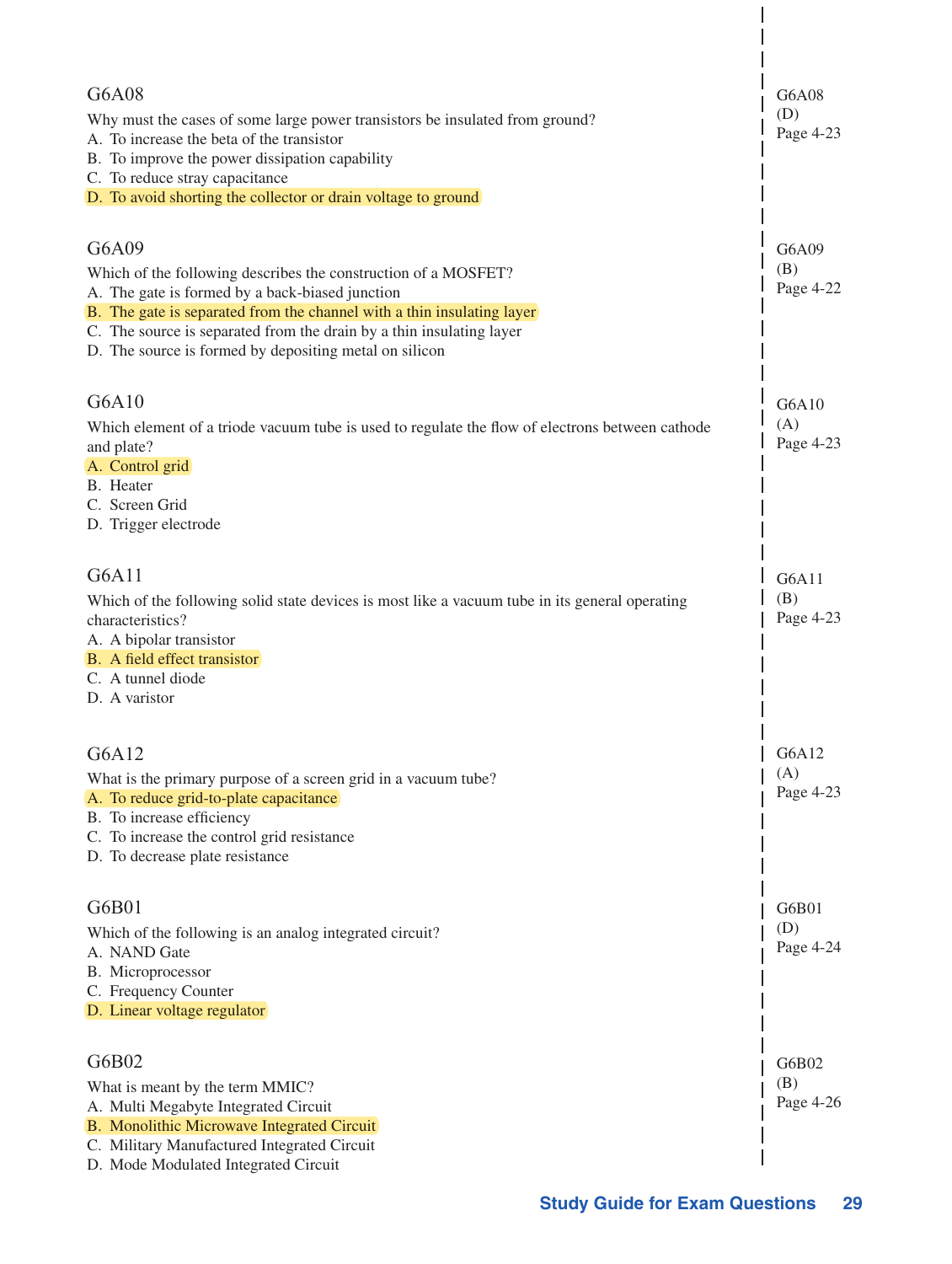G6A08

Why must the cases of some large power transistors be insulated from ground?

A. To increase the beta of the transistor
B. To improve the power dissipation capability
C. To reduce stray capacitance
D. To avoid shorting the collector or drain voltage to ground

G6A08
(D)
Page 4-23

G6A09

Which of the following describes the construction of a MOSFET?

A. The gate is formed by a back-biased junction
B. The gate is separated from the channel with a thin insulating layer
C. The source is separated from the drain by a thin insulating layer
D. The source is formed by depositing metal on silicon

G6A09
(B)
Page 4-22

G6A10

Which element of a triode vacuum tube is used to regulate the flow of electrons between cathode and plate?

A. Control grid
B. Heater
C. Screen Grid
D. Trigger electrode

G6A10
(A)
Page 4-23

G6A11

Which of the following solid state devices is most like a vacuum tube in its general operating characteristics?

A. A bipolar transistor
B. A field effect transistor
C. A tunnel diode
D. A varistor

G6A11
(B)
Page 4-23

G6A12

What is the primary purpose of a screen grid in a vacuum tube?

A. To reduce grid-to-plate capacitance
B. To increase efficiency
C. To increase the control grid resistance
D. To decrease plate resistance

G6A12
(A)
Page 4-23

G6B01

Which of the following is an analog integrated circuit?

A. NAND Gate
B. Microprocessor
C. Frequency Counter
D. Linear voltage regulator

G6B01
(D)
Page 4-24

G6B02

What is meant by the term MMIC?

A. Multi Megabyte Integrated Circuit
B. Monolithic Microwave Integrated Circuit
C. Military Manufactured Integrated Circuit
D. Mode Modulated Integrated Circuit

G6B02
(B)
Page 4-26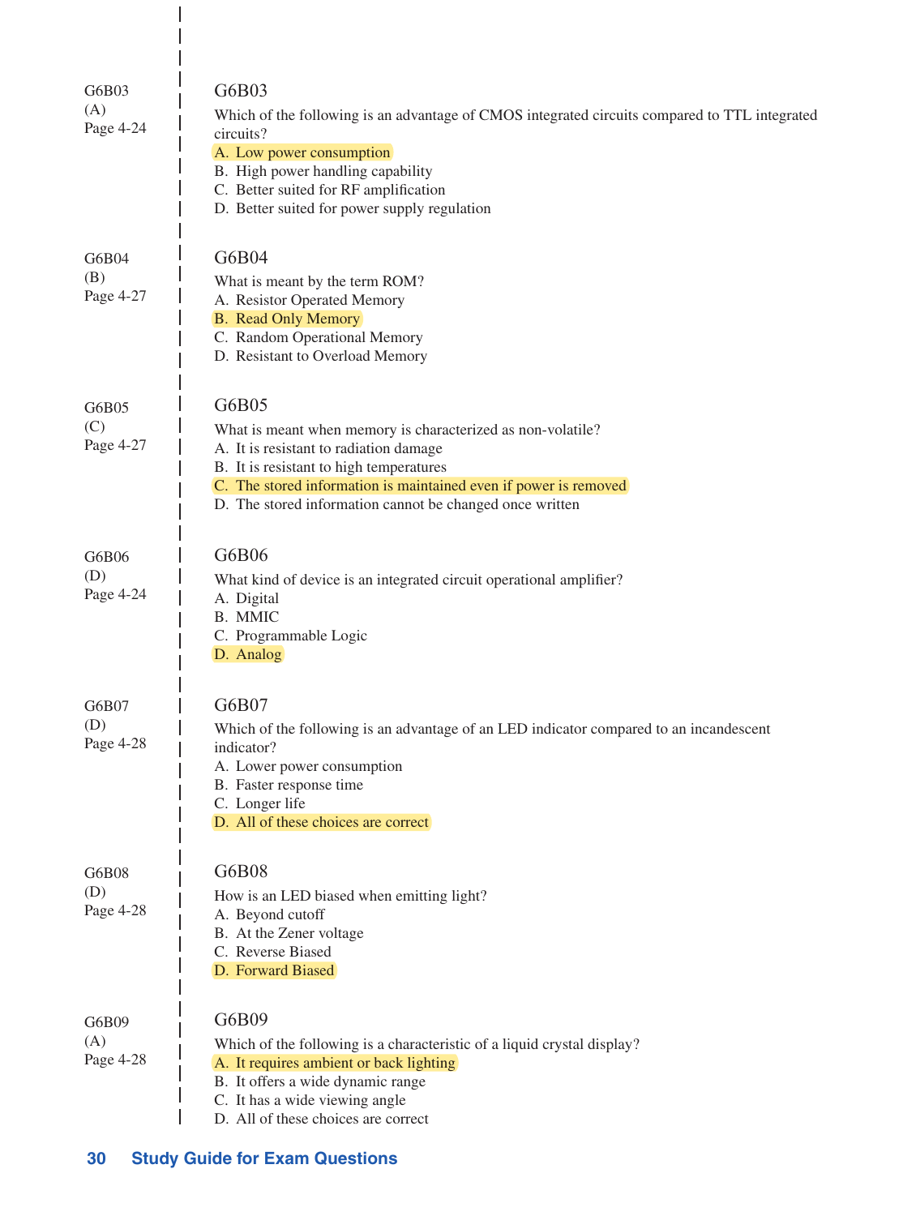G6B03
(A)
Page 4-24

### G6B03

Which of the following is an advantage of CMOS integrated circuits compared to TTL integrated circuits?

A. Low power consumption
B. High power handling capability
C. Better suited for RF amplification
D. Better suited for power supply regulation

G6B04
(B)
Page 4-27

### G6B04

What is meant by the term ROM?

A. Resistor Operated Memory
B. Read Only Memory
C. Random Operational Memory
D. Resistant to Overload Memory

G6B05
(C)
Page 4-27

### G6B05

What is meant when memory is characterized as non-volatile?

A. It is resistant to radiation damage
B. It is resistant to high temperatures
C. The stored information is maintained even if power is removed
D. The stored information cannot be changed once written

G6B06
(D)
Page 4-24

### G6B06

What kind of device is an integrated circuit operational amplifier?

A. Digital
B. MMIC
C. Programmable Logic
D. Analog

G6B07
(D)
Page 4-28

### G6B07

Which of the following is an advantage of an LED indicator compared to an incandescent indicator?

A. Lower power consumption
B. Faster response time
C. Longer life
D. All of these choices are correct

G6B08
(D)
Page 4-28

### G6B08

How is an LED biased when emitting light?

A. Beyond cutoff
B. At the Zener voltage
C. Reverse Biased
D. Forward Biased

G6B09
(A)
Page 4-28

### G6B09

Which of the following is a characteristic of a liquid crystal display?

A. It requires ambient or back lighting
B. It offers a wide dynamic range
C. It has a wide viewing angle
D. All of these choices are correct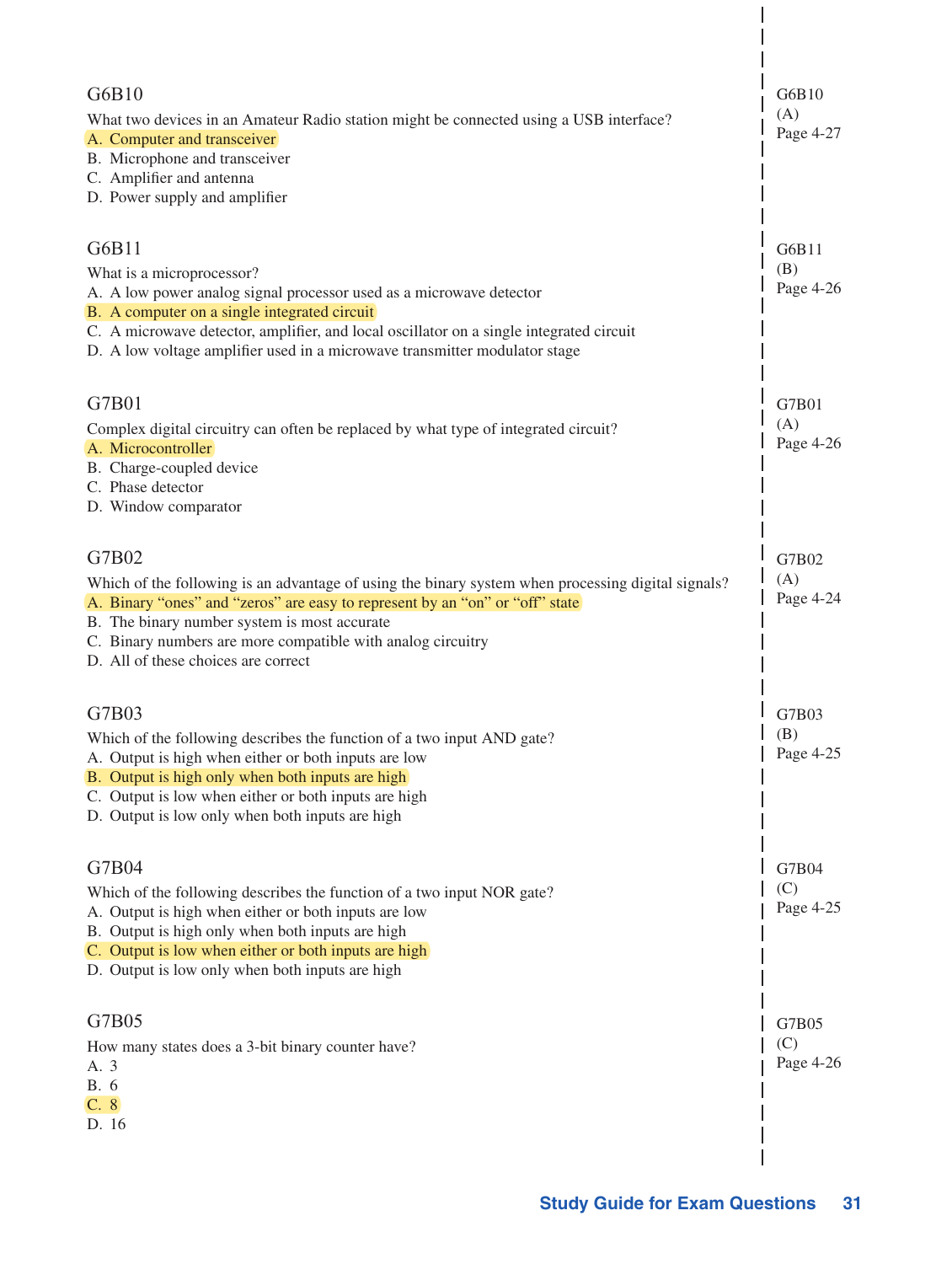### G6B10

What two devices in an Amateur Radio station might be connected using a USB interface?

A. Computer and transceiver
B. Microphone and transceiver
C. Amplifier and antenna
D. Power supply and amplifier

G6B10
(A)
Page 4-27

### G6B11

What is a microprocessor?

A. A low power analog signal processor used as a microwave detector
B. A computer on a single integrated circuit
C. A microwave detector, amplifier, and local oscillator on a single integrated circuit
D. A low voltage amplifier used in a microwave transmitter modulator stage

G6B11
(B)
Page 4-26

### G7B01

Complex digital circuitry can often be replaced by what type of integrated circuit?

A. Microcontroller
B. Charge-coupled device
C. Phase detector
D. Window comparator

G7B01
(A)
Page 4-26

### G7B02

Which of the following is an advantage of using the binary system when processing digital signals?

A. Binary "ones" and "zeros" are easy to represent by an "on" or "off" state
B. The binary number system is most accurate
C. Binary numbers are more compatible with analog circuitry
D. All of these choices are correct

G7B02
(A)
Page 4-24

### G7B03

Which of the following describes the function of a two input AND gate?

A. Output is high when either or both inputs are low
B. Output is high only when both inputs are high
C. Output is low when either or both inputs are high
D. Output is low only when both inputs are high

G7B03
(B)
Page 4-25

### G7B04

Which of the following describes the function of a two input NOR gate?

A. Output is high when either or both inputs are low
B. Output is high only when both inputs are high
C. Output is low when either or both inputs are high
D. Output is low only when both inputs are high

G7B04
(C)
Page 4-25

### G7B05

How many states does a 3-bit binary counter have?

A. 3
B. 6
C. 8
D. 16

G7B05
(C)
Page 4-26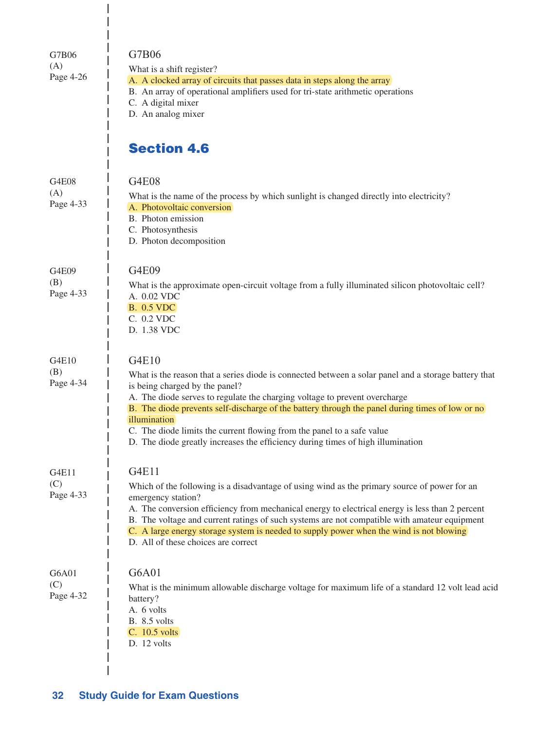G7B06
(A)
Page 4-26

G7B06

What is a shift register?

A. A clocked array of circuits that passes data in steps along the array
B. An array of operational amplifiers used for tri-state arithmetic operations
C. A digital mixer
D. An analog mixer

## Section 4.6

G4E08
(A)
Page 4-33

G4E08

What is the name of the process by which sunlight is changed directly into electricity?

A. Photovoltaic conversion
B. Photon emission
C. Photosynthesis
D. Photon decomposition

G4E09
(B)
Page 4-33

G4E09

What is the approximate open-circuit voltage from a fully illuminated silicon photovoltaic cell?

A. 0.02 VDC
B. 0.5 VDC
C. 0.2 VDC
D. 1.38 VDC

G4E10
(B)
Page 4-34

G4E10

What is the reason that a series diode is connected between a solar panel and a storage battery that is being charged by the panel?

A. The diode serves to regulate the charging voltage to prevent overcharge
B. The diode prevents self-discharge of the battery through the panel during times of low or no illumination
C. The diode limits the current flowing from the panel to a safe value
D. The diode greatly increases the efficiency during times of high illumination

G4E11
(C)
Page 4-33

G4E11

Which of the following is a disadvantage of using wind as the primary source of power for an emergency station?

A. The conversion efficiency from mechanical energy to electrical energy is less than 2 percent
B. The voltage and current ratings of such systems are not compatible with amateur equipment
C. A large energy storage system is needed to supply power when the wind is not blowing
D. All of these choices are correct

G6A01
(C)
Page 4-32

G6A01

What is the minimum allowable discharge voltage for maximum life of a standard 12 volt lead acid battery?

A. 6 volts
B. 8.5 volts
C. 10.5 volts
D. 12 volts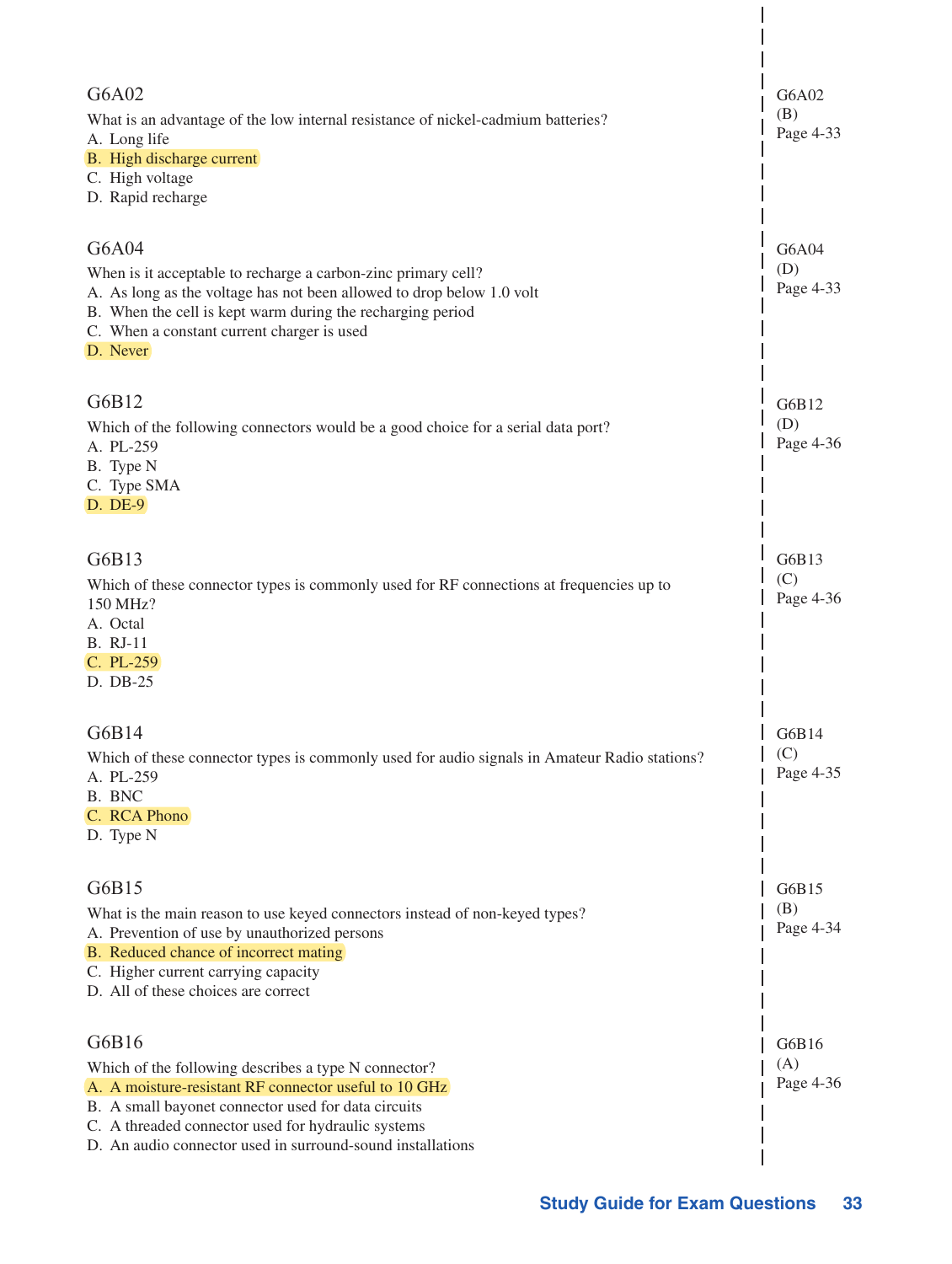### G6A02

What is an advantage of the low internal resistance of nickel-cadmium batteries?

A. Long life
B. High discharge current
C. High voltage
D. Rapid recharge

G6A02 (B) Page 4-33

### G6A04

When is it acceptable to recharge a carbon-zinc primary cell?

A. As long as the voltage has not been allowed to drop below 1.0 volt
B. When the cell is kept warm during the recharging period
C. When a constant current charger is used
D. Never

G6A04 (D) Page 4-33

### G6B12

Which of the following connectors would be a good choice for a serial data port?

A. PL-259
B. Type N
C. Type SMA
D. DE-9

G6B12 (D) Page 4-36

### G6B13

Which of these connector types is commonly used for RF connections at frequencies up to 150 MHz?

A. Octal
B. RJ-11
C. PL-259
D. DB-25

G6B13 (C) Page 4-36

### G6B14

Which of these connector types is commonly used for audio signals in Amateur Radio stations?

A. PL-259
B. BNC
C. RCA Phono
D. Type N

G6B14 (C) Page 4-35

### G6B15

What is the main reason to use keyed connectors instead of non-keyed types?

A. Prevention of use by unauthorized persons
B. Reduced chance of incorrect mating
C. Higher current carrying capacity
D. All of these choices are correct

G6B15 (B) Page 4-34

### G6B16

Which of the following describes a type N connector?

A. A moisture-resistant RF connector useful to 10 GHz
B. A small bayonet connector used for data circuits
C. A threaded connector used for hydraulic systems
D. An audio connector used in surround-sound installations

G6B16 (A) Page 4-36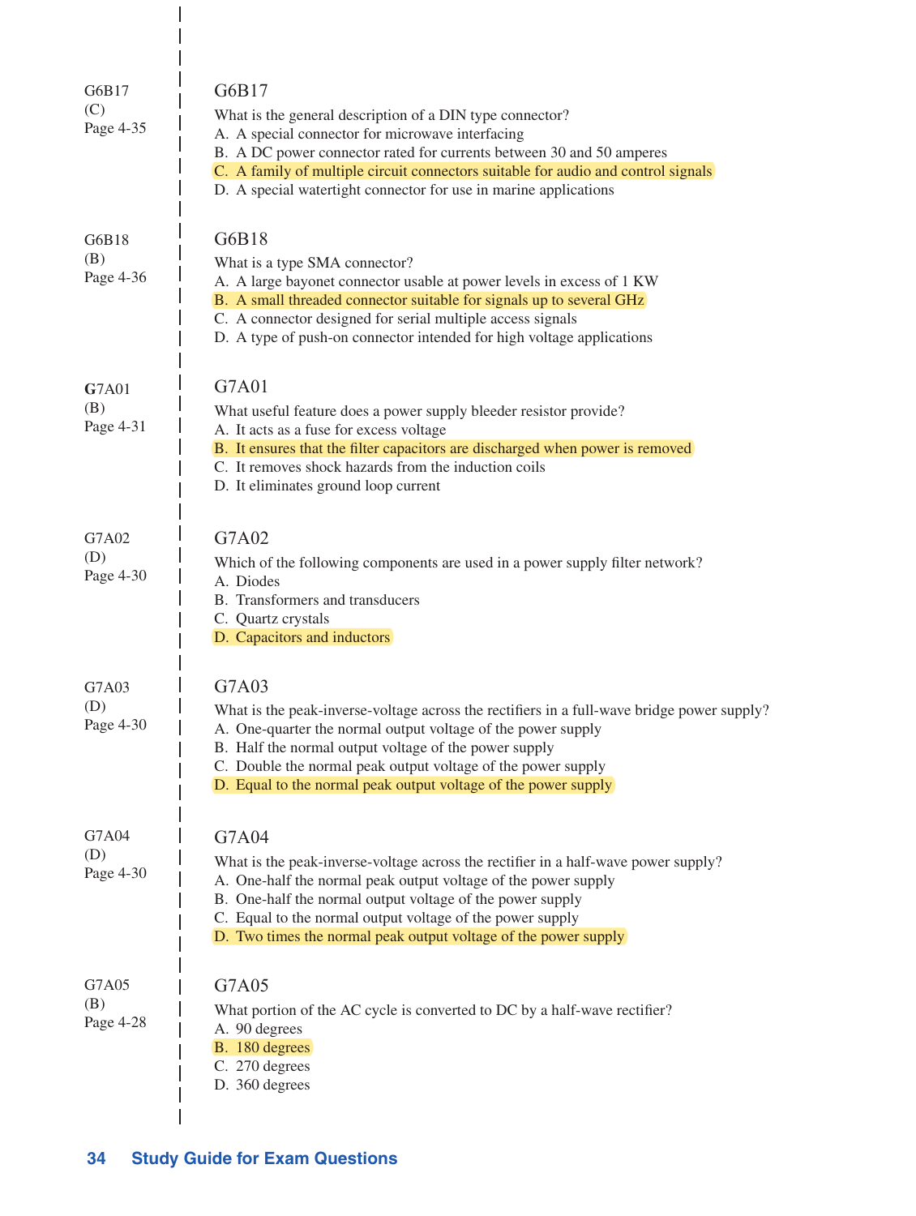G6B17
(C)
Page 4-35

### G6B17

What is the general description of a DIN type connector?
A. A special connector for microwave interfacing
B. A DC power connector rated for currents between 30 and 50 amperes
C. A family of multiple circuit connectors suitable for audio and control signals
D. A special watertight connector for use in marine applications

G6B18
(B)
Page 4-36

### G6B18

What is a type SMA connector?
A. A large bayonet connector usable at power levels in excess of 1 KW
B. A small threaded connector suitable for signals up to several GHz
C. A connector designed for serial multiple access signals
D. A type of push-on connector intended for high voltage applications

**G**7A01
(B)
Page 4-31

### G7A01

What useful feature does a power supply bleeder resistor provide?
A. It acts as a fuse for excess voltage
B. It ensures that the filter capacitors are discharged when power is removed
C. It removes shock hazards from the induction coils
D. It eliminates ground loop current

G7A02
(D)
Page 4-30

### G7A02

Which of the following components are used in a power supply filter network?
A. Diodes
B. Transformers and transducers
C. Quartz crystals
D. Capacitors and inductors

G7A03
(D)
Page 4-30

### G7A03

What is the peak-inverse-voltage across the rectifiers in a full-wave bridge power supply?
A. One-quarter the normal output voltage of the power supply
B. Half the normal output voltage of the power supply
C. Double the normal peak output voltage of the power supply
D. Equal to the normal peak output voltage of the power supply

G7A04
(D)
Page 4-30

### G7A04

What is the peak-inverse-voltage across the rectifier in a half-wave power supply?
A. One-half the normal peak output voltage of the power supply
B. One-half the normal output voltage of the power supply
C. Equal to the normal output voltage of the power supply
D. Two times the normal peak output voltage of the power supply

G7A05
(B)
Page 4-28

### G7A05

What portion of the AC cycle is converted to DC by a half-wave rectifier?
A. 90 degrees
B. 180 degrees
C. 270 degrees
D. 360 degrees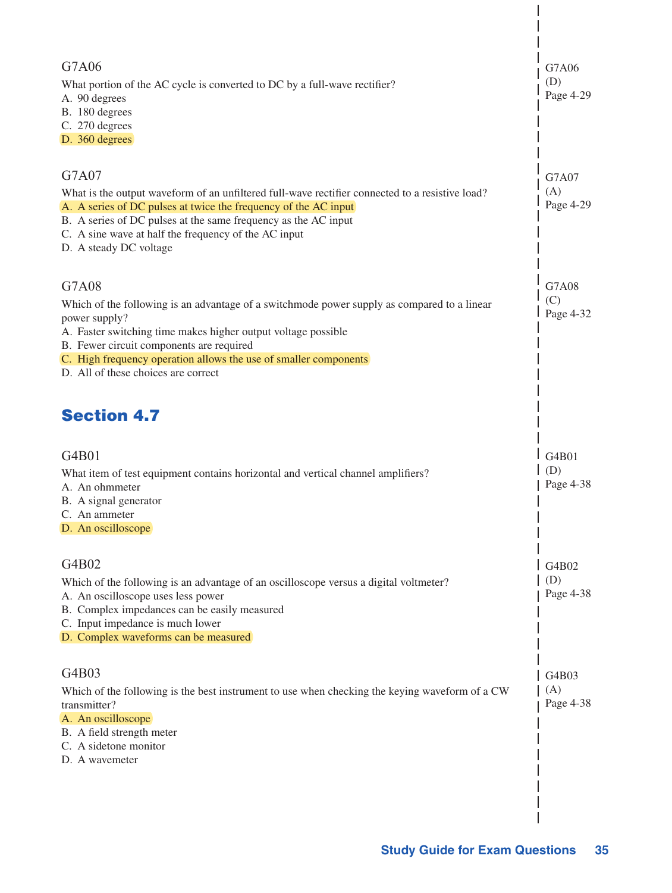G7A06

What portion of the AC cycle is converted to DC by a full-wave rectifier?

A. 90 degrees
B. 180 degrees
C. 270 degrees
D. 360 degrees

G7A06
(D)
Page 4-29

G7A07

What is the output waveform of an unfiltered full-wave rectifier connected to a resistive load?

A. A series of DC pulses at twice the frequency of the AC input
B. A series of DC pulses at the same frequency as the AC input
C. A sine wave at half the frequency of the AC input
D. A steady DC voltage

G7A07
(A)
Page 4-29

G7A08

Which of the following is an advantage of a switchmode power supply as compared to a linear power supply?

A. Faster switching time makes higher output voltage possible
B. Fewer circuit components are required
C. High frequency operation allows the use of smaller components
D. All of these choices are correct

G7A08
(C)
Page 4-32

## Section 4.7

G4B01

What item of test equipment contains horizontal and vertical channel amplifiers?

A. An ohmmeter
B. A signal generator
C. An ammeter
D. An oscilloscope

G4B01
(D)
Page 4-38

G4B02

Which of the following is an advantage of an oscilloscope versus a digital voltmeter?

A. An oscilloscope uses less power
B. Complex impedances can be easily measured
C. Input impedance is much lower
D. Complex waveforms can be measured

G4B02
(D)
Page 4-38

G4B03

Which of the following is the best instrument to use when checking the keying waveform of a CW transmitter?

A. An oscilloscope
B. A field strength meter
C. A sidetone monitor
D. A wavemeter

G4B03
(A)
Page 4-38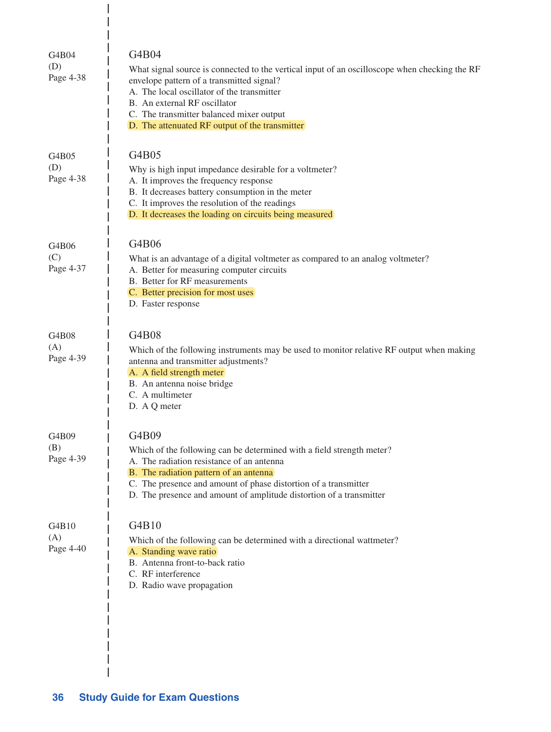G4B04
(D)
Page 4-38

### G4B04

What signal source is connected to the vertical input of an oscilloscope when checking the RF envelope pattern of a transmitted signal?

A. The local oscillator of the transmitter
B. An external RF oscillator
C. The transmitter balanced mixer output
D. The attenuated RF output of the transmitter

G4B05
(D)
Page 4-38

### G4B05

Why is high input impedance desirable for a voltmeter?

A. It improves the frequency response
B. It decreases battery consumption in the meter
C. It improves the resolution of the readings
D. It decreases the loading on circuits being measured

G4B06
(C)
Page 4-37

### G4B06

What is an advantage of a digital voltmeter as compared to an analog voltmeter?

A. Better for measuring computer circuits
B. Better for RF measurements
C. Better precision for most uses
D. Faster response

G4B08
(A)
Page 4-39

### G4B08

Which of the following instruments may be used to monitor relative RF output when making antenna and transmitter adjustments?

A. A field strength meter
B. An antenna noise bridge
C. A multimeter
D. A Q meter

G4B09
(B)
Page 4-39

### G4B09

Which of the following can be determined with a field strength meter?

A. The radiation resistance of an antenna
B. The radiation pattern of an antenna
C. The presence and amount of phase distortion of a transmitter
D. The presence and amount of amplitude distortion of a transmitter

G4B10
(A)
Page 4-40

### G4B10

Which of the following can be determined with a directional wattmeter?

A. Standing wave ratio
B. Antenna front-to-back ratio
C. RF interference
D. Radio wave propagation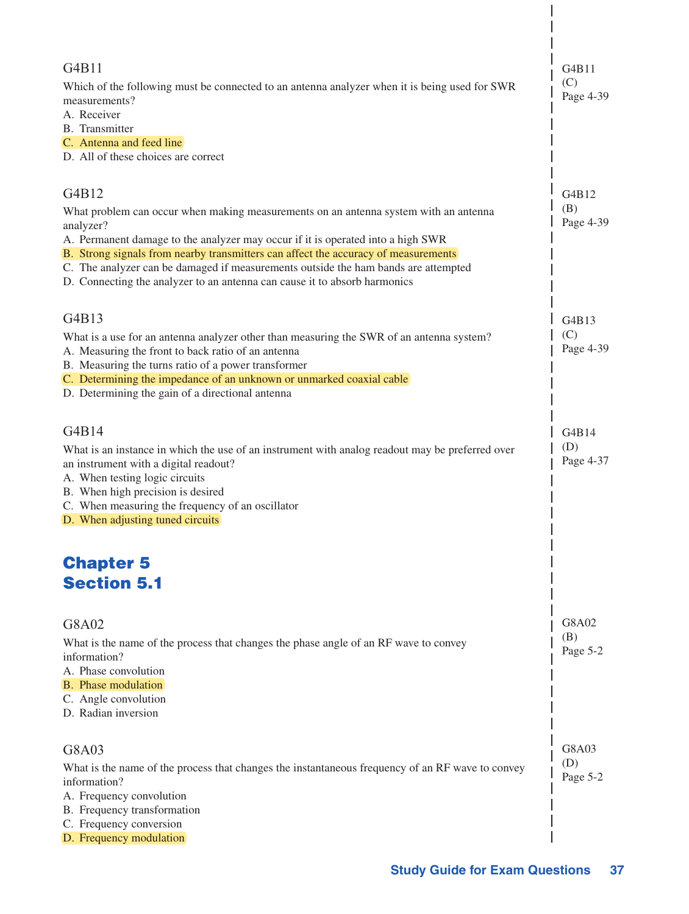G4B11

Which of the following must be connected to an antenna analyzer when it is being used for SWR measurements?

A. Receiver
B. Transmitter
C. Antenna and feed line
D. All of these choices are correct

G4B11
(C)
Page 4-39

G4B12

What problem can occur when making measurements on an antenna system with an antenna analyzer?

A. Permanent damage to the analyzer may occur if it is operated into a high SWR
B. Strong signals from nearby transmitters can affect the accuracy of measurements
C. The analyzer can be damaged if measurements outside the ham bands are attempted
D. Connecting the analyzer to an antenna can cause it to absorb harmonics

G4B12
(B)
Page 4-39

G4B13

What is a use for an antenna analyzer other than measuring the SWR of an antenna system?

A. Measuring the front to back ratio of an antenna
B. Measuring the turns ratio of a power transformer
C. Determining the impedance of an unknown or unmarked coaxial cable
D. Determining the gain of a directional antenna

G4B13
(C)
Page 4-39

G4B14

What is an instance in which the use of an instrument with analog readout may be preferred over an instrument with a digital readout?

A. When testing logic circuits
B. When high precision is desired
C. When measuring the frequency of an oscillator
D. When adjusting tuned circuits

G4B14
(D)
Page 4-37

## Chapter 5
## Section 5.1

G8A02

What is the name of the process that changes the phase angle of an RF wave to convey information?

A. Phase convolution
B. Phase modulation
C. Angle convolution
D. Radian inversion

G8A02
(B)
Page 5-2

G8A03

What is the name of the process that changes the instantaneous frequency of an RF wave to convey information?

A. Frequency convolution
B. Frequency transformation
C. Frequency conversion
D. Frequency modulation

G8A03
(D)
Page 5-2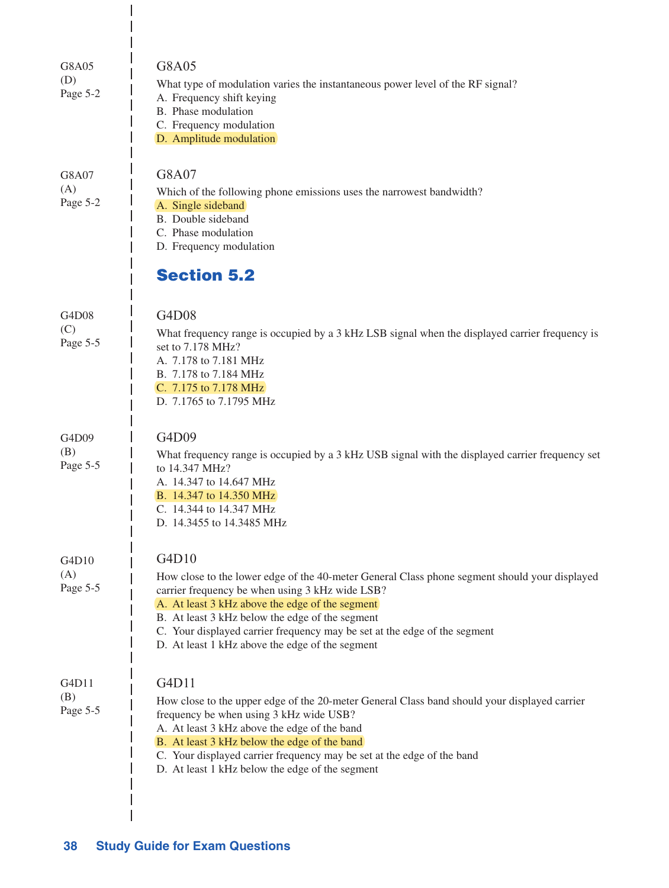G8A05
(D)
Page 5-2

### G8A05

What type of modulation varies the instantaneous power level of the RF signal?

A. Frequency shift keying
B. Phase modulation
C. Frequency modulation
D. Amplitude modulation

G8A07
(A)
Page 5-2

### G8A07

Which of the following phone emissions uses the narrowest bandwidth?

A. Single sideband
B. Double sideband
C. Phase modulation
D. Frequency modulation

## Section 5.2

G4D08
(C)
Page 5-5

### G4D08

What frequency range is occupied by a 3 kHz LSB signal when the displayed carrier frequency is set to 7.178 MHz?

A. 7.178 to 7.181 MHz
B. 7.178 to 7.184 MHz
C. 7.175 to 7.178 MHz
D. 7.1765 to 7.1795 MHz

G4D09
(B)
Page 5-5

### G4D09

What frequency range is occupied by a 3 kHz USB signal with the displayed carrier frequency set to 14.347 MHz?

A. 14.347 to 14.647 MHz
B. 14.347 to 14.350 MHz
C. 14.344 to 14.347 MHz
D. 14.3455 to 14.3485 MHz

G4D10
(A)
Page 5-5

### G4D10

How close to the lower edge of the 40-meter General Class phone segment should your displayed carrier frequency be when using 3 kHz wide LSB?

A. At least 3 kHz above the edge of the segment
B. At least 3 kHz below the edge of the segment
C. Your displayed carrier frequency may be set at the edge of the segment
D. At least 1 kHz above the edge of the segment

G4D11
(B)
Page 5-5

### G4D11

How close to the upper edge of the 20-meter General Class band should your displayed carrier frequency be when using 3 kHz wide USB?

A. At least 3 kHz above the edge of the band
B. At least 3 kHz below the edge of the band
C. Your displayed carrier frequency may be set at the edge of the band
D. At least 1 kHz below the edge of the segment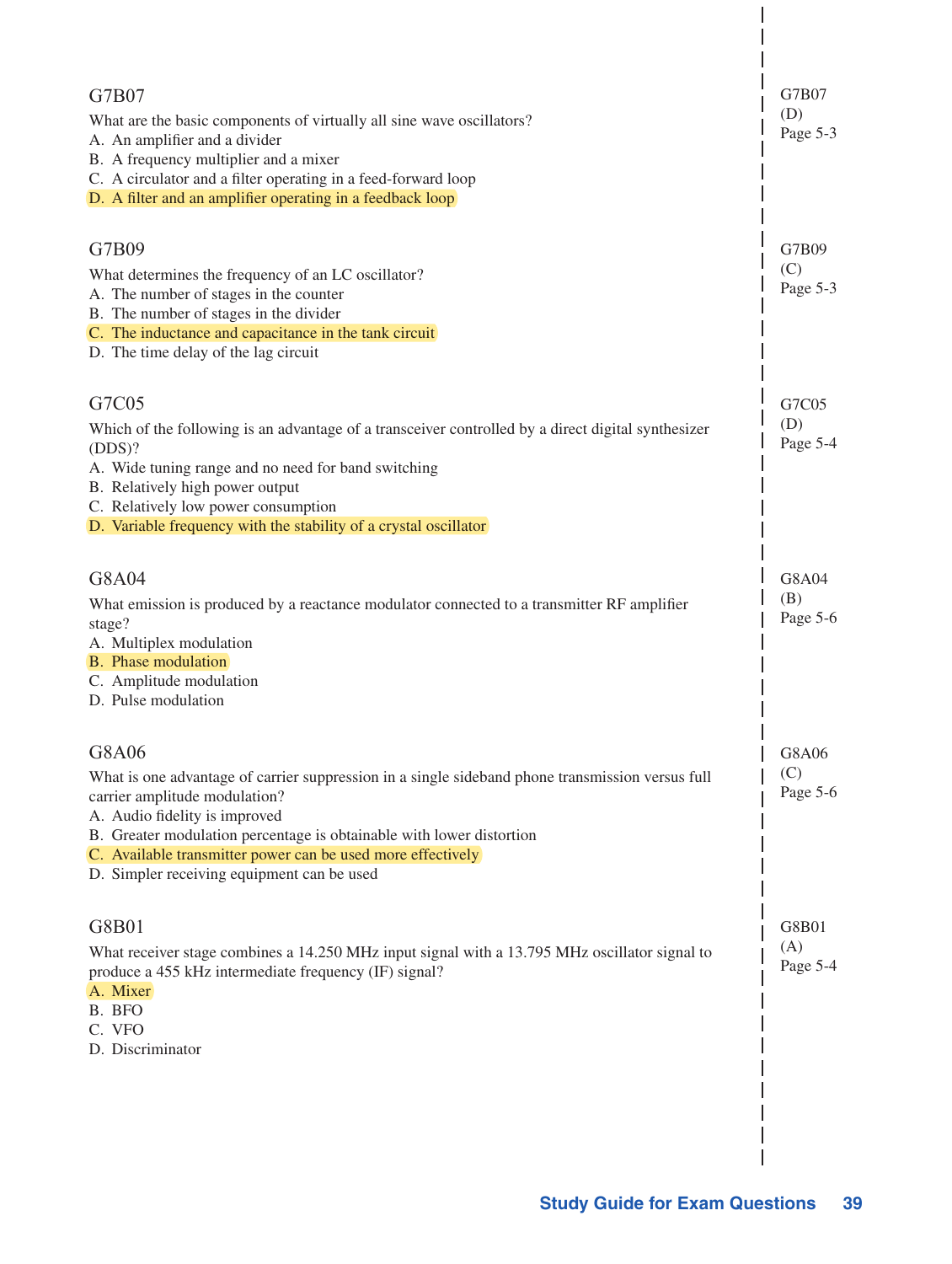## G7B07

What are the basic components of virtually all sine wave oscillators?

A. An amplifier and a divider
B. A frequency multiplier and a mixer
C. A circulator and a filter operating in a feed-forward loop
D. A filter and an amplifier operating in a feedback loop

G7B07
(D)
Page 5-3

## G7B09

What determines the frequency of an LC oscillator?

A. The number of stages in the counter
B. The number of stages in the divider
C. The inductance and capacitance in the tank circuit
D. The time delay of the lag circuit

G7B09
(C)
Page 5-3

## G7C05

Which of the following is an advantage of a transceiver controlled by a direct digital synthesizer (DDS)?

A. Wide tuning range and no need for band switching
B. Relatively high power output
C. Relatively low power consumption
D. Variable frequency with the stability of a crystal oscillator

G7C05
(D)
Page 5-4

## G8A04

What emission is produced by a reactance modulator connected to a transmitter RF amplifier stage?

A. Multiplex modulation
B. Phase modulation
C. Amplitude modulation
D. Pulse modulation

G8A04
(B)
Page 5-6

## G8A06

What is one advantage of carrier suppression in a single sideband phone transmission versus full carrier amplitude modulation?

A. Audio fidelity is improved
B. Greater modulation percentage is obtainable with lower distortion
C. Available transmitter power can be used more effectively
D. Simpler receiving equipment can be used

G8A06
(C)
Page 5-6

## G8B01

What receiver stage combines a 14.250 MHz input signal with a 13.795 MHz oscillator signal to produce a 455 kHz intermediate frequency (IF) signal?

A. Mixer
B. BFO
C. VFO
D. Discriminator

G8B01
(A)
Page 5-4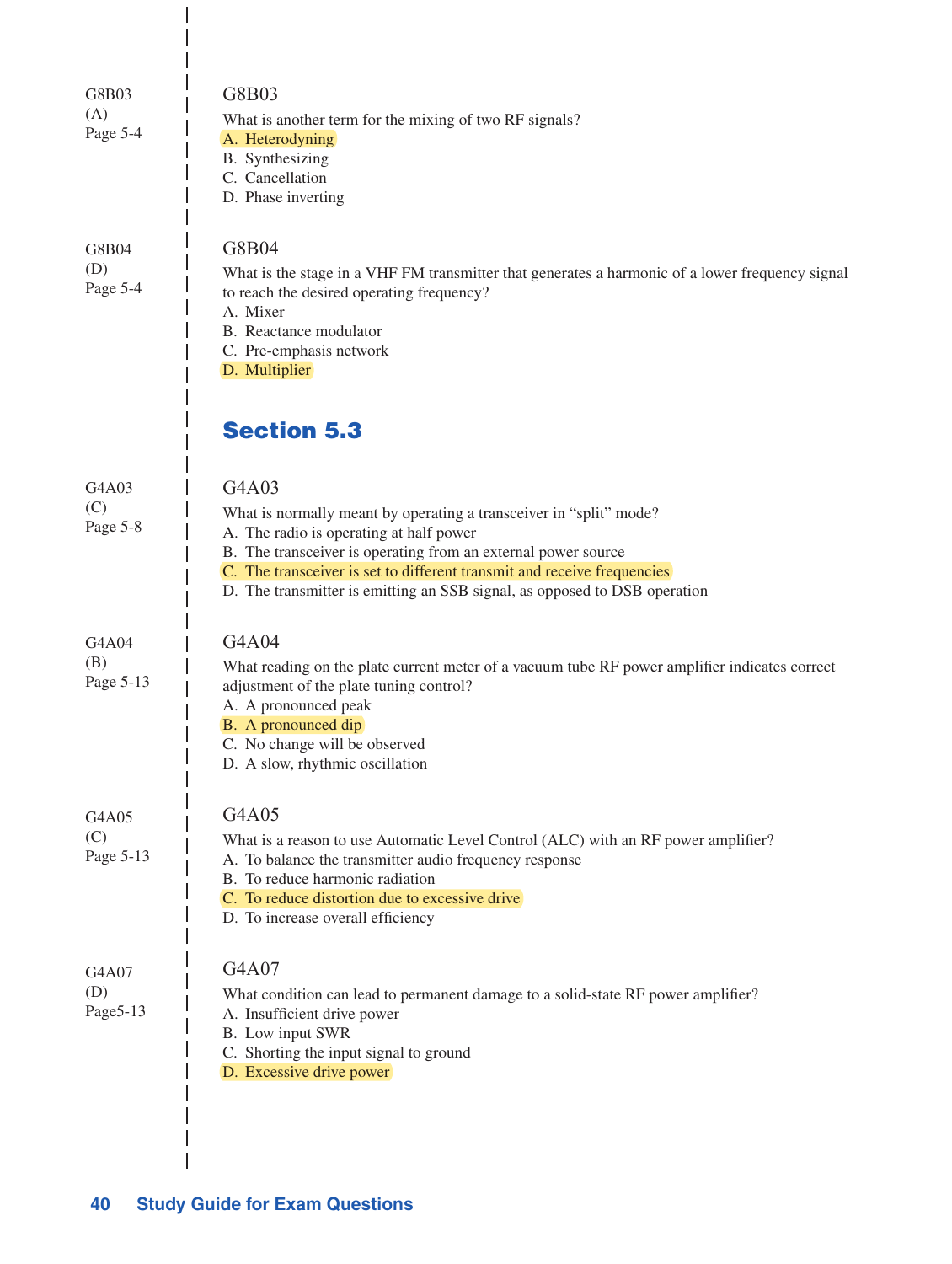G8B03
(A)
Page 5-4

### G8B03

What is another term for the mixing of two RF signals?

A. Heterodyning
B. Synthesizing
C. Cancellation
D. Phase inverting

G8B04
(D)
Page 5-4

### G8B04

What is the stage in a VHF FM transmitter that generates a harmonic of a lower frequency signal to reach the desired operating frequency?

A. Mixer
B. Reactance modulator
C. Pre-emphasis network
D. Multiplier

## Section 5.3

G4A03
(C)
Page 5-8

### G4A03

What is normally meant by operating a transceiver in "split" mode?

A. The radio is operating at half power
B. The transceiver is operating from an external power source
C. The transceiver is set to different transmit and receive frequencies
D. The transmitter is emitting an SSB signal, as opposed to DSB operation

G4A04
(B)
Page 5-13

### G4A04

What reading on the plate current meter of a vacuum tube RF power amplifier indicates correct adjustment of the plate tuning control?

A. A pronounced peak
B. A pronounced dip
C. No change will be observed
D. A slow, rhythmic oscillation

G4A05
(C)
Page 5-13

### G4A05

What is a reason to use Automatic Level Control (ALC) with an RF power amplifier?

A. To balance the transmitter audio frequency response
B. To reduce harmonic radiation
C. To reduce distortion due to excessive drive
D. To increase overall efficiency

G4A07
(D)
Page5-13

### G4A07

What condition can lead to permanent damage to a solid-state RF power amplifier?

A. Insufficient drive power
B. Low input SWR
C. Shorting the input signal to ground
D. Excessive drive power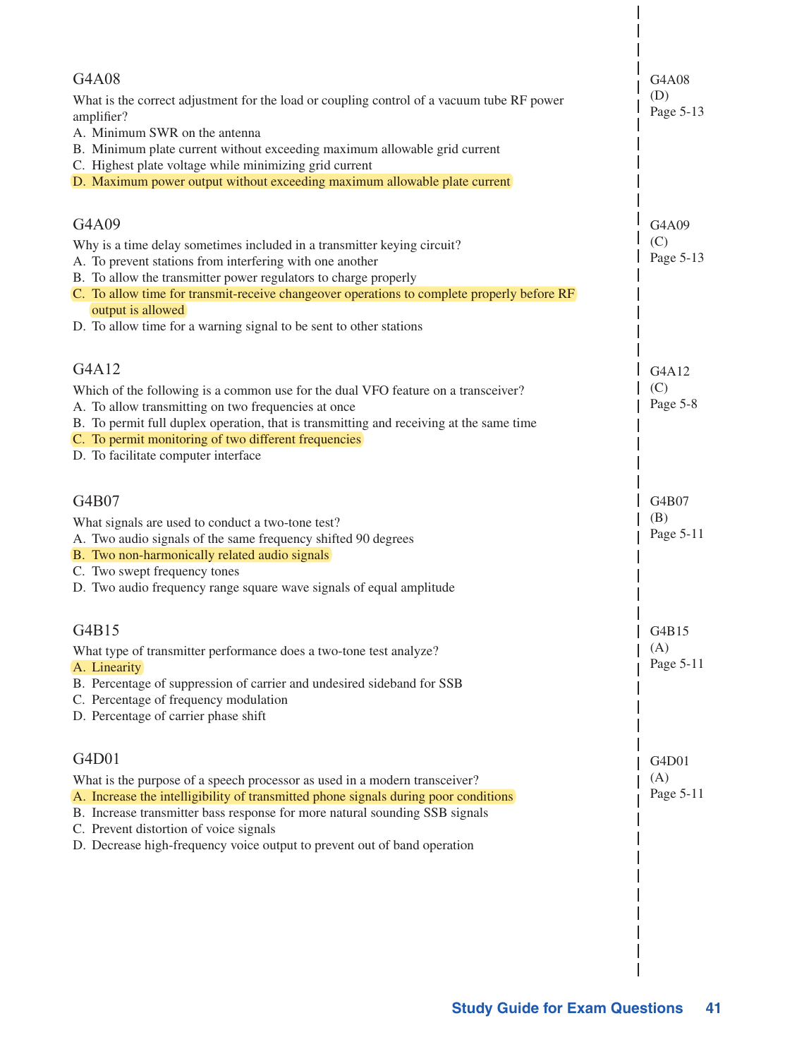### G4A08

What is the correct adjustment for the load or coupling control of a vacuum tube RF power amplifier?

A. Minimum SWR on the antenna
B. Minimum plate current without exceeding maximum allowable grid current
C. Highest plate voltage while minimizing grid current
D. Maximum power output without exceeding maximum allowable plate current

G4A08
(D)
Page 5-13

### G4A09

Why is a time delay sometimes included in a transmitter keying circuit?

A. To prevent stations from interfering with one another
B. To allow the transmitter power regulators to charge properly
C. To allow time for transmit-receive changeover operations to complete properly before RF output is allowed
D. To allow time for a warning signal to be sent to other stations

G4A09
(C)
Page 5-13

### G4A12

Which of the following is a common use for the dual VFO feature on a transceiver?

A. To allow transmitting on two frequencies at once
B. To permit full duplex operation, that is transmitting and receiving at the same time
C. To permit monitoring of two different frequencies
D. To facilitate computer interface

G4A12
(C)
Page 5-8

### G4B07

What signals are used to conduct a two-tone test?

A. Two audio signals of the same frequency shifted 90 degrees
B. Two non-harmonically related audio signals
C. Two swept frequency tones
D. Two audio frequency range square wave signals of equal amplitude

G4B07
(B)
Page 5-11

### G4B15

What type of transmitter performance does a two-tone test analyze?

A. Linearity
B. Percentage of suppression of carrier and undesired sideband for SSB
C. Percentage of frequency modulation
D. Percentage of carrier phase shift

G4B15
(A)
Page 5-11

### G4D01

What is the purpose of a speech processor as used in a modern transceiver?

A. Increase the intelligibility of transmitted phone signals during poor conditions
B. Increase transmitter bass response for more natural sounding SSB signals
C. Prevent distortion of voice signals
D. Decrease high-frequency voice output to prevent out of band operation

G4D01
(A)
Page 5-11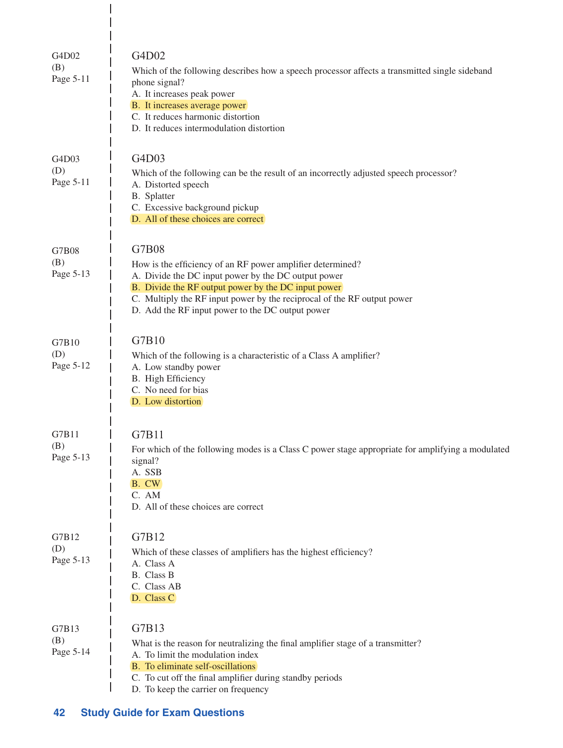G4D02
(B)
Page 5-11

### G4D02

Which of the following describes how a speech processor affects a transmitted single sideband phone signal?

A. It increases peak power
B. It increases average power
C. It reduces harmonic distortion
D. It reduces intermodulation distortion

G4D03
(D)
Page 5-11

### G4D03

Which of the following can be the result of an incorrectly adjusted speech processor?

A. Distorted speech
B. Splatter
C. Excessive background pickup
D. All of these choices are correct

G7B08
(B)
Page 5-13

### G7B08

How is the efficiency of an RF power amplifier determined?

A. Divide the DC input power by the DC output power
B. Divide the RF output power by the DC input power
C. Multiply the RF input power by the reciprocal of the RF output power
D. Add the RF input power to the DC output power

G7B10
(D)
Page 5-12

### G7B10

Which of the following is a characteristic of a Class A amplifier?

A. Low standby power
B. High Efficiency
C. No need for bias
D. Low distortion

G7B11
(B)
Page 5-13

### G7B11

For which of the following modes is a Class C power stage appropriate for amplifying a modulated signal?

A. SSB
B. CW
C. AM
D. All of these choices are correct

G7B12
(D)
Page 5-13

### G7B12

Which of these classes of amplifiers has the highest efficiency?

A. Class A
B. Class B
C. Class AB
D. Class C

G7B13
(B)
Page 5-14

### G7B13

What is the reason for neutralizing the final amplifier stage of a transmitter?

A. To limit the modulation index
B. To eliminate self-oscillations
C. To cut off the final amplifier during standby periods
D. To keep the carrier on frequency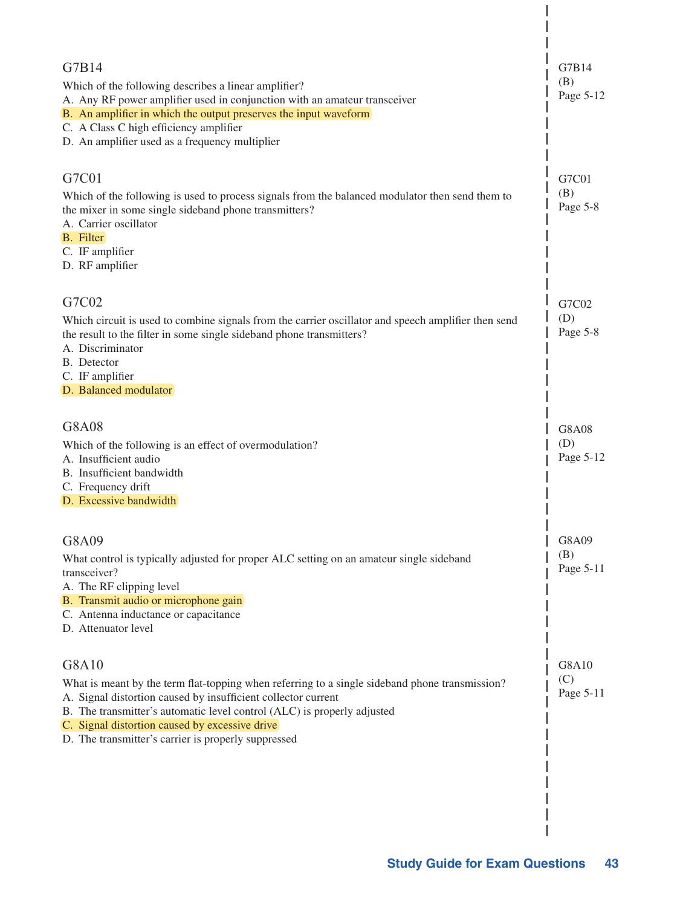### G7B14

Which of the following describes a linear amplifier?

A. Any RF power amplifier used in conjunction with an amateur transceiver
B. An amplifier in which the output preserves the input waveform
C. A Class C high efficiency amplifier
D. An amplifier used as a frequency multiplier

G7B14
(B)
Page 5-12

### G7C01

Which of the following is used to process signals from the balanced modulator then send them to the mixer in some single sideband phone transmitters?

A. Carrier oscillator
B. Filter
C. IF amplifier
D. RF amplifier

G7C01
(B)
Page 5-8

### G7C02

Which circuit is used to combine signals from the carrier oscillator and speech amplifier then send the result to the filter in some single sideband phone transmitters?

A. Discriminator
B. Detector
C. IF amplifier
D. Balanced modulator

G7C02
(D)
Page 5-8

### G8A08

Which of the following is an effect of overmodulation?

A. Insufficient audio
B. Insufficient bandwidth
C. Frequency drift
D. Excessive bandwidth

G8A08
(D)
Page 5-12

### G8A09

What control is typically adjusted for proper ALC setting on an amateur single sideband transceiver?

A. The RF clipping level
B. Transmit audio or microphone gain
C. Antenna inductance or capacitance
D. Attenuator level

G8A09
(B)
Page 5-11

### G8A10

What is meant by the term flat-topping when referring to a single sideband phone transmission?

A. Signal distortion caused by insufficient collector current
B. The transmitter's automatic level control (ALC) is properly adjusted
C. Signal distortion caused by excessive drive
D. The transmitter's carrier is properly suppressed

G8A10
(C)
Page 5-11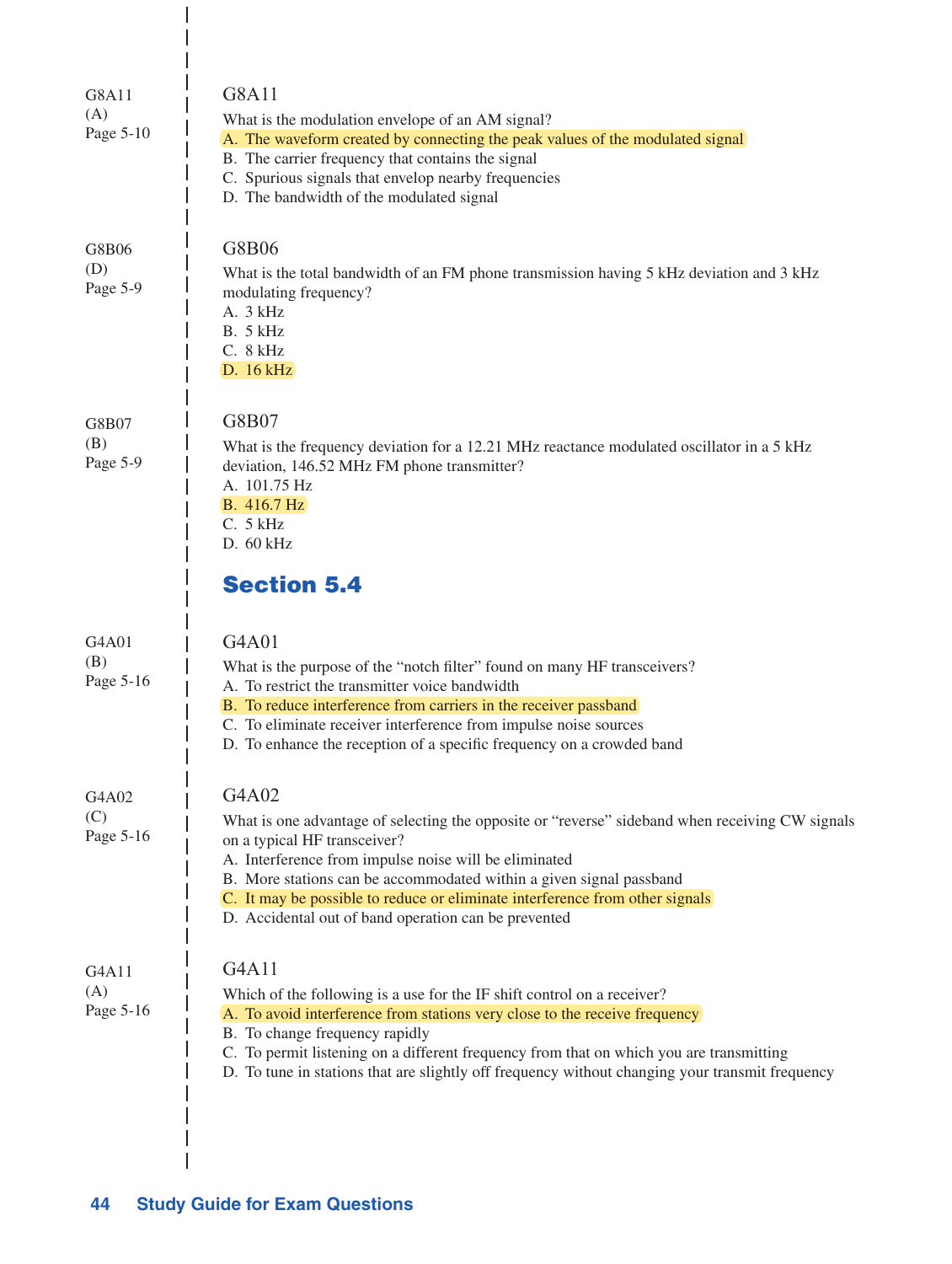G8A11
(A)
Page 5-10

### G8A11

What is the modulation envelope of an AM signal?

A. The waveform created by connecting the peak values of the modulated signal
B. The carrier frequency that contains the signal
C. Spurious signals that envelop nearby frequencies
D. The bandwidth of the modulated signal

G8B06
(D)
Page 5-9

### G8B06

What is the total bandwidth of an FM phone transmission having 5 kHz deviation and 3 kHz modulating frequency?

A. 3 kHz
B. 5 kHz
C. 8 kHz
D. 16 kHz

G8B07
(B)
Page 5-9

### G8B07

What is the frequency deviation for a 12.21 MHz reactance modulated oscillator in a 5 kHz deviation, 146.52 MHz FM phone transmitter?

A. 101.75 Hz
B. 416.7 Hz
C. 5 kHz
D. 60 kHz

## Section 5.4

G4A01
(B)
Page 5-16

### G4A01

What is the purpose of the "notch filter" found on many HF transceivers?

A. To restrict the transmitter voice bandwidth
B. To reduce interference from carriers in the receiver passband
C. To eliminate receiver interference from impulse noise sources
D. To enhance the reception of a specific frequency on a crowded band

G4A02
(C)
Page 5-16

### G4A02

What is one advantage of selecting the opposite or "reverse" sideband when receiving CW signals on a typical HF transceiver?

A. Interference from impulse noise will be eliminated
B. More stations can be accommodated within a given signal passband
C. It may be possible to reduce or eliminate interference from other signals
D. Accidental out of band operation can be prevented

G4A11
(A)
Page 5-16

### G4A11

Which of the following is a use for the IF shift control on a receiver?

A. To avoid interference from stations very close to the receive frequency
B. To change frequency rapidly
C. To permit listening on a different frequency from that on which you are transmitting
D. To tune in stations that are slightly off frequency without changing your transmit frequency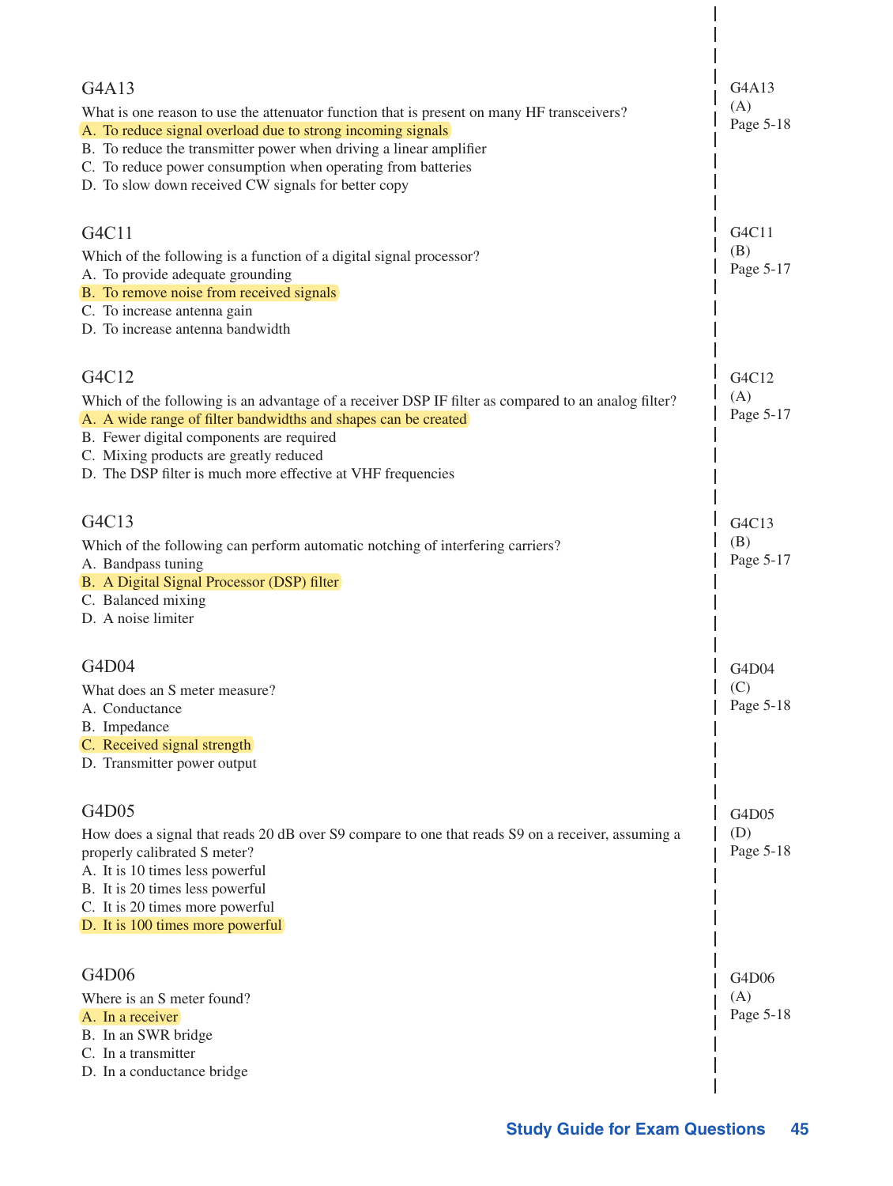G4A13

What is one reason to use the attenuator function that is present on many HF transceivers?

A. To reduce signal overload due to strong incoming signals
B. To reduce the transmitter power when driving a linear amplifier
C. To reduce power consumption when operating from batteries
D. To slow down received CW signals for better copy

G4A13
(A)
Page 5-18

G4C11

Which of the following is a function of a digital signal processor?

A. To provide adequate grounding
B. To remove noise from received signals
C. To increase antenna gain
D. To increase antenna bandwidth

G4C11
(B)
Page 5-17

G4C12

Which of the following is an advantage of a receiver DSP IF filter as compared to an analog filter?

A. A wide range of filter bandwidths and shapes can be created
B. Fewer digital components are required
C. Mixing products are greatly reduced
D. The DSP filter is much more effective at VHF frequencies

G4C12
(A)
Page 5-17

G4C13

Which of the following can perform automatic notching of interfering carriers?

A. Bandpass tuning
B. A Digital Signal Processor (DSP) filter
C. Balanced mixing
D. A noise limiter

G4C13
(B)
Page 5-17

G4D04

What does an S meter measure?

A. Conductance
B. Impedance
C. Received signal strength
D. Transmitter power output

G4D04
(C)
Page 5-18

G4D05

How does a signal that reads 20 dB over S9 compare to one that reads S9 on a receiver, assuming a properly calibrated S meter?

A. It is 10 times less powerful
B. It is 20 times less powerful
C. It is 20 times more powerful
D. It is 100 times more powerful

G4D05
(D)
Page 5-18

G4D06

Where is an S meter found?

A. In a receiver
B. In an SWR bridge
C. In a transmitter
D. In a conductance bridge

G4D06
(A)
Page 5-18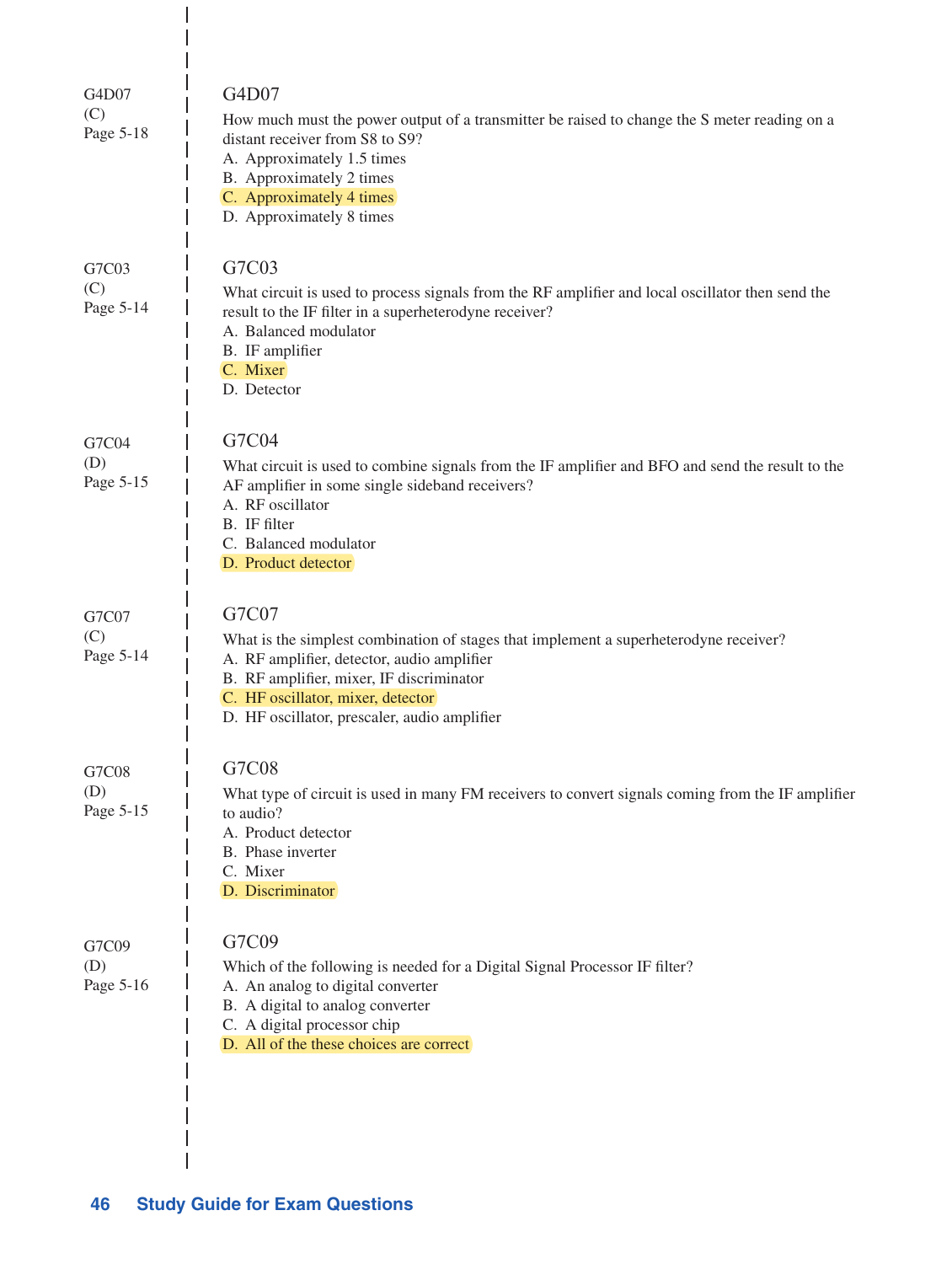G4D07
(C)
Page 5-18

### G4D07

How much must the power output of a transmitter be raised to change the S meter reading on a distant receiver from S8 to S9?

A. Approximately 1.5 times
B. Approximately 2 times
C. Approximately 4 times
D. Approximately 8 times

G7C03
(C)
Page 5-14

### G7C03

What circuit is used to process signals from the RF amplifier and local oscillator then send the result to the IF filter in a superheterodyne receiver?

A. Balanced modulator
B. IF amplifier
C. Mixer
D. Detector

G7C04
(D)
Page 5-15

### G7C04

What circuit is used to combine signals from the IF amplifier and BFO and send the result to the AF amplifier in some single sideband receivers?

A. RF oscillator
B. IF filter
C. Balanced modulator
D. Product detector

G7C07
(C)
Page 5-14

### G7C07

What is the simplest combination of stages that implement a superheterodyne receiver?

A. RF amplifier, detector, audio amplifier
B. RF amplifier, mixer, IF discriminator
C. HF oscillator, mixer, detector
D. HF oscillator, prescaler, audio amplifier

G7C08
(D)
Page 5-15

### G7C08

What type of circuit is used in many FM receivers to convert signals coming from the IF amplifier to audio?

A. Product detector
B. Phase inverter
C. Mixer
D. Discriminator

G7C09
(D)
Page 5-16

### G7C09

Which of the following is needed for a Digital Signal Processor IF filter?

A. An analog to digital converter
B. A digital to analog converter
C. A digital processor chip
D. All of the these choices are correct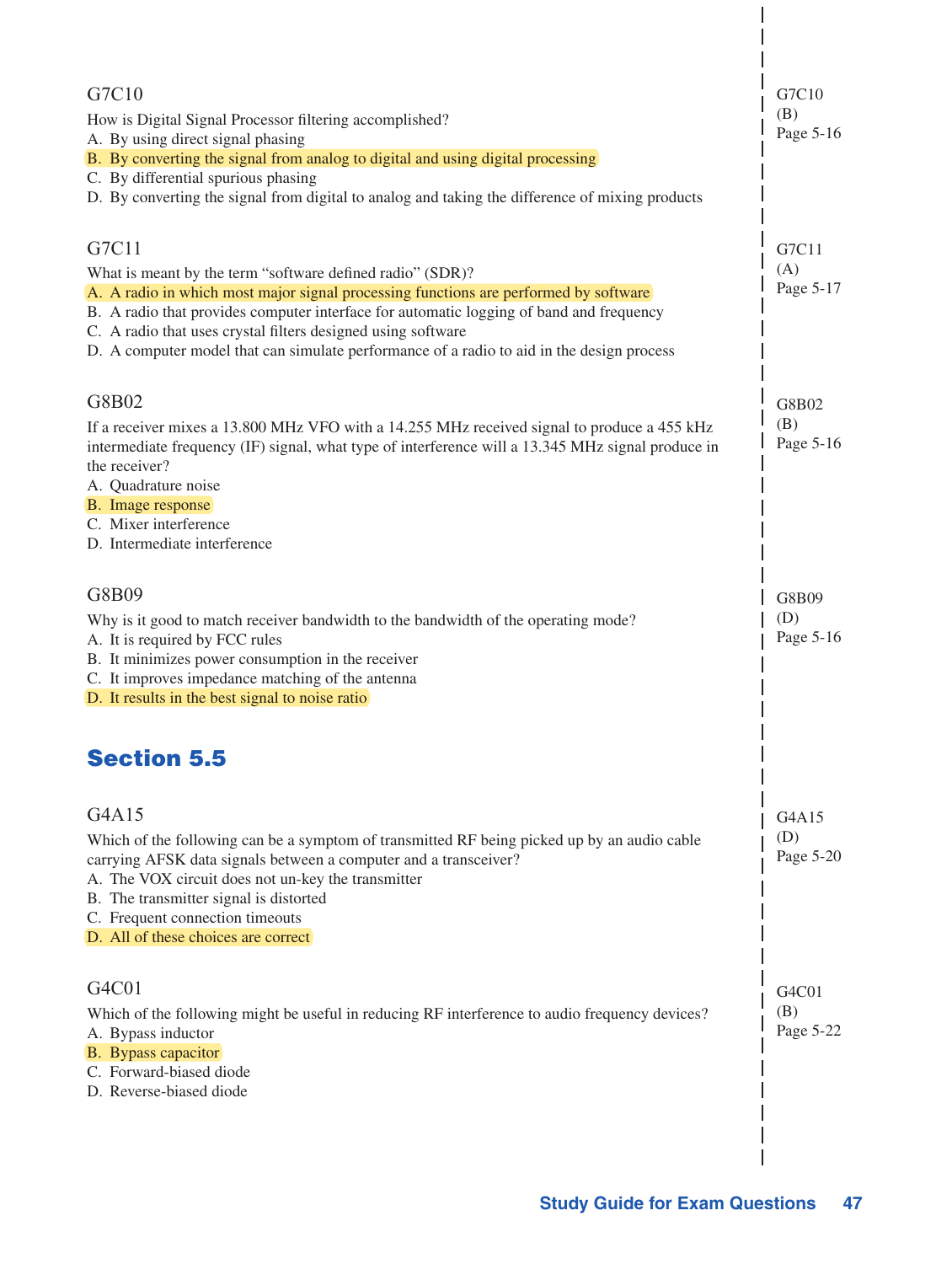G7C10

How is Digital Signal Processor filtering accomplished?

A. By using direct signal phasing

B. By converting the signal from analog to digital and using digital processing

C. By differential spurious phasing

D. By converting the signal from digital to analog and taking the difference of mixing products

G7C10
(B)
Page 5-16

G7C11

What is meant by the term "software defined radio" (SDR)?

A. A radio in which most major signal processing functions are performed by software

B. A radio that provides computer interface for automatic logging of band and frequency

C. A radio that uses crystal filters designed using software

D. A computer model that can simulate performance of a radio to aid in the design process

G7C11
(A)
Page 5-17

G8B02

If a receiver mixes a 13.800 MHz VFO with a 14.255 MHz received signal to produce a 455 kHz intermediate frequency (IF) signal, what type of interference will a 13.345 MHz signal produce in the receiver?

A. Quadrature noise

B. Image response

C. Mixer interference

D. Intermediate interference

G8B02
(B)
Page 5-16

G8B09

Why is it good to match receiver bandwidth to the bandwidth of the operating mode?

A. It is required by FCC rules

B. It minimizes power consumption in the receiver

C. It improves impedance matching of the antenna

D. It results in the best signal to noise ratio

G8B09
(D)
Page 5-16

## Section 5.5

G4A15

Which of the following can be a symptom of transmitted RF being picked up by an audio cable carrying AFSK data signals between a computer and a transceiver?

A. The VOX circuit does not un-key the transmitter

B. The transmitter signal is distorted

C. Frequent connection timeouts

D. All of these choices are correct

G4A15
(D)
Page 5-20

G4C01

Which of the following might be useful in reducing RF interference to audio frequency devices?

A. Bypass inductor

B. Bypass capacitor

C. Forward-biased diode

D. Reverse-biased diode

G4C01
(B)
Page 5-22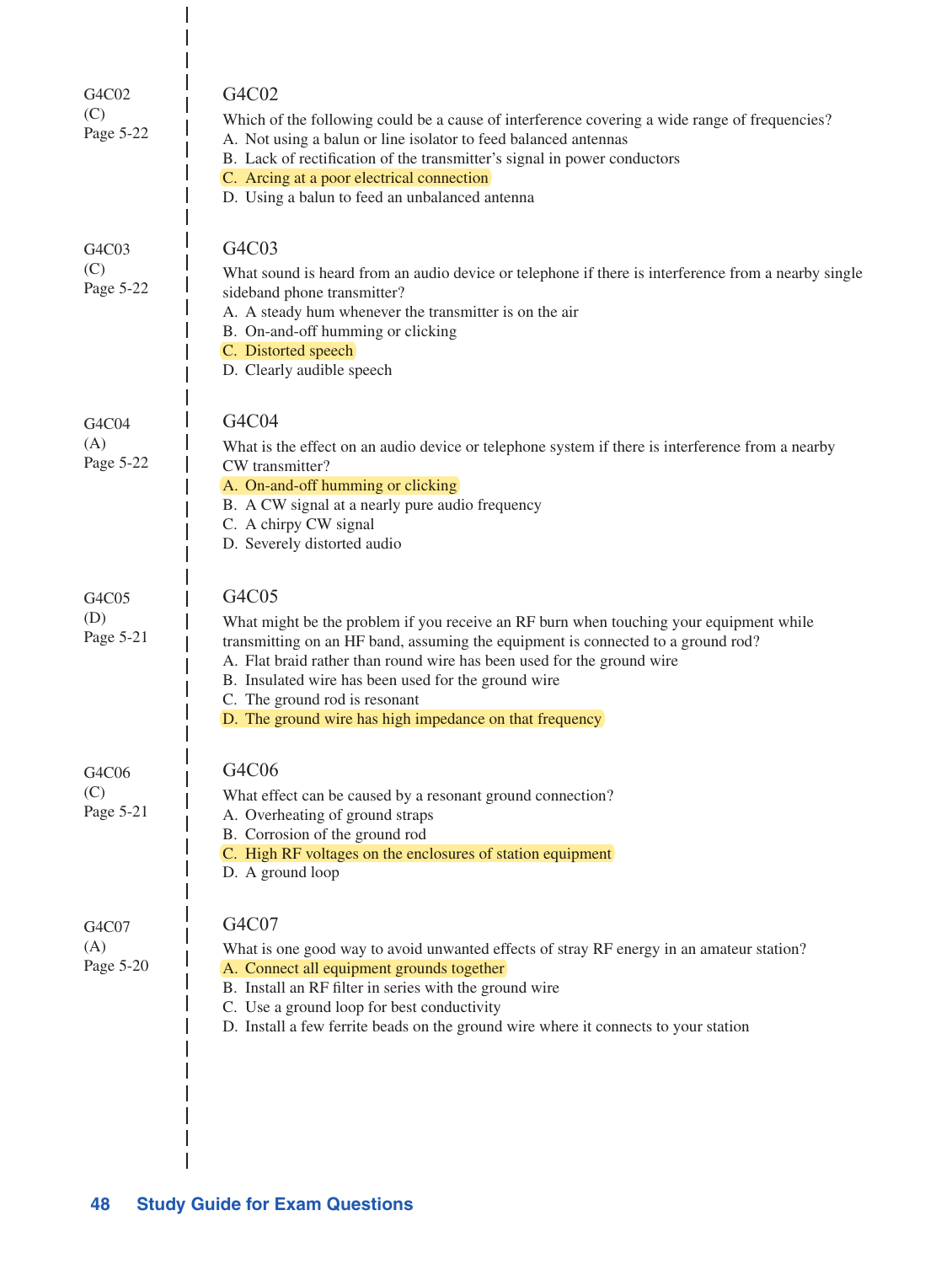G4C02
(C)
Page 5-22

### G4C02

Which of the following could be a cause of interference covering a wide range of frequencies?

A. Not using a balun or line isolator to feed balanced antennas
B. Lack of rectification of the transmitter's signal in power conductors
C. Arcing at a poor electrical connection
D. Using a balun to feed an unbalanced antenna

G4C03
(C)
Page 5-22

### G4C03

What sound is heard from an audio device or telephone if there is interference from a nearby single sideband phone transmitter?

A. A steady hum whenever the transmitter is on the air
B. On-and-off humming or clicking
C. Distorted speech
D. Clearly audible speech

G4C04
(A)
Page 5-22

### G4C04

What is the effect on an audio device or telephone system if there is interference from a nearby CW transmitter?

A. On-and-off humming or clicking
B. A CW signal at a nearly pure audio frequency
C. A chirpy CW signal
D. Severely distorted audio

G4C05
(D)
Page 5-21

### G4C05

What might be the problem if you receive an RF burn when touching your equipment while transmitting on an HF band, assuming the equipment is connected to a ground rod?

A. Flat braid rather than round wire has been used for the ground wire
B. Insulated wire has been used for the ground wire
C. The ground rod is resonant
D. The ground wire has high impedance on that frequency

G4C06
(C)
Page 5-21

### G4C06

What effect can be caused by a resonant ground connection?

A. Overheating of ground straps
B. Corrosion of the ground rod
C. High RF voltages on the enclosures of station equipment
D. A ground loop

G4C07
(A)
Page 5-20

### G4C07

What is one good way to avoid unwanted effects of stray RF energy in an amateur station?

A. Connect all equipment grounds together
B. Install an RF filter in series with the ground wire
C. Use a ground loop for best conductivity
D. Install a few ferrite beads on the ground wire where it connects to your station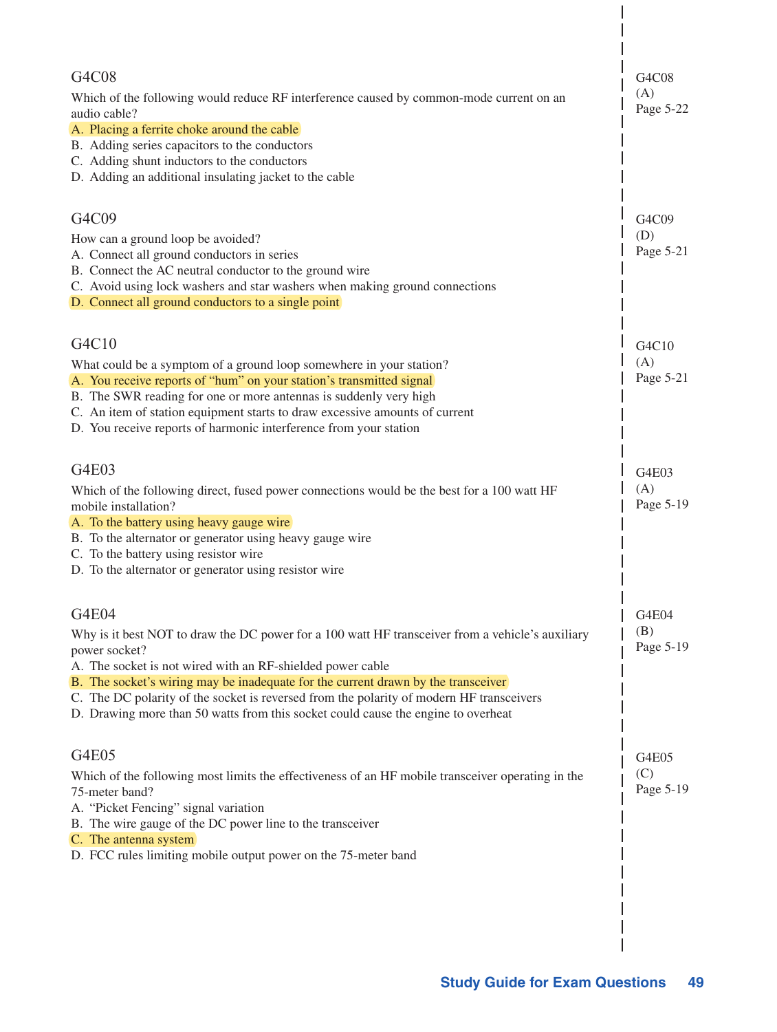### G4C08

Which of the following would reduce RF interference caused by common-mode current on an audio cable?

A. Placing a ferrite choke around the cable
B. Adding series capacitors to the conductors
C. Adding shunt inductors to the conductors
D. Adding an additional insulating jacket to the cable

G4C08
(A)
Page 5-22

### G4C09

How can a ground loop be avoided?

A. Connect all ground conductors in series
B. Connect the AC neutral conductor to the ground wire
C. Avoid using lock washers and star washers when making ground connections
D. Connect all ground conductors to a single point

G4C09
(D)
Page 5-21

### G4C10

What could be a symptom of a ground loop somewhere in your station?

A. You receive reports of "hum" on your station's transmitted signal
B. The SWR reading for one or more antennas is suddenly very high
C. An item of station equipment starts to draw excessive amounts of current
D. You receive reports of harmonic interference from your station

G4C10
(A)
Page 5-21

### G4E03

Which of the following direct, fused power connections would be the best for a 100 watt HF mobile installation?

A. To the battery using heavy gauge wire
B. To the alternator or generator using heavy gauge wire
C. To the battery using resistor wire
D. To the alternator or generator using resistor wire

G4E03
(A)
Page 5-19

### G4E04

Why is it best NOT to draw the DC power for a 100 watt HF transceiver from a vehicle's auxiliary power socket?

A. The socket is not wired with an RF-shielded power cable
B. The socket's wiring may be inadequate for the current drawn by the transceiver
C. The DC polarity of the socket is reversed from the polarity of modern HF transceivers
D. Drawing more than 50 watts from this socket could cause the engine to overheat

G4E04
(B)
Page 5-19

### G4E05

Which of the following most limits the effectiveness of an HF mobile transceiver operating in the 75-meter band?

A. "Picket Fencing" signal variation
B. The wire gauge of the DC power line to the transceiver
C. The antenna system
D. FCC rules limiting mobile output power on the 75-meter band

G4E05
(C)
Page 5-19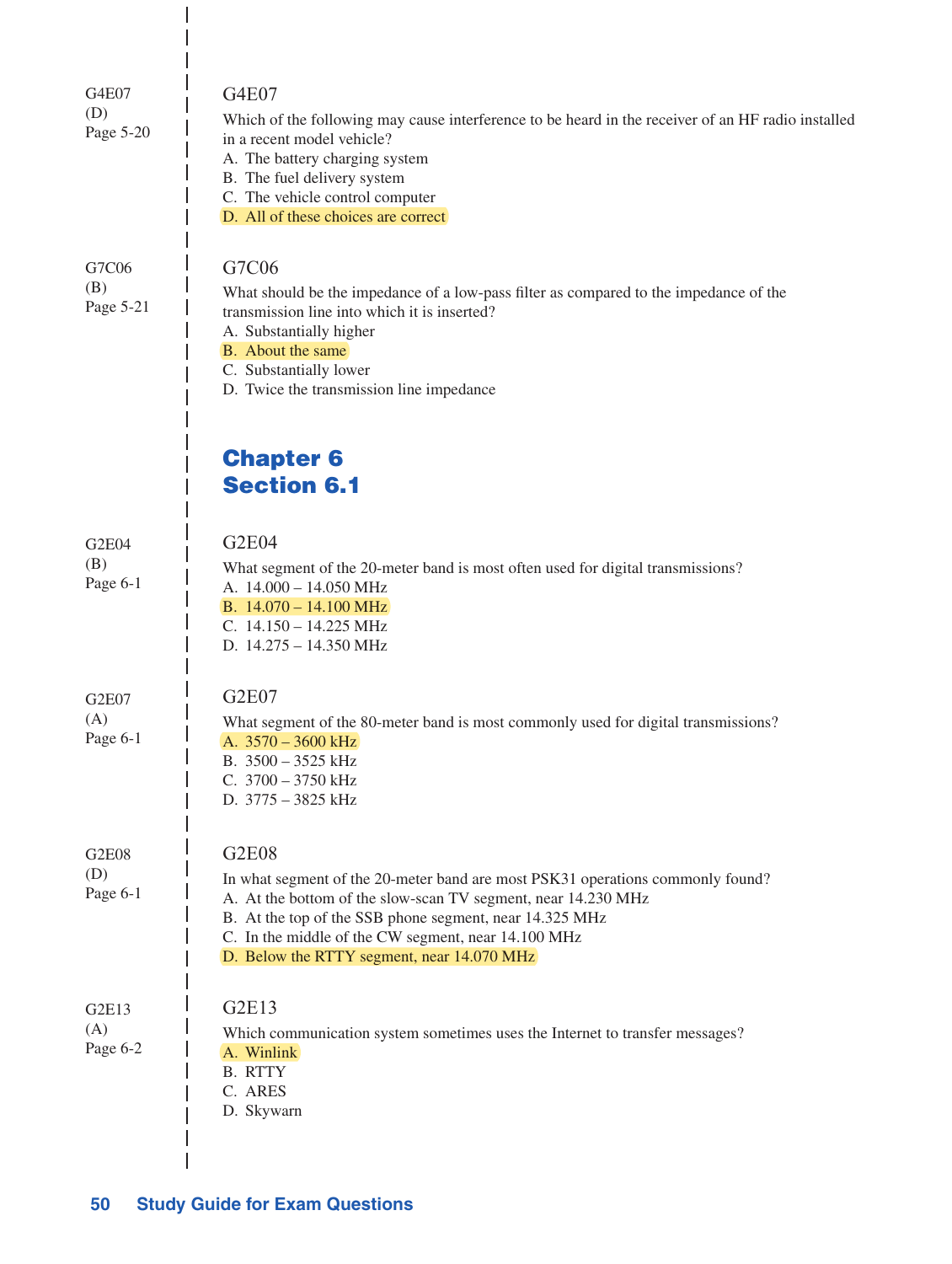G4E07
(D)
Page 5-20

### G4E07

Which of the following may cause interference to be heard in the receiver of an HF radio installed in a recent model vehicle?

A. The battery charging system
B. The fuel delivery system
C. The vehicle control computer
D. All of these choices are correct

G7C06
(B)
Page 5-21

### G7C06

What should be the impedance of a low-pass filter as compared to the impedance of the transmission line into which it is inserted?

A. Substantially higher
B. About the same
C. Substantially lower
D. Twice the transmission line impedance

## Chapter 6
## Section 6.1

G2E04
(B)
Page 6-1

### G2E04

What segment of the 20-meter band is most often used for digital transmissions?

A. 14.000 – 14.050 MHz
B. 14.070 – 14.100 MHz
C. 14.150 – 14.225 MHz
D. 14.275 – 14.350 MHz

G2E07
(A)
Page 6-1

### G2E07

What segment of the 80-meter band is most commonly used for digital transmissions?

A. 3570 – 3600 kHz
B. 3500 – 3525 kHz
C. 3700 – 3750 kHz
D. 3775 – 3825 kHz

G2E08
(D)
Page 6-1

### G2E08

In what segment of the 20-meter band are most PSK31 operations commonly found?

A. At the bottom of the slow-scan TV segment, near 14.230 MHz
B. At the top of the SSB phone segment, near 14.325 MHz
C. In the middle of the CW segment, near 14.100 MHz
D. Below the RTTY segment, near 14.070 MHz

G2E13
(A)
Page 6-2

### G2E13

Which communication system sometimes uses the Internet to transfer messages?

A. Winlink
B. RTTY
C. ARES
D. Skywarn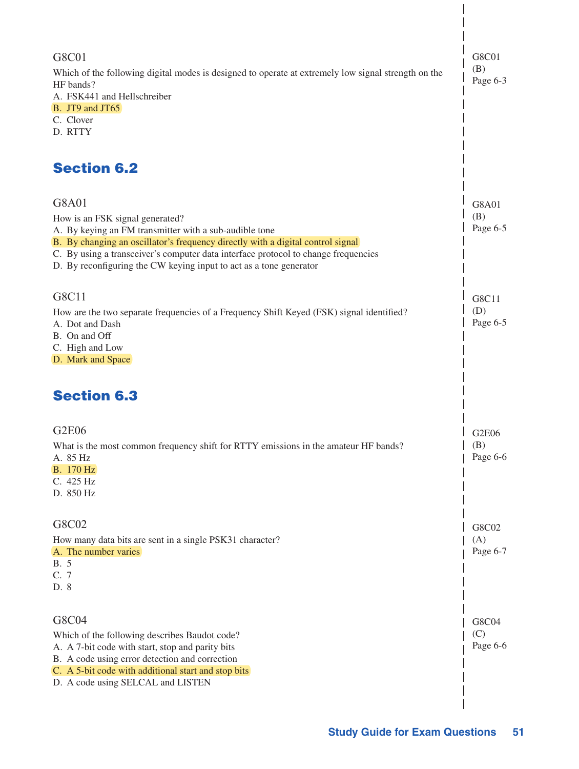G8C01

Which of the following digital modes is designed to operate at extremely low signal strength on the HF bands?

A. FSK441 and Hellschreiber
**B. JT9 and JT65**
C. Clover
D. RTTY

G8C01
(B)
Page 6-3

## Section 6.2

G8A01

How is an FSK signal generated?

A. By keying an FM transmitter with a sub-audible tone
**B. By changing an oscillator's frequency directly with a digital control signal**
C. By using a transceiver's computer data interface protocol to change frequencies
D. By reconfiguring the CW keying input to act as a tone generator

G8A01
(B)
Page 6-5

G8C11

How are the two separate frequencies of a Frequency Shift Keyed (FSK) signal identified?

A. Dot and Dash
B. On and Off
C. High and Low
**D. Mark and Space**

G8C11
(D)
Page 6-5

## Section 6.3

G2E06

What is the most common frequency shift for RTTY emissions in the amateur HF bands?

A. 85 Hz
**B. 170 Hz**
C. 425 Hz
D. 850 Hz

G2E06
(B)
Page 6-6

G8C02

How many data bits are sent in a single PSK31 character?

**A. The number varies**
B. 5
C. 7
D. 8

G8C02
(A)
Page 6-7

G8C04

Which of the following describes Baudot code?

A. A 7-bit code with start, stop and parity bits
B. A code using error detection and correction
**C. A 5-bit code with additional start and stop bits**
D. A code using SELCAL and LISTEN

G8C04
(C)
Page 6-6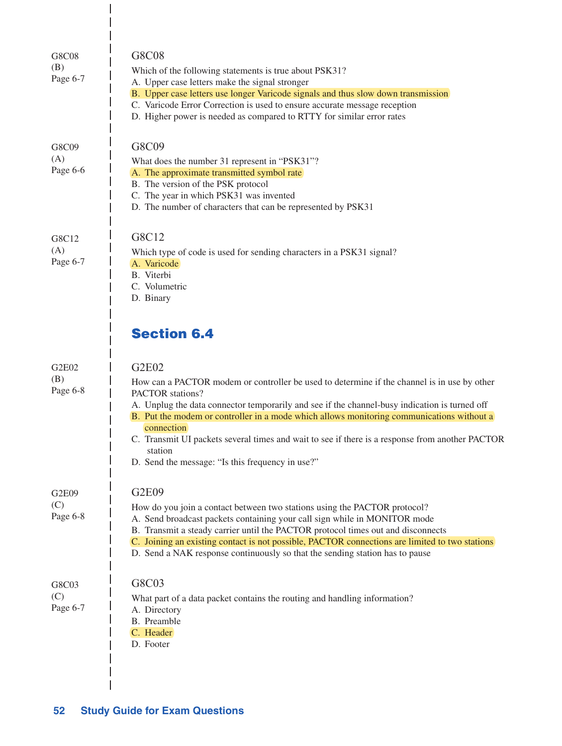G8C08
(B)
Page 6-7

### G8C08

Which of the following statements is true about PSK31?

A. Upper case letters make the signal stronger
B. Upper case letters use longer Varicode signals and thus slow down transmission
C. Varicode Error Correction is used to ensure accurate message reception
D. Higher power is needed as compared to RTTY for similar error rates

G8C09
(A)
Page 6-6

### G8C09

What does the number 31 represent in "PSK31"?

A. The approximate transmitted symbol rate
B. The version of the PSK protocol
C. The year in which PSK31 was invented
D. The number of characters that can be represented by PSK31

G8C12
(A)
Page 6-7

### G8C12

Which type of code is used for sending characters in a PSK31 signal?

A. Varicode
B. Viterbi
C. Volumetric
D. Binary

## Section 6.4

G2E02
(B)
Page 6-8

### G2E02

How can a PACTOR modem or controller be used to determine if the channel is in use by other PACTOR stations?

A. Unplug the data connector temporarily and see if the channel-busy indication is turned off
B. Put the modem or controller in a mode which allows monitoring communications without a connection
C. Transmit UI packets several times and wait to see if there is a response from another PACTOR station
D. Send the message: "Is this frequency in use?"

G2E09
(C)
Page 6-8

### G2E09

How do you join a contact between two stations using the PACTOR protocol?

A. Send broadcast packets containing your call sign while in MONITOR mode
B. Transmit a steady carrier until the PACTOR protocol times out and disconnects
C. Joining an existing contact is not possible, PACTOR connections are limited to two stations
D. Send a NAK response continuously so that the sending station has to pause

G8C03
(C)
Page 6-7

### G8C03

What part of a data packet contains the routing and handling information?

A. Directory
B. Preamble
C. Header
D. Footer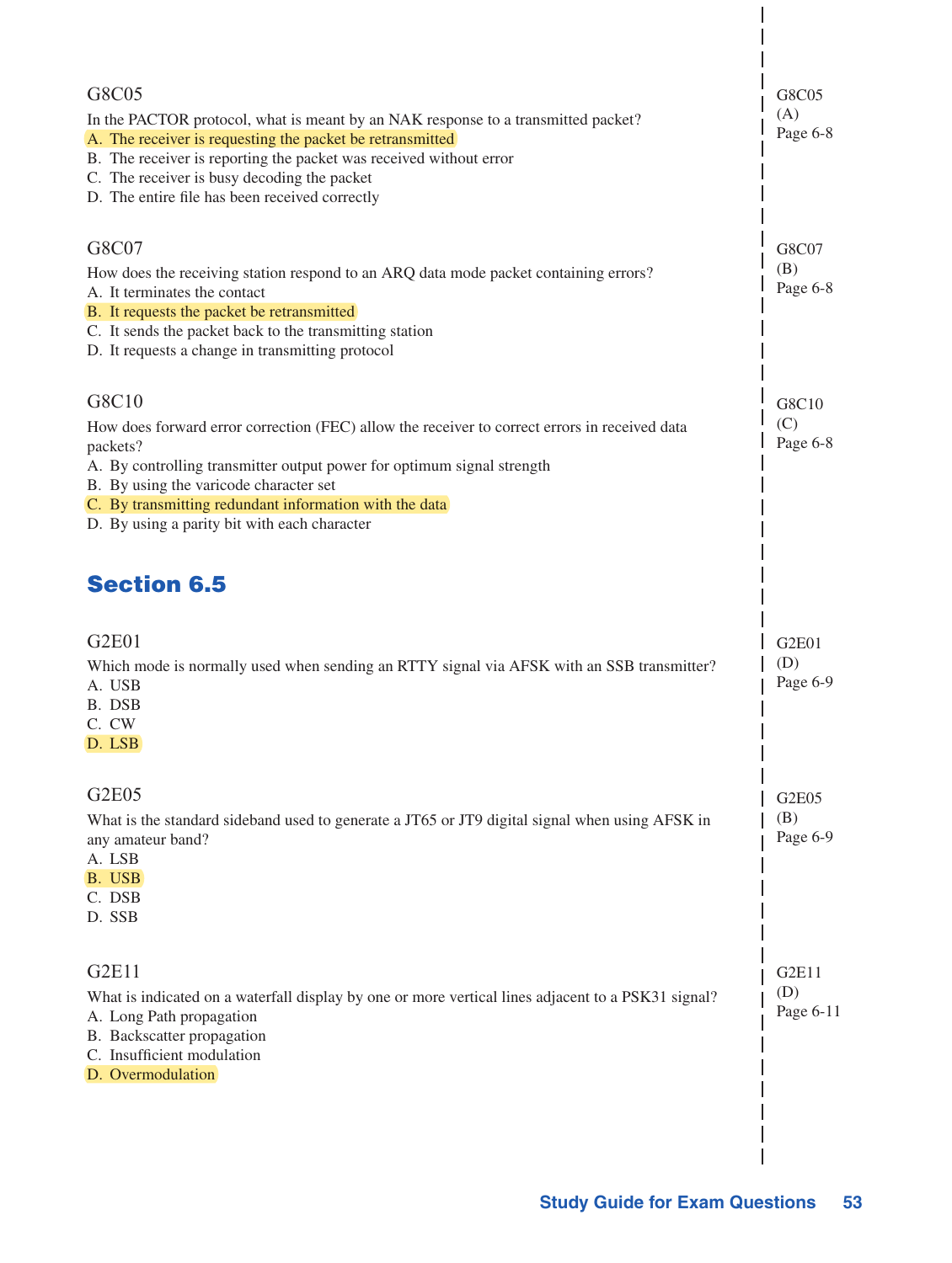G8C05

In the PACTOR protocol, what is meant by an NAK response to a transmitted packet?

A. The receiver is requesting the packet be retransmitted
B. The receiver is reporting the packet was received without error
C. The receiver is busy decoding the packet
D. The entire file has been received correctly

G8C05
(A)
Page 6-8

G8C07

How does the receiving station respond to an ARQ data mode packet containing errors?

A. It terminates the contact
B. It requests the packet be retransmitted
C. It sends the packet back to the transmitting station
D. It requests a change in transmitting protocol

G8C07
(B)
Page 6-8

G8C10

How does forward error correction (FEC) allow the receiver to correct errors in received data packets?

A. By controlling transmitter output power for optimum signal strength
B. By using the varicode character set
C. By transmitting redundant information with the data
D. By using a parity bit with each character

G8C10
(C)
Page 6-8

## Section 6.5

G2E01

Which mode is normally used when sending an RTTY signal via AFSK with an SSB transmitter?

A. USB
B. DSB
C. CW
D. LSB

G2E01
(D)
Page 6-9

G2E05

What is the standard sideband used to generate a JT65 or JT9 digital signal when using AFSK in any amateur band?

A. LSB
B. USB
C. DSB
D. SSB

G2E05
(B)
Page 6-9

G2E11

What is indicated on a waterfall display by one or more vertical lines adjacent to a PSK31 signal?

A. Long Path propagation
B. Backscatter propagation
C. Insufficient modulation
D. Overmodulation

G2E11
(D)
Page 6-11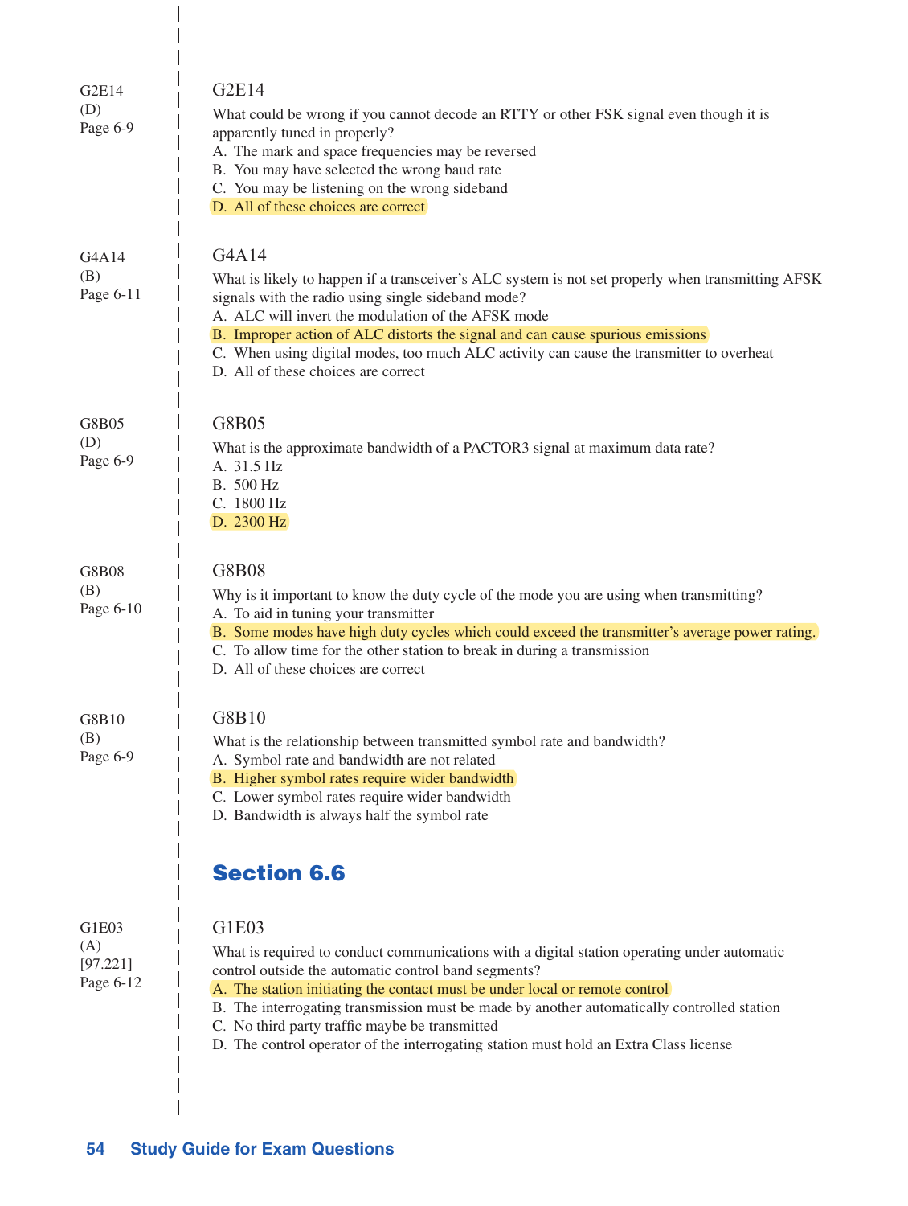G2E14
(D)
Page 6-9

### G2E14

What could be wrong if you cannot decode an RTTY or other FSK signal even though it is apparently tuned in properly?

A. The mark and space frequencies may be reversed
B. You may have selected the wrong baud rate
C. You may be listening on the wrong sideband
D. All of these choices are correct

G4A14
(B)
Page 6-11

### G4A14

What is likely to happen if a transceiver's ALC system is not set properly when transmitting AFSK signals with the radio using single sideband mode?

A. ALC will invert the modulation of the AFSK mode
B. Improper action of ALC distorts the signal and can cause spurious emissions
C. When using digital modes, too much ALC activity can cause the transmitter to overheat
D. All of these choices are correct

G8B05
(D)
Page 6-9

### G8B05

What is the approximate bandwidth of a PACTOR3 signal at maximum data rate?

A. 31.5 Hz
B. 500 Hz
C. 1800 Hz
D. 2300 Hz

G8B08
(B)
Page 6-10

### G8B08

Why is it important to know the duty cycle of the mode you are using when transmitting?

A. To aid in tuning your transmitter
B. Some modes have high duty cycles which could exceed the transmitter's average power rating.
C. To allow time for the other station to break in during a transmission
D. All of these choices are correct

G8B10
(B)
Page 6-9

### G8B10

What is the relationship between transmitted symbol rate and bandwidth?

A. Symbol rate and bandwidth are not related
B. Higher symbol rates require wider bandwidth
C. Lower symbol rates require wider bandwidth
D. Bandwidth is always half the symbol rate

## Section 6.6

G1E03
(A)
[97.221]
Page 6-12

### G1E03

What is required to conduct communications with a digital station operating under automatic control outside the automatic control band segments?

A. The station initiating the contact must be under local or remote control
B. The interrogating transmission must be made by another automatically controlled station
C. No third party traffic maybe be transmitted
D. The control operator of the interrogating station must hold an Extra Class license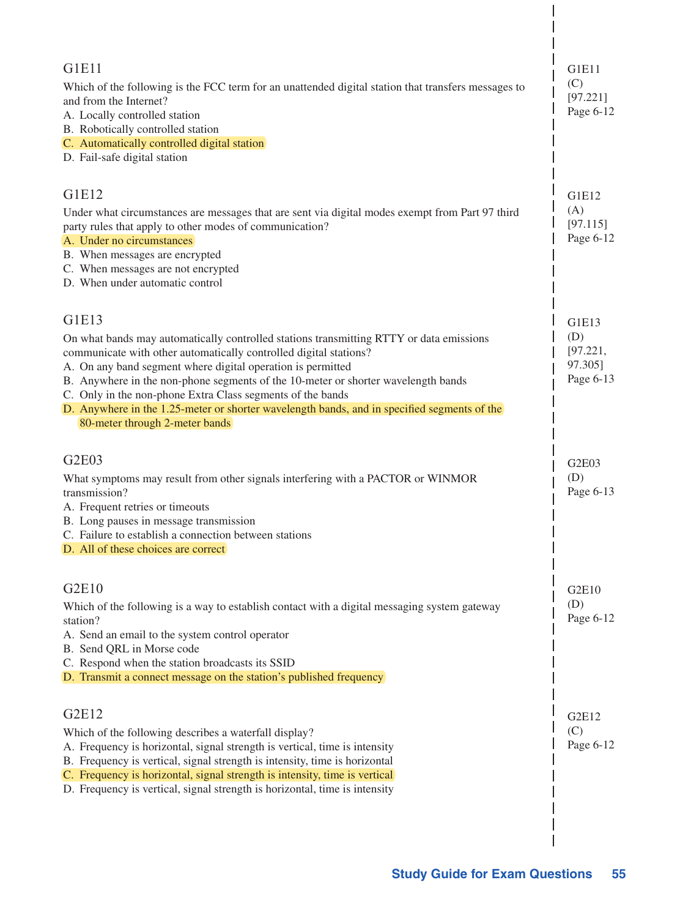### G1E11

Which of the following is the FCC term for an unattended digital station that transfers messages to and from the Internet?

A. Locally controlled station
B. Robotically controlled station
C. Automatically controlled digital station
D. Fail-safe digital station

G1E11 (C) [97.221] Page 6-12

### G1E12

Under what circumstances are messages that are sent via digital modes exempt from Part 97 third party rules that apply to other modes of communication?

A. Under no circumstances
B. When messages are encrypted
C. When messages are not encrypted
D. When under automatic control

G1E12 (A) [97.115] Page 6-12

### G1E13

On what bands may automatically controlled stations transmitting RTTY or data emissions communicate with other automatically controlled digital stations?

A. On any band segment where digital operation is permitted
B. Anywhere in the non-phone segments of the 10-meter or shorter wavelength bands
C. Only in the non-phone Extra Class segments of the bands
D. Anywhere in the 1.25-meter or shorter wavelength bands, and in specified segments of the 80-meter through 2-meter bands

G1E13 (D) [97.221, 97.305] Page 6-13

### G2E03

What symptoms may result from other signals interfering with a PACTOR or WINMOR transmission?

A. Frequent retries or timeouts
B. Long pauses in message transmission
C. Failure to establish a connection between stations
D. All of these choices are correct

G2E03 (D) Page 6-13

### G2E10

Which of the following is a way to establish contact with a digital messaging system gateway station?

A. Send an email to the system control operator
B. Send QRL in Morse code
C. Respond when the station broadcasts its SSID
D. Transmit a connect message on the station's published frequency

G2E10 (D) Page 6-12

### G2E12

Which of the following describes a waterfall display?

A. Frequency is horizontal, signal strength is vertical, time is intensity
B. Frequency is vertical, signal strength is intensity, time is horizontal
C. Frequency is horizontal, signal strength is intensity, time is vertical
D. Frequency is vertical, signal strength is horizontal, time is intensity

G2E12 (C) Page 6-12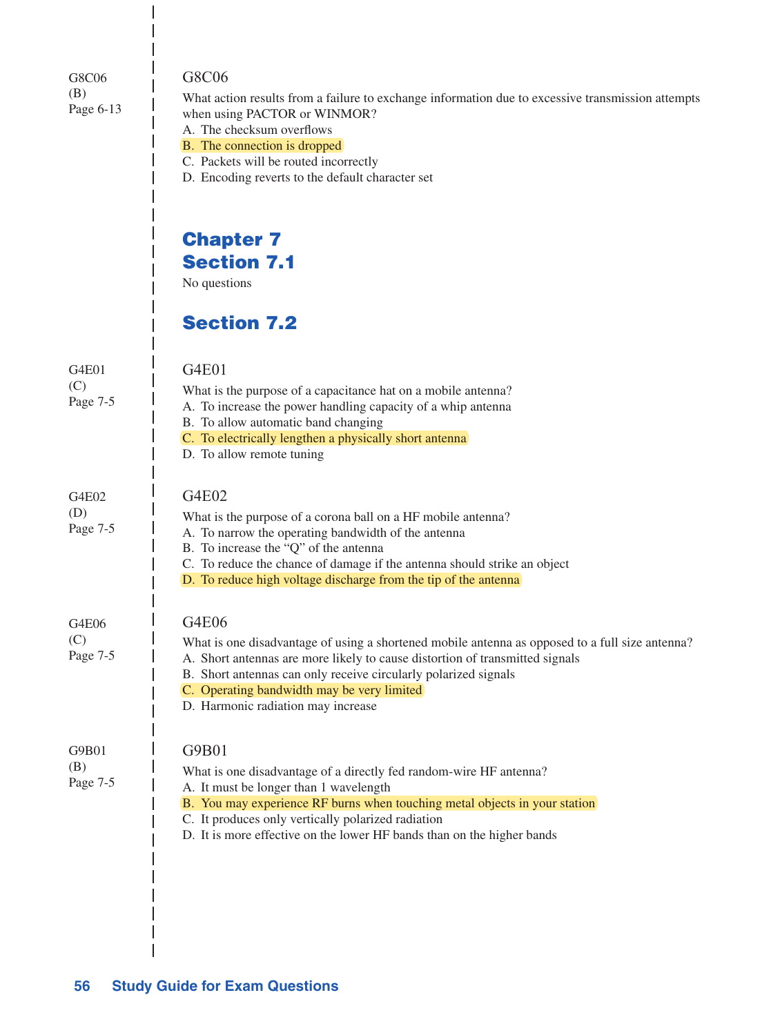G8C06
(B)
Page 6-13

### G8C06

What action results from a failure to exchange information due to excessive transmission attempts when using PACTOR or WINMOR?

A. The checksum overflows
B. The connection is dropped
C. Packets will be routed incorrectly
D. Encoding reverts to the default character set

# Chapter 7

## Section 7.1

No questions

## Section 7.2

G4E01
(C)
Page 7-5

### G4E01

What is the purpose of a capacitance hat on a mobile antenna?

A. To increase the power handling capacity of a whip antenna
B. To allow automatic band changing
C. To electrically lengthen a physically short antenna
D. To allow remote tuning

G4E02
(D)
Page 7-5

### G4E02

What is the purpose of a corona ball on a HF mobile antenna?

A. To narrow the operating bandwidth of the antenna
B. To increase the "Q" of the antenna
C. To reduce the chance of damage if the antenna should strike an object
D. To reduce high voltage discharge from the tip of the antenna

G4E06
(C)
Page 7-5

### G4E06

What is one disadvantage of using a shortened mobile antenna as opposed to a full size antenna?

A. Short antennas are more likely to cause distortion of transmitted signals
B. Short antennas can only receive circularly polarized signals
C. Operating bandwidth may be very limited
D. Harmonic radiation may increase

G9B01
(B)
Page 7-5

### G9B01

What is one disadvantage of a directly fed random-wire HF antenna?

A. It must be longer than 1 wavelength
B. You may experience RF burns when touching metal objects in your station
C. It produces only vertically polarized radiation
D. It is more effective on the lower HF bands than on the higher bands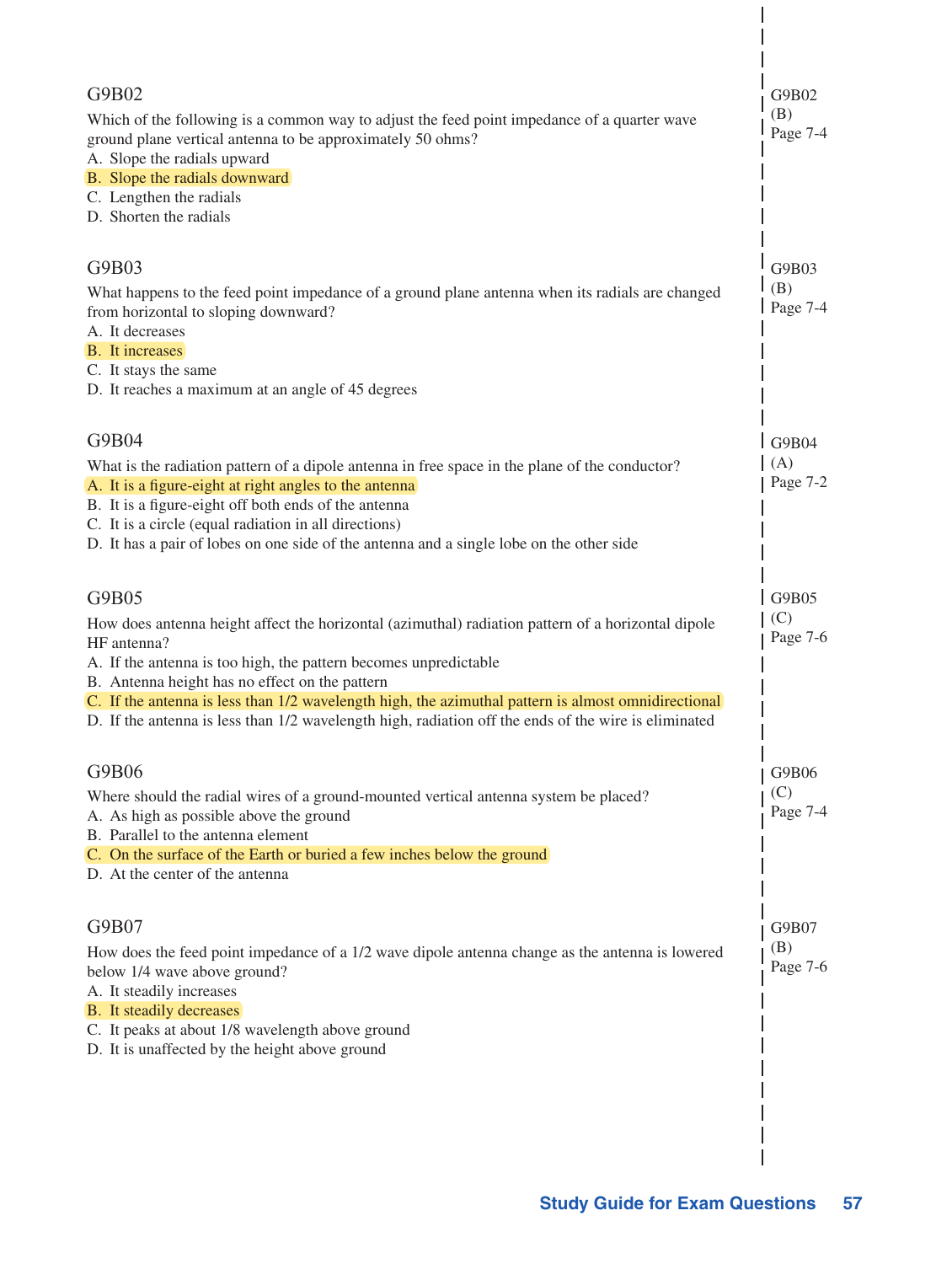### G9B02

Which of the following is a common way to adjust the feed point impedance of a quarter wave ground plane vertical antenna to be approximately 50 ohms?

A. Slope the radials upward
B. Slope the radials downward
C. Lengthen the radials
D. Shorten the radials

G9B02 (B) Page 7-4

### G9B03

What happens to the feed point impedance of a ground plane antenna when its radials are changed from horizontal to sloping downward?

A. It decreases
B. It increases
C. It stays the same
D. It reaches a maximum at an angle of 45 degrees

G9B03 (B) Page 7-4

### G9B04

What is the radiation pattern of a dipole antenna in free space in the plane of the conductor?

A. It is a figure-eight at right angles to the antenna
B. It is a figure-eight off both ends of the antenna
C. It is a circle (equal radiation in all directions)
D. It has a pair of lobes on one side of the antenna and a single lobe on the other side

G9B04 (A) Page 7-2

### G9B05

How does antenna height affect the horizontal (azimuthal) radiation pattern of a horizontal dipole HF antenna?

A. If the antenna is too high, the pattern becomes unpredictable
B. Antenna height has no effect on the pattern
C. If the antenna is less than 1/2 wavelength high, the azimuthal pattern is almost omnidirectional
D. If the antenna is less than 1/2 wavelength high, radiation off the ends of the wire is eliminated

G9B05 (C) Page 7-6

### G9B06

Where should the radial wires of a ground-mounted vertical antenna system be placed?

A. As high as possible above the ground
B. Parallel to the antenna element
C. On the surface of the Earth or buried a few inches below the ground
D. At the center of the antenna

G9B06 (C) Page 7-4

### G9B07

How does the feed point impedance of a 1/2 wave dipole antenna change as the antenna is lowered below 1/4 wave above ground?

A. It steadily increases
B. It steadily decreases
C. It peaks at about 1/8 wavelength above ground
D. It is unaffected by the height above ground

G9B07 (B) Page 7-6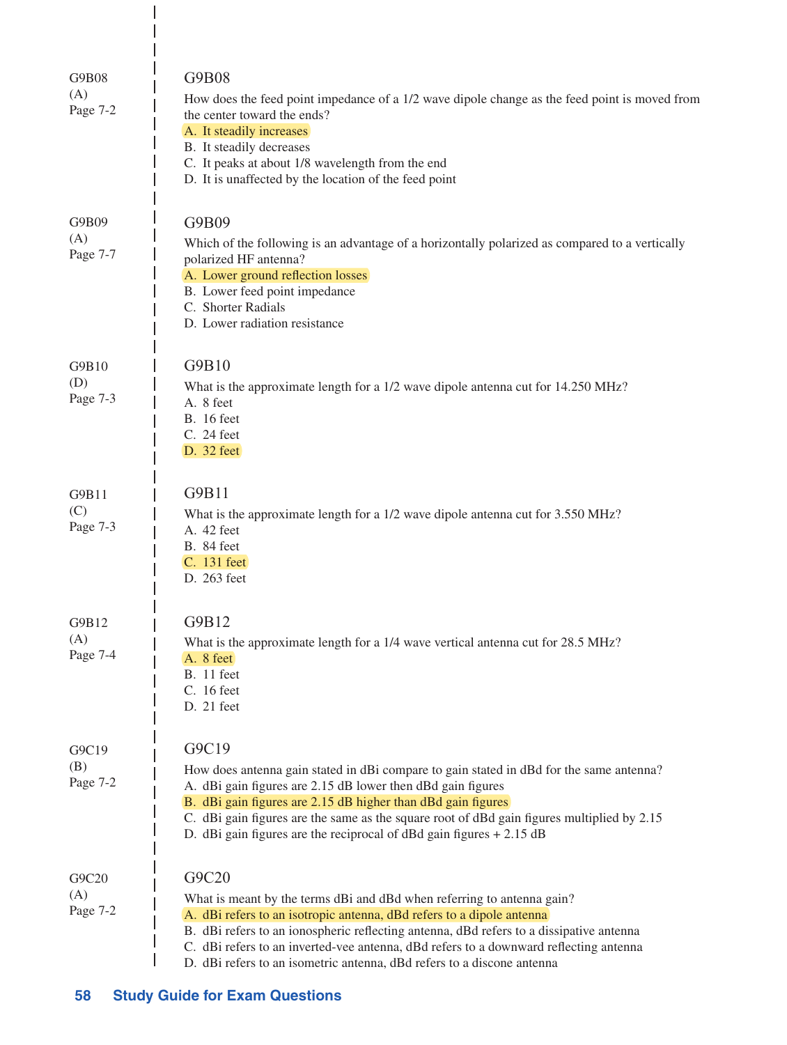G9B08
(A)
Page 7-2

## G9B08

How does the feed point impedance of a 1/2 wave dipole change as the feed point is moved from the center toward the ends?

A. It steadily increases
B. It steadily decreases
C. It peaks at about 1/8 wavelength from the end
D. It is unaffected by the location of the feed point

G9B09
(A)
Page 7-7

## G9B09

Which of the following is an advantage of a horizontally polarized as compared to a vertically polarized HF antenna?

A. Lower ground reflection losses
B. Lower feed point impedance
C. Shorter Radials
D. Lower radiation resistance

G9B10
(D)
Page 7-3

## G9B10

What is the approximate length for a 1/2 wave dipole antenna cut for 14.250 MHz?

A. 8 feet
B. 16 feet
C. 24 feet
D. 32 feet

G9B11
(C)
Page 7-3

## G9B11

What is the approximate length for a 1/2 wave dipole antenna cut for 3.550 MHz?

A. 42 feet
B. 84 feet
C. 131 feet
D. 263 feet

G9B12
(A)
Page 7-4

## G9B12

What is the approximate length for a 1/4 wave vertical antenna cut for 28.5 MHz?

A. 8 feet
B. 11 feet
C. 16 feet
D. 21 feet

G9C19
(B)
Page 7-2

## G9C19

How does antenna gain stated in dBi compare to gain stated in dBd for the same antenna?

A. dBi gain figures are 2.15 dB lower then dBd gain figures
B. dBi gain figures are 2.15 dB higher than dBd gain figures
C. dBi gain figures are the same as the square root of dBd gain figures multiplied by 2.15
D. dBi gain figures are the reciprocal of dBd gain figures + 2.15 dB

G9C20
(A)
Page 7-2

## G9C20

What is meant by the terms dBi and dBd when referring to antenna gain?

A. dBi refers to an isotropic antenna, dBd refers to a dipole antenna
B. dBi refers to an ionospheric reflecting antenna, dBd refers to a dissipative antenna
C. dBi refers to an inverted-vee antenna, dBd refers to a downward reflecting antenna
D. dBi refers to an isometric antenna, dBd refers to a discone antenna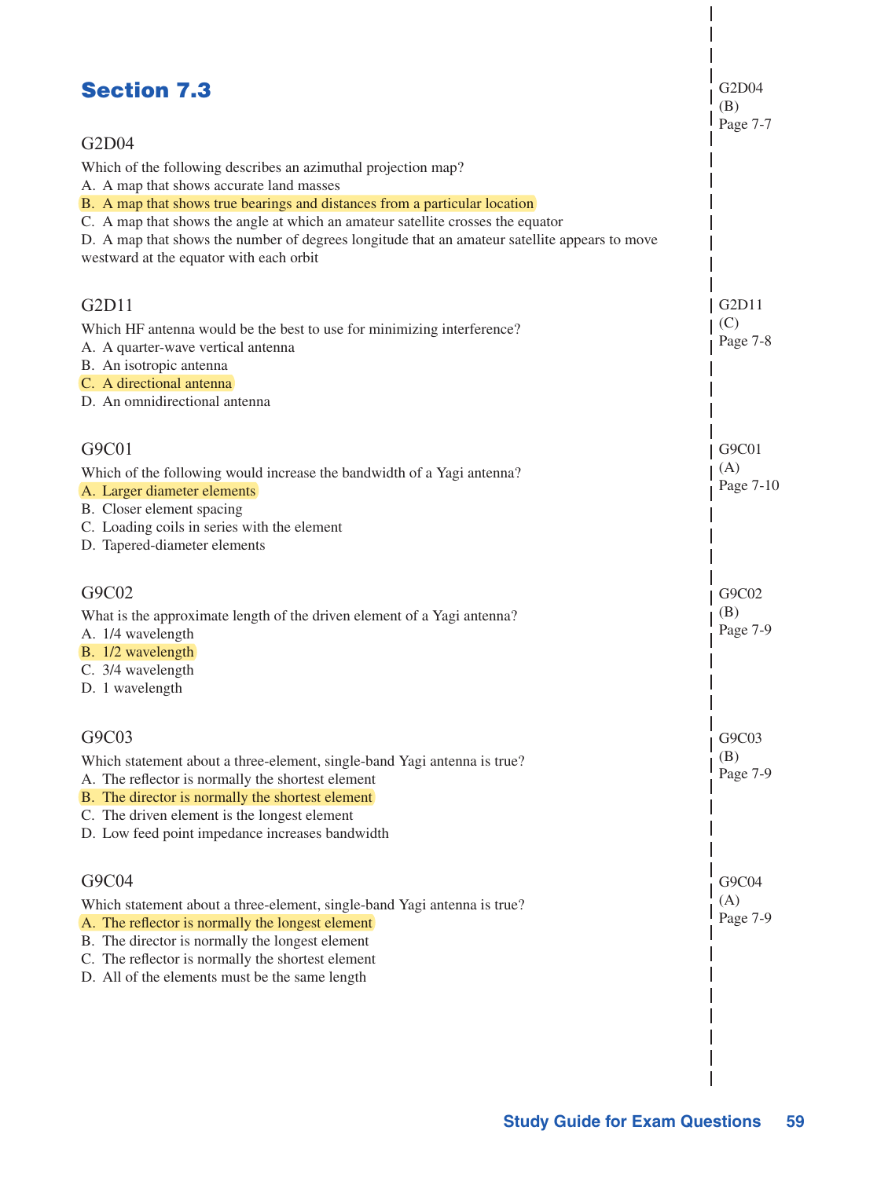## Section 7.3

G2D04

Which of the following describes an azimuthal projection map?

A. A map that shows accurate land masses
B. A map that shows true bearings and distances from a particular location
C. A map that shows the angle at which an amateur satellite crosses the equator
D. A map that shows the number of degrees longitude that an amateur satellite appears to move westward at the equator with each orbit

G2D04
(B)
Page 7-7

G2D11

Which HF antenna would be the best to use for minimizing interference?

A. A quarter-wave vertical antenna
B. An isotropic antenna
C. A directional antenna
D. An omnidirectional antenna

G2D11
(C)
Page 7-8

G9C01

Which of the following would increase the bandwidth of a Yagi antenna?

A. Larger diameter elements
B. Closer element spacing
C. Loading coils in series with the element
D. Tapered-diameter elements

G9C01
(A)
Page 7-10

G9C02

What is the approximate length of the driven element of a Yagi antenna?

A. 1/4 wavelength
B. 1/2 wavelength
C. 3/4 wavelength
D. 1 wavelength

G9C02
(B)
Page 7-9

G9C03

Which statement about a three-element, single-band Yagi antenna is true?

A. The reflector is normally the shortest element
B. The director is normally the shortest element
C. The driven element is the longest element
D. Low feed point impedance increases bandwidth

G9C03
(B)
Page 7-9

G9C04

Which statement about a three-element, single-band Yagi antenna is true?

A. The reflector is normally the longest element
B. The director is normally the longest element
C. The reflector is normally the shortest element
D. All of the elements must be the same length

G9C04
(A)
Page 7-9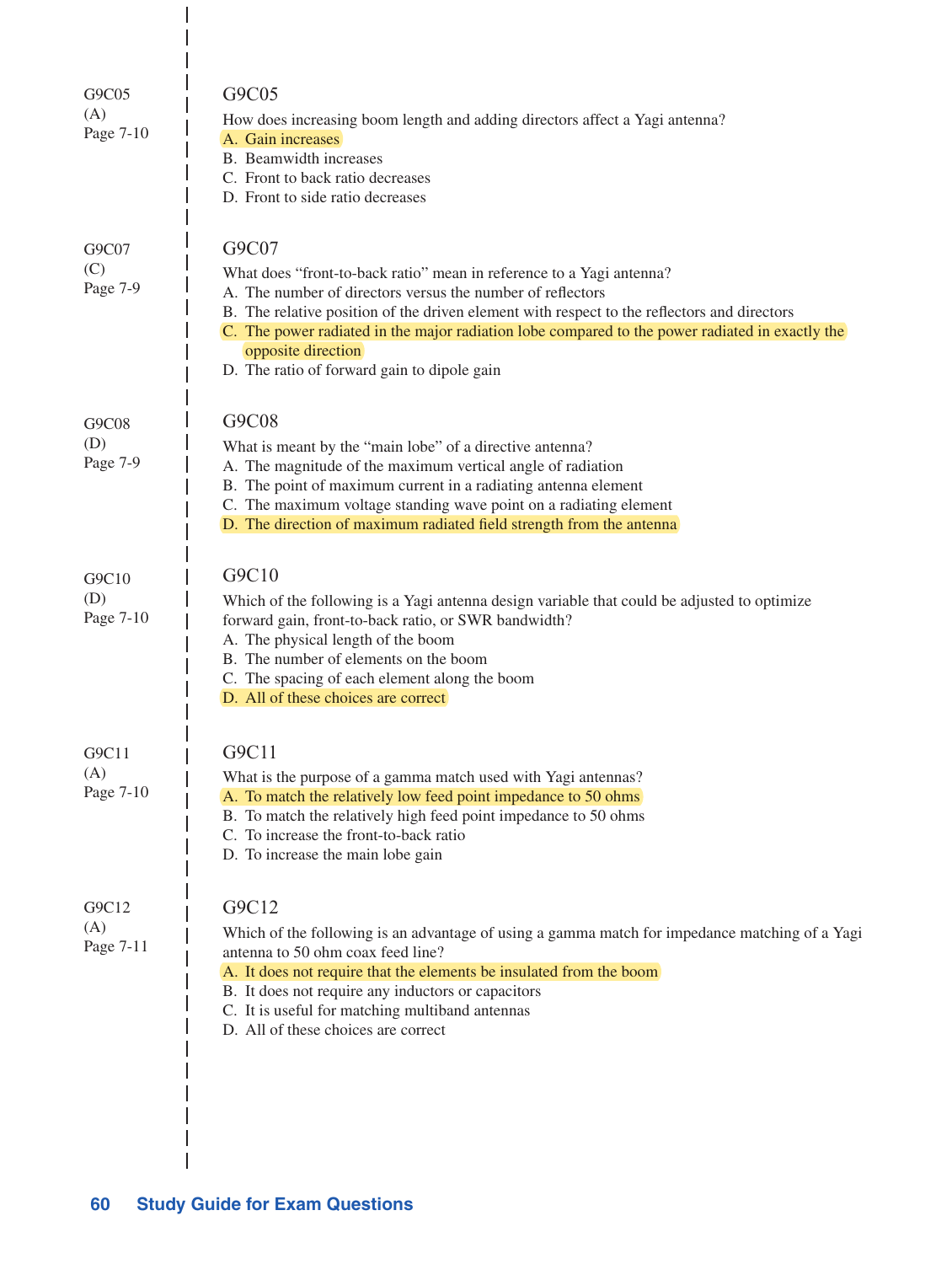G9C05
(A)
Page 7-10

### G9C05

How does increasing boom length and adding directors affect a Yagi antenna?

A. Gain increases
B. Beamwidth increases
C. Front to back ratio decreases
D. Front to side ratio decreases

G9C07
(C)
Page 7-9

### G9C07

What does “front-to-back ratio” mean in reference to a Yagi antenna?

A. The number of directors versus the number of reflectors
B. The relative position of the driven element with respect to the reflectors and directors
C. The power radiated in the major radiation lobe compared to the power radiated in exactly the opposite direction
D. The ratio of forward gain to dipole gain

G9C08
(D)
Page 7-9

### G9C08

What is meant by the “main lobe” of a directive antenna?

A. The magnitude of the maximum vertical angle of radiation
B. The point of maximum current in a radiating antenna element
C. The maximum voltage standing wave point on a radiating element
D. The direction of maximum radiated field strength from the antenna

G9C10
(D)
Page 7-10

### G9C10

Which of the following is a Yagi antenna design variable that could be adjusted to optimize forward gain, front-to-back ratio, or SWR bandwidth?

A. The physical length of the boom
B. The number of elements on the boom
C. The spacing of each element along the boom
D. All of these choices are correct

G9C11
(A)
Page 7-10

### G9C11

What is the purpose of a gamma match used with Yagi antennas?

A. To match the relatively low feed point impedance to 50 ohms
B. To match the relatively high feed point impedance to 50 ohms
C. To increase the front-to-back ratio
D. To increase the main lobe gain

G9C12
(A)
Page 7-11

### G9C12

Which of the following is an advantage of using a gamma match for impedance matching of a Yagi antenna to 50 ohm coax feed line?

A. It does not require that the elements be insulated from the boom
B. It does not require any inductors or capacitors
C. It is useful for matching multiband antennas
D. All of these choices are correct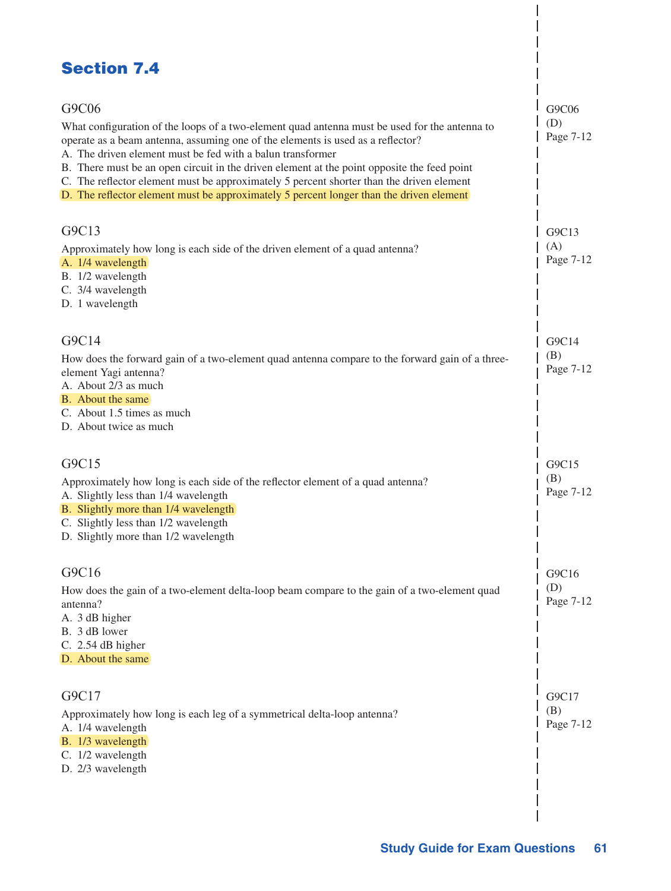## Section 7.4

G9C06

What configuration of the loops of a two-element quad antenna must be used for the antenna to operate as a beam antenna, assuming one of the elements is used as a reflector?

A. The driven element must be fed with a balun transformer
B. There must be an open circuit in the driven element at the point opposite the feed point
C. The reflector element must be approximately 5 percent shorter than the driven element
D. The reflector element must be approximately 5 percent longer than the driven element

G9C06
(D)
Page 7-12

G9C13

Approximately how long is each side of the driven element of a quad antenna?

A. 1/4 wavelength
B. 1/2 wavelength
C. 3/4 wavelength
D. 1 wavelength

G9C13
(A)
Page 7-12

G9C14

How does the forward gain of a two-element quad antenna compare to the forward gain of a three-element Yagi antenna?

A. About 2/3 as much
B. About the same
C. About 1.5 times as much
D. About twice as much

G9C14
(B)
Page 7-12

G9C15

Approximately how long is each side of the reflector element of a quad antenna?

A. Slightly less than 1/4 wavelength
B. Slightly more than 1/4 wavelength
C. Slightly less than 1/2 wavelength
D. Slightly more than 1/2 wavelength

G9C15
(B)
Page 7-12

G9C16

How does the gain of a two-element delta-loop beam compare to the gain of a two-element quad antenna?

A. 3 dB higher
B. 3 dB lower
C. 2.54 dB higher
D. About the same

G9C16
(D)
Page 7-12

G9C17

Approximately how long is each leg of a symmetrical delta-loop antenna?

A. 1/4 wavelength
B. 1/3 wavelength
C. 1/2 wavelength
D. 2/3 wavelength

G9C17
(B)
Page 7-12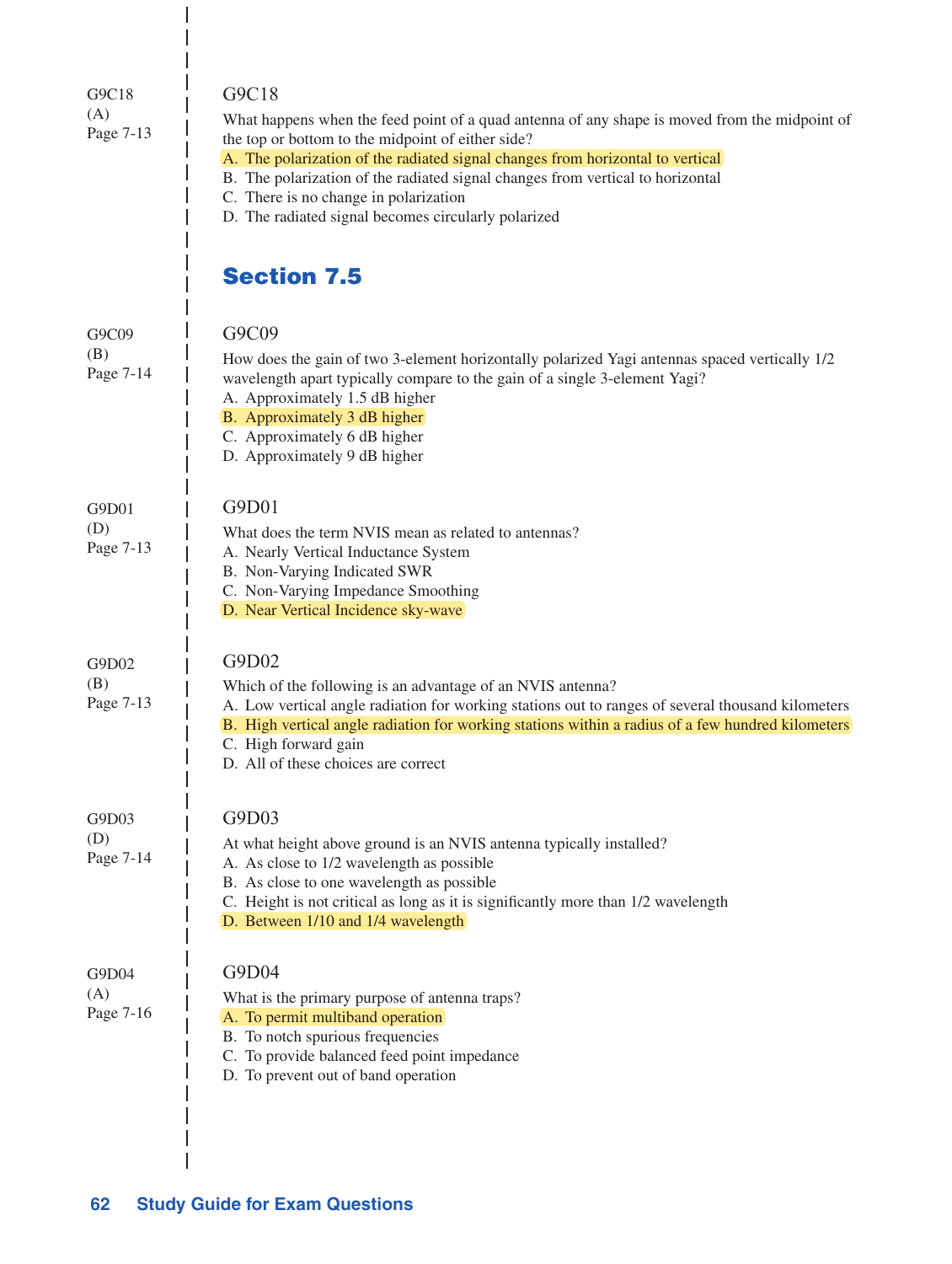G9C18
(A)
Page 7-13

G9C18

What happens when the feed point of a quad antenna of any shape is moved from the midpoint of the top or bottom to the midpoint of either side?

A. The polarization of the radiated signal changes from horizontal to vertical
B. The polarization of the radiated signal changes from vertical to horizontal
C. There is no change in polarization
D. The radiated signal becomes circularly polarized

## Section 7.5

G9C09
(B)
Page 7-14

G9C09

How does the gain of two 3-element horizontally polarized Yagi antennas spaced vertically 1/2 wavelength apart typically compare to the gain of a single 3-element Yagi?

A. Approximately 1.5 dB higher
B. Approximately 3 dB higher
C. Approximately 6 dB higher
D. Approximately 9 dB higher

G9D01
(D)
Page 7-13

G9D01

What does the term NVIS mean as related to antennas?

A. Nearly Vertical Inductance System
B. Non-Varying Indicated SWR
C. Non-Varying Impedance Smoothing
D. Near Vertical Incidence sky-wave

G9D02
(B)
Page 7-13

G9D02

Which of the following is an advantage of an NVIS antenna?

A. Low vertical angle radiation for working stations out to ranges of several thousand kilometers
B. High vertical angle radiation for working stations within a radius of a few hundred kilometers
C. High forward gain
D. All of these choices are correct

G9D03
(D)
Page 7-14

G9D03

At what height above ground is an NVIS antenna typically installed?

A. As close to 1/2 wavelength as possible
B. As close to one wavelength as possible
C. Height is not critical as long as it is significantly more than 1/2 wavelength
D. Between 1/10 and 1/4 wavelength

G9D04
(A)
Page 7-16

G9D04

What is the primary purpose of antenna traps?

A. To permit multiband operation
B. To notch spurious frequencies
C. To provide balanced feed point impedance
D. To prevent out of band operation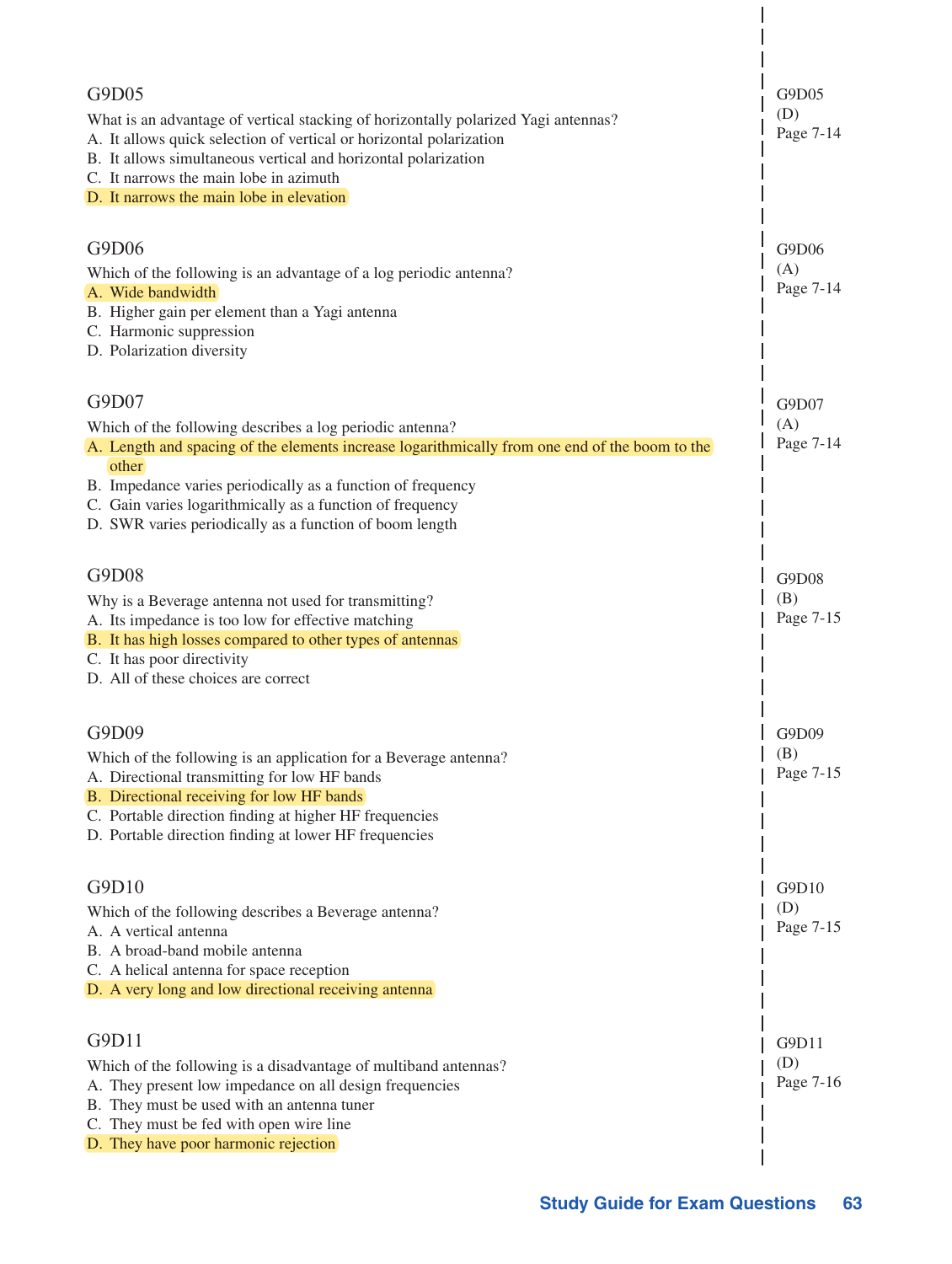### G9D05

What is an advantage of vertical stacking of horizontally polarized Yagi antennas?

A. It allows quick selection of vertical or horizontal polarization
B. It allows simultaneous vertical and horizontal polarization
C. It narrows the main lobe in azimuth
D. It narrows the main lobe in elevation

G9D05
(D)
Page 7-14

### G9D06

Which of the following is an advantage of a log periodic antenna?

A. Wide bandwidth
B. Higher gain per element than a Yagi antenna
C. Harmonic suppression
D. Polarization diversity

G9D06
(A)
Page 7-14

### G9D07

Which of the following describes a log periodic antenna?

A. Length and spacing of the elements increase logarithmically from one end of the boom to the other
B. Impedance varies periodically as a function of frequency
C. Gain varies logarithmically as a function of frequency
D. SWR varies periodically as a function of boom length

G9D07
(A)
Page 7-14

### G9D08

Why is a Beverage antenna not used for transmitting?

A. Its impedance is too low for effective matching
B. It has high losses compared to other types of antennas
C. It has poor directivity
D. All of these choices are correct

G9D08
(B)
Page 7-15

### G9D09

Which of the following is an application for a Beverage antenna?

A. Directional transmitting for low HF bands
B. Directional receiving for low HF bands
C. Portable direction finding at higher HF frequencies
D. Portable direction finding at lower HF frequencies

G9D09
(B)
Page 7-15

### G9D10

Which of the following describes a Beverage antenna?

A. A vertical antenna
B. A broad-band mobile antenna
C. A helical antenna for space reception
D. A very long and low directional receiving antenna

G9D10
(D)
Page 7-15

### G9D11

Which of the following is a disadvantage of multiband antennas?

A. They present low impedance on all design frequencies
B. They must be used with an antenna tuner
C. They must be fed with open wire line
D. They have poor harmonic rejection

G9D11
(D)
Page 7-16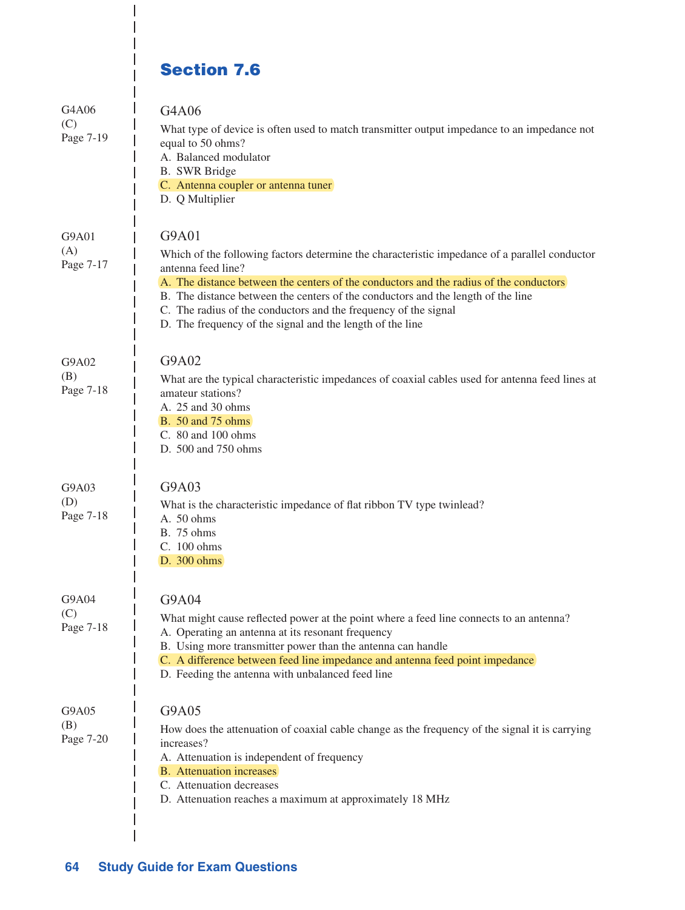## Section 7.6

G4A06
(C)
Page 7-19

### G4A06

What type of device is often used to match transmitter output impedance to an impedance not equal to 50 ohms?

A. Balanced modulator
B. SWR Bridge
C. Antenna coupler or antenna tuner
D. Q Multiplier

G9A01
(A)
Page 7-17

### G9A01

Which of the following factors determine the characteristic impedance of a parallel conductor antenna feed line?

A. The distance between the centers of the conductors and the radius of the conductors
B. The distance between the centers of the conductors and the length of the line
C. The radius of the conductors and the frequency of the signal
D. The frequency of the signal and the length of the line

G9A02
(B)
Page 7-18

### G9A02

What are the typical characteristic impedances of coaxial cables used for antenna feed lines at amateur stations?

A. 25 and 30 ohms
B. 50 and 75 ohms
C. 80 and 100 ohms
D. 500 and 750 ohms

G9A03
(D)
Page 7-18

### G9A03

What is the characteristic impedance of flat ribbon TV type twinlead?

A. 50 ohms
B. 75 ohms
C. 100 ohms
D. 300 ohms

G9A04
(C)
Page 7-18

### G9A04

What might cause reflected power at the point where a feed line connects to an antenna?

A. Operating an antenna at its resonant frequency
B. Using more transmitter power than the antenna can handle
C. A difference between feed line impedance and antenna feed point impedance
D. Feeding the antenna with unbalanced feed line

G9A05
(B)
Page 7-20

### G9A05

How does the attenuation of coaxial cable change as the frequency of the signal it is carrying increases?

A. Attenuation is independent of frequency
B. Attenuation increases
C. Attenuation decreases
D. Attenuation reaches a maximum at approximately 18 MHz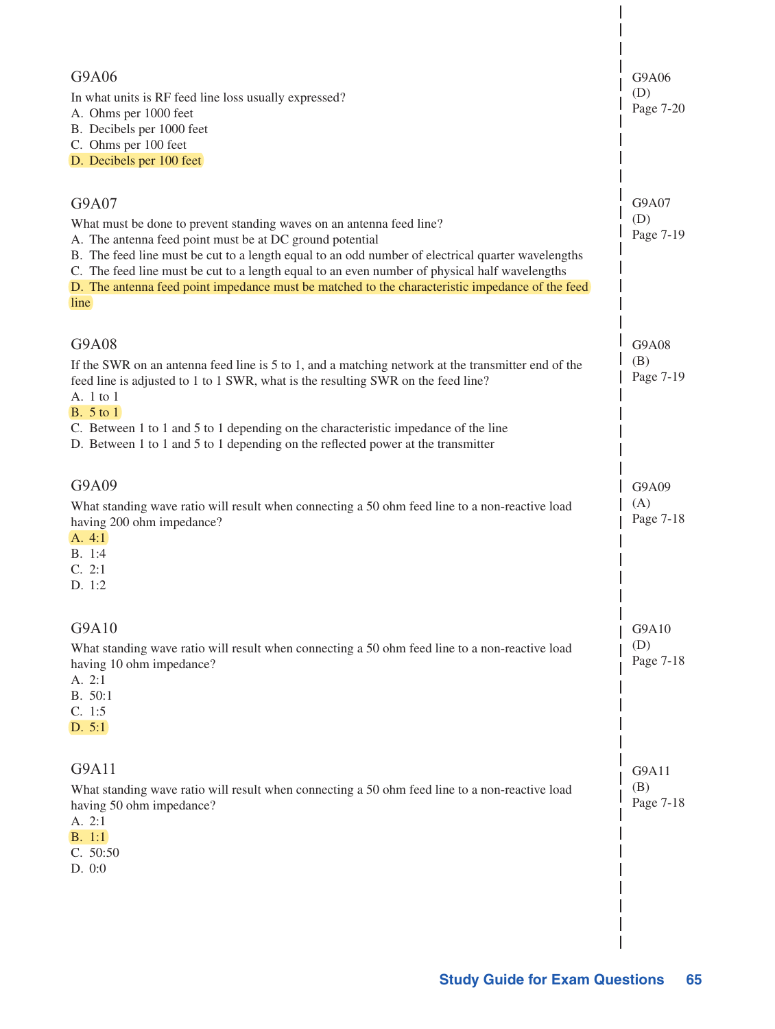### G9A06

In what units is RF feed line loss usually expressed?

A. Ohms per 1000 feet
B. Decibels per 1000 feet
C. Ohms per 100 feet
D. Decibels per 100 feet

G9A06
(D)
Page 7-20

### G9A07

What must be done to prevent standing waves on an antenna feed line?

A. The antenna feed point must be at DC ground potential
B. The feed line must be cut to a length equal to an odd number of electrical quarter wavelengths
C. The feed line must be cut to a length equal to an even number of physical half wavelengths
D. The antenna feed point impedance must be matched to the characteristic impedance of the feed line

G9A07
(D)
Page 7-19

### G9A08

If the SWR on an antenna feed line is 5 to 1, and a matching network at the transmitter end of the feed line is adjusted to 1 to 1 SWR, what is the resulting SWR on the feed line?

A. 1 to 1
B. 5 to 1
C. Between 1 to 1 and 5 to 1 depending on the characteristic impedance of the line
D. Between 1 to 1 and 5 to 1 depending on the reflected power at the transmitter

G9A08
(B)
Page 7-19

### G9A09

What standing wave ratio will result when connecting a 50 ohm feed line to a non-reactive load having 200 ohm impedance?

A. 4:1
B. 1:4
C. 2:1
D. 1:2

G9A09
(A)
Page 7-18

### G9A10

What standing wave ratio will result when connecting a 50 ohm feed line to a non-reactive load having 10 ohm impedance?

A. 2:1
B. 50:1
C. 1:5
D. 5:1

G9A10
(D)
Page 7-18

### G9A11

What standing wave ratio will result when connecting a 50 ohm feed line to a non-reactive load having 50 ohm impedance?

A. 2:1
B. 1:1
C. 50:50
D. 0:0

G9A11
(B)
Page 7-18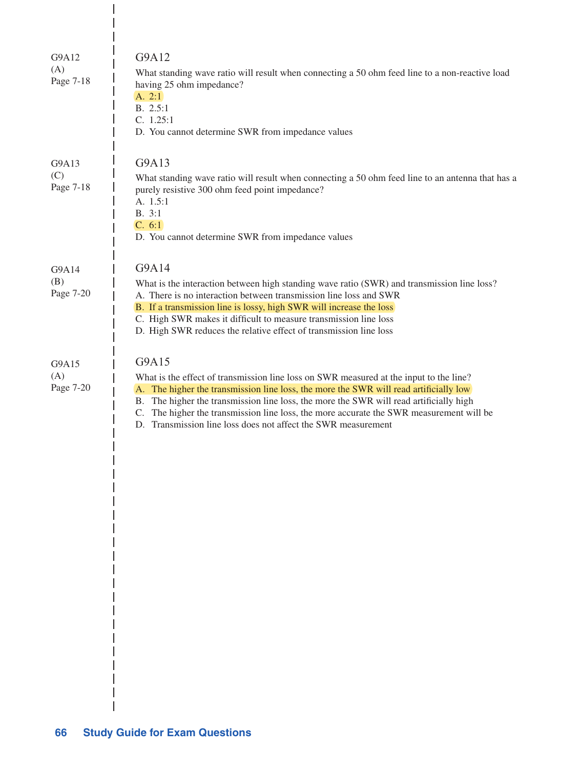G9A12
(A)
Page 7-18

## G9A12

What standing wave ratio will result when connecting a 50 ohm feed line to a non-reactive load having 25 ohm impedance?

A. 2:1
B. 2.5:1
C. 1.25:1
D. You cannot determine SWR from impedance values

G9A13
(C)
Page 7-18

## G9A13

What standing wave ratio will result when connecting a 50 ohm feed line to an antenna that has a purely resistive 300 ohm feed point impedance?

A. 1.5:1
B. 3:1
C. 6:1
D. You cannot determine SWR from impedance values

G9A14
(B)
Page 7-20

## G9A14

What is the interaction between high standing wave ratio (SWR) and transmission line loss?

A. There is no interaction between transmission line loss and SWR
B. If a transmission line is lossy, high SWR will increase the loss
C. High SWR makes it difficult to measure transmission line loss
D. High SWR reduces the relative effect of transmission line loss

G9A15
(A)
Page 7-20

## G9A15

What is the effect of transmission line loss on SWR measured at the input to the line?

A. The higher the transmission line loss, the more the SWR will read artificially low
B. The higher the transmission line loss, the more the SWR will read artificially high
C. The higher the transmission line loss, the more accurate the SWR measurement will be
D. Transmission line loss does not affect the SWR measurement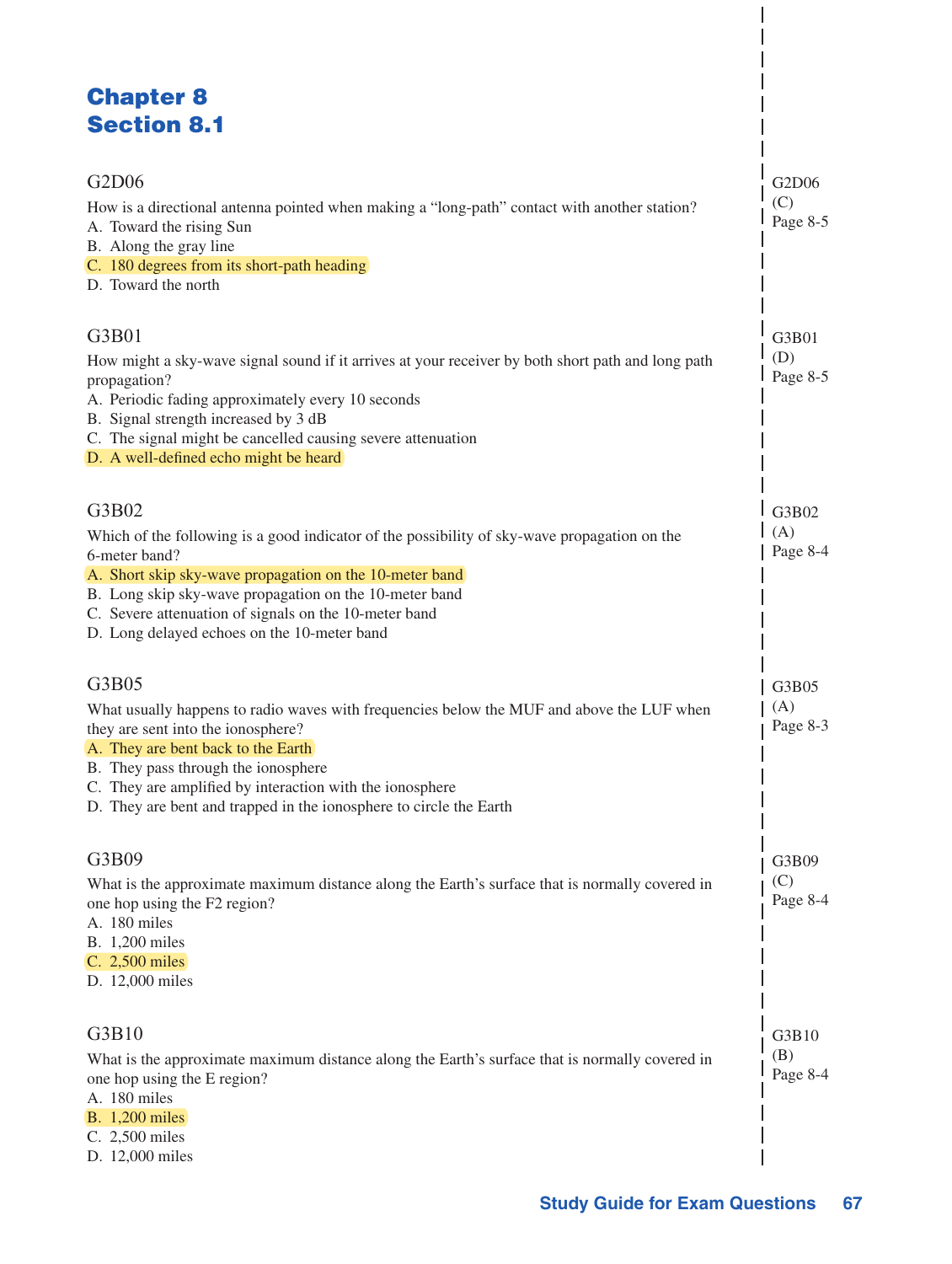# Chapter 8
## Section 8.1

### G2D06

How is a directional antenna pointed when making a "long-path" contact with another station?

A. Toward the rising Sun
B. Along the gray line
C. 180 degrees from its short-path heading
D. Toward the north

G2D06 (C) Page 8-5

### G3B01

How might a sky-wave signal sound if it arrives at your receiver by both short path and long path propagation?

A. Periodic fading approximately every 10 seconds
B. Signal strength increased by 3 dB
C. The signal might be cancelled causing severe attenuation
D. A well-defined echo might be heard

G3B01 (D) Page 8-5

### G3B02

Which of the following is a good indicator of the possibility of sky-wave propagation on the 6-meter band?

A. Short skip sky-wave propagation on the 10-meter band
B. Long skip sky-wave propagation on the 10-meter band
C. Severe attenuation of signals on the 10-meter band
D. Long delayed echoes on the 10-meter band

G3B02 (A) Page 8-4

### G3B05

What usually happens to radio waves with frequencies below the MUF and above the LUF when they are sent into the ionosphere?

A. They are bent back to the Earth
B. They pass through the ionosphere
C. They are amplified by interaction with the ionosphere
D. They are bent and trapped in the ionosphere to circle the Earth

G3B05 (A) Page 8-3

### G3B09

What is the approximate maximum distance along the Earth's surface that is normally covered in one hop using the F2 region?

A. 180 miles
B. 1,200 miles
C. 2,500 miles
D. 12,000 miles

G3B09 (C) Page 8-4

### G3B10

What is the approximate maximum distance along the Earth's surface that is normally covered in one hop using the E region?

A. 180 miles
B. 1,200 miles
C. 2,500 miles
D. 12,000 miles

G3B10 (B) Page 8-4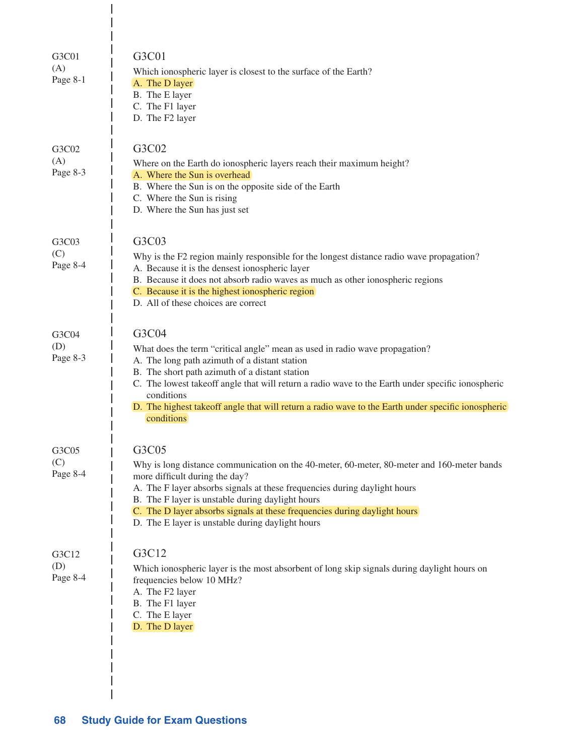G3C01
(A)
Page 8-1

## G3C01

Which ionospheric layer is closest to the surface of the Earth?

A. The D layer
B. The E layer
C. The F1 layer
D. The F2 layer

G3C02
(A)
Page 8-3

## G3C02

Where on the Earth do ionospheric layers reach their maximum height?

A. Where the Sun is overhead
B. Where the Sun is on the opposite side of the Earth
C. Where the Sun is rising
D. Where the Sun has just set

G3C03
(C)
Page 8-4

## G3C03

Why is the F2 region mainly responsible for the longest distance radio wave propagation?

A. Because it is the densest ionospheric layer
B. Because it does not absorb radio waves as much as other ionospheric regions
C. Because it is the highest ionospheric region
D. All of these choices are correct

G3C04
(D)
Page 8-3

## G3C04

What does the term "critical angle" mean as used in radio wave propagation?

A. The long path azimuth of a distant station
B. The short path azimuth of a distant station
C. The lowest takeoff angle that will return a radio wave to the Earth under specific ionospheric conditions
D. The highest takeoff angle that will return a radio wave to the Earth under specific ionospheric conditions

G3C05
(C)
Page 8-4

## G3C05

Why is long distance communication on the 40-meter, 60-meter, 80-meter and 160-meter bands more difficult during the day?

A. The F layer absorbs signals at these frequencies during daylight hours
B. The F layer is unstable during daylight hours
C. The D layer absorbs signals at these frequencies during daylight hours
D. The E layer is unstable during daylight hours

G3C12
(D)
Page 8-4

## G3C12

Which ionospheric layer is the most absorbent of long skip signals during daylight hours on frequencies below 10 MHz?

A. The F2 layer
B. The F1 layer
C. The E layer
D. The D layer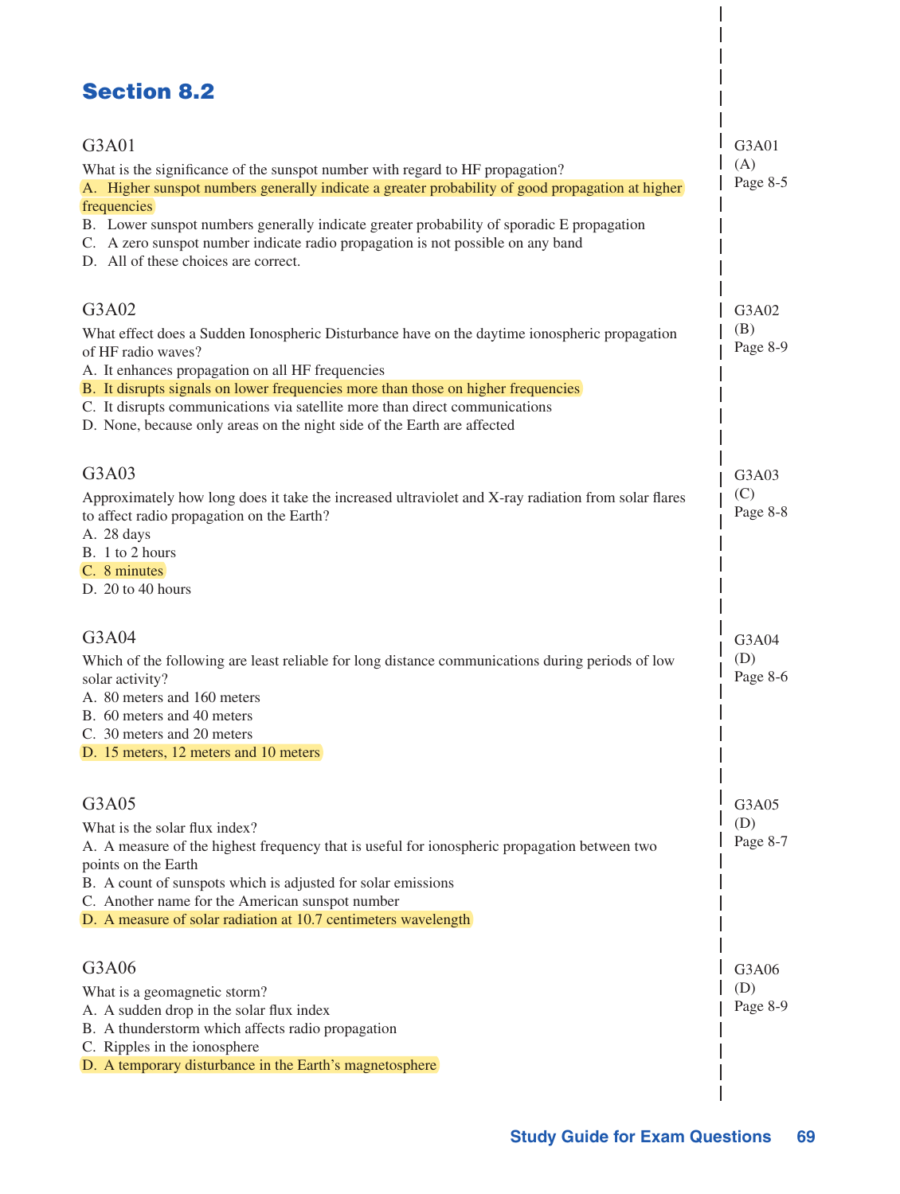## Section 8.2

G3A01

What is the significance of the sunspot number with regard to HF propagation?

A. Higher sunspot numbers generally indicate a greater probability of good propagation at higher frequencies

B. Lower sunspot numbers generally indicate greater probability of sporadic E propagation

C. A zero sunspot number indicate radio propagation is not possible on any band

D. All of these choices are correct.

G3A01
(A)
Page 8-5

G3A02

What effect does a Sudden Ionospheric Disturbance have on the daytime ionospheric propagation of HF radio waves?

A. It enhances propagation on all HF frequencies

B. It disrupts signals on lower frequencies more than those on higher frequencies

C. It disrupts communications via satellite more than direct communications

D. None, because only areas on the night side of the Earth are affected

G3A02
(B)
Page 8-9

G3A03

Approximately how long does it take the increased ultraviolet and X-ray radiation from solar flares to affect radio propagation on the Earth?

A. 28 days

B. 1 to 2 hours

C. 8 minutes

D. 20 to 40 hours

G3A03
(C)
Page 8-8

G3A04

Which of the following are least reliable for long distance communications during periods of low solar activity?

A. 80 meters and 160 meters

B. 60 meters and 40 meters

C. 30 meters and 20 meters

D. 15 meters, 12 meters and 10 meters

G3A04
(D)
Page 8-6

G3A05

What is the solar flux index?

A. A measure of the highest frequency that is useful for ionospheric propagation between two points on the Earth

B. A count of sunspots which is adjusted for solar emissions

C. Another name for the American sunspot number

D. A measure of solar radiation at 10.7 centimeters wavelength

G3A05
(D)
Page 8-7

G3A06

What is a geomagnetic storm?

A. A sudden drop in the solar flux index

B. A thunderstorm which affects radio propagation

C. Ripples in the ionosphere

D. A temporary disturbance in the Earth's magnetosphere

G3A06
(D)
Page 8-9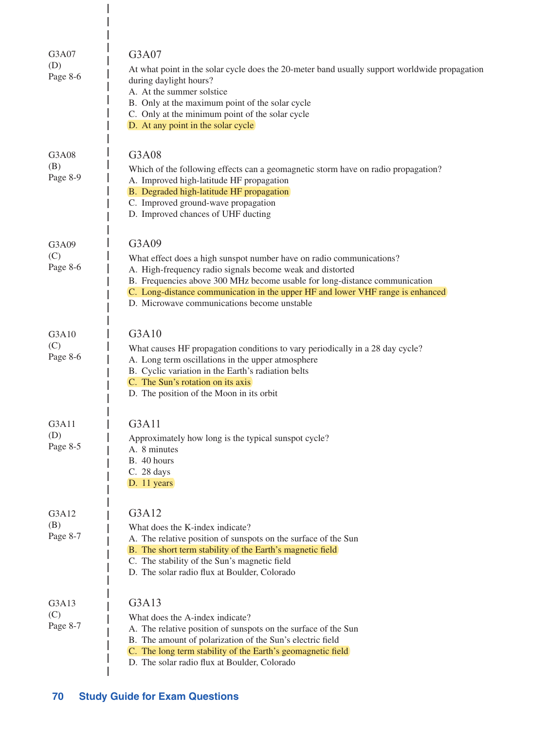G3A07
(D)
Page 8-6

### G3A07

At what point in the solar cycle does the 20-meter band usually support worldwide propagation during daylight hours?

A. At the summer solstice
B. Only at the maximum point of the solar cycle
C. Only at the minimum point of the solar cycle
D. At any point in the solar cycle

G3A08
(B)
Page 8-9

### G3A08

Which of the following effects can a geomagnetic storm have on radio propagation?

A. Improved high-latitude HF propagation
B. Degraded high-latitude HF propagation
C. Improved ground-wave propagation
D. Improved chances of UHF ducting

G3A09
(C)
Page 8-6

### G3A09

What effect does a high sunspot number have on radio communications?

A. High-frequency radio signals become weak and distorted
B. Frequencies above 300 MHz become usable for long-distance communication
C. Long-distance communication in the upper HF and lower VHF range is enhanced
D. Microwave communications become unstable

G3A10
(C)
Page 8-6

### G3A10

What causes HF propagation conditions to vary periodically in a 28 day cycle?

A. Long term oscillations in the upper atmosphere
B. Cyclic variation in the Earth's radiation belts
C. The Sun's rotation on its axis
D. The position of the Moon in its orbit

G3A11
(D)
Page 8-5

### G3A11

Approximately how long is the typical sunspot cycle?

A. 8 minutes
B. 40 hours
C. 28 days
D. 11 years

G3A12
(B)
Page 8-7

### G3A12

What does the K-index indicate?

A. The relative position of sunspots on the surface of the Sun
B. The short term stability of the Earth's magnetic field
C. The stability of the Sun's magnetic field
D. The solar radio flux at Boulder, Colorado

G3A13
(C)
Page 8-7

### G3A13

What does the A-index indicate?

A. The relative position of sunspots on the surface of the Sun
B. The amount of polarization of the Sun's electric field
C. The long term stability of the Earth's geomagnetic field
D. The solar radio flux at Boulder, Colorado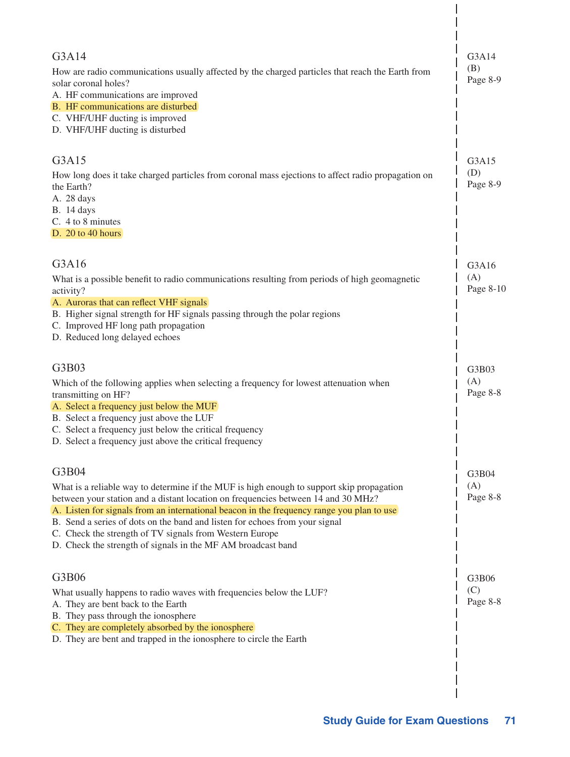### G3A14

How are radio communications usually affected by the charged particles that reach the Earth from solar coronal holes?

A. HF communications are improved
B. HF communications are disturbed
C. VHF/UHF ducting is improved
D. VHF/UHF ducting is disturbed

G3A14
(B)
Page 8-9

### G3A15

How long does it take charged particles from coronal mass ejections to affect radio propagation on the Earth?

A. 28 days
B. 14 days
C. 4 to 8 minutes
D. 20 to 40 hours

G3A15
(D)
Page 8-9

### G3A16

What is a possible benefit to radio communications resulting from periods of high geomagnetic activity?

A. Auroras that can reflect VHF signals
B. Higher signal strength for HF signals passing through the polar regions
C. Improved HF long path propagation
D. Reduced long delayed echoes

G3A16
(A)
Page 8-10

### G3B03

Which of the following applies when selecting a frequency for lowest attenuation when transmitting on HF?

A. Select a frequency just below the MUF
B. Select a frequency just above the LUF
C. Select a frequency just below the critical frequency
D. Select a frequency just above the critical frequency

G3B03
(A)
Page 8-8

### G3B04

What is a reliable way to determine if the MUF is high enough to support skip propagation between your station and a distant location on frequencies between 14 and 30 MHz?

A. Listen for signals from an international beacon in the frequency range you plan to use
B. Send a series of dots on the band and listen for echoes from your signal
C. Check the strength of TV signals from Western Europe
D. Check the strength of signals in the MF AM broadcast band

G3B04
(A)
Page 8-8

### G3B06

What usually happens to radio waves with frequencies below the LUF?

A. They are bent back to the Earth
B. They pass through the ionosphere
C. They are completely absorbed by the ionosphere
D. They are bent and trapped in the ionosphere to circle the Earth

G3B06
(C)
Page 8-8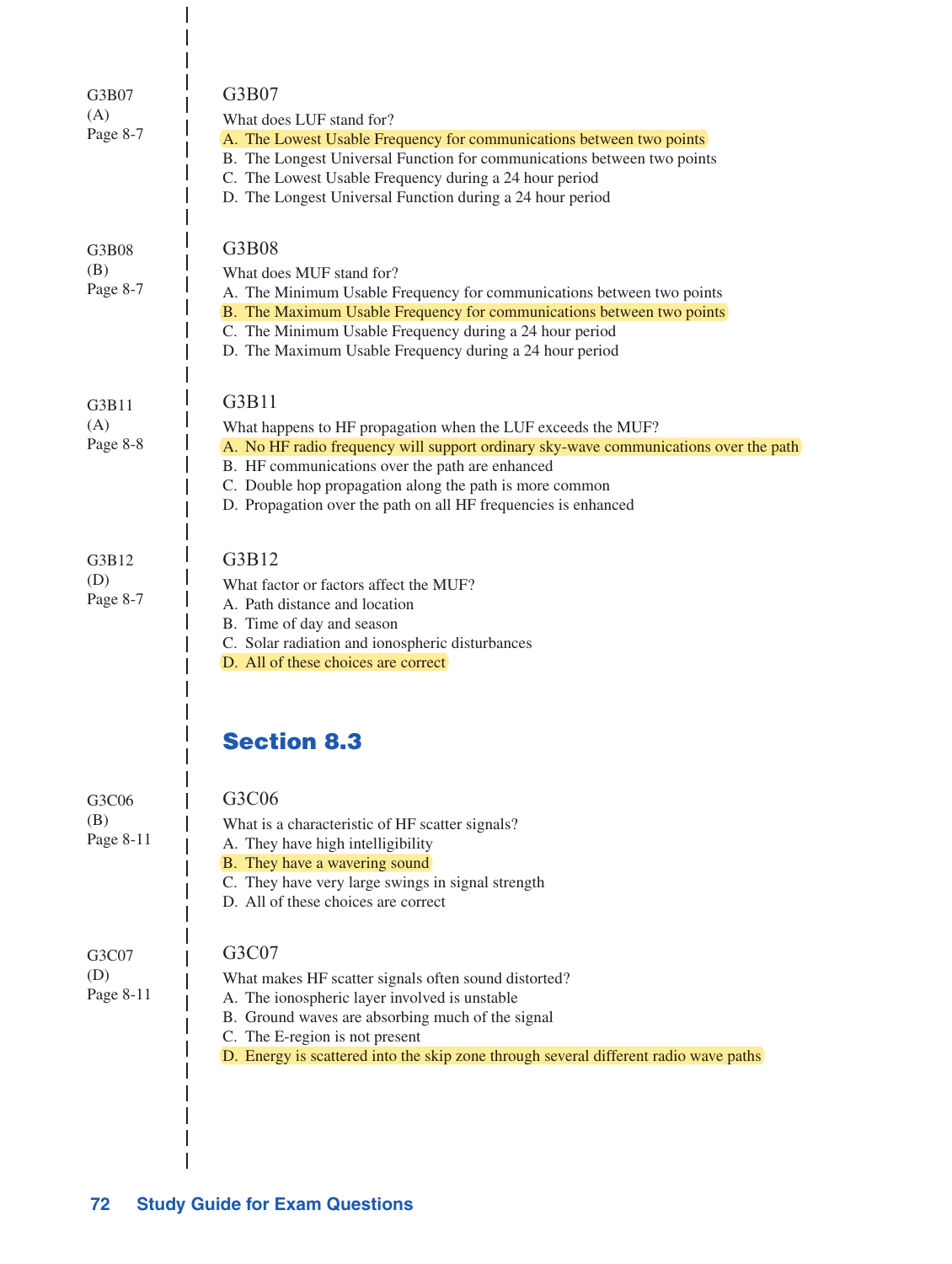G3B07
(A)
Page 8-7

### G3B07

What does LUF stand for?

A. The Lowest Usable Frequency for communications between two points
B. The Longest Universal Function for communications between two points
C. The Lowest Usable Frequency during a 24 hour period
D. The Longest Universal Function during a 24 hour period

G3B08
(B)
Page 8-7

### G3B08

What does MUF stand for?

A. The Minimum Usable Frequency for communications between two points
B. The Maximum Usable Frequency for communications between two points
C. The Minimum Usable Frequency during a 24 hour period
D. The Maximum Usable Frequency during a 24 hour period

G3B11
(A)
Page 8-8

### G3B11

What happens to HF propagation when the LUF exceeds the MUF?

A. No HF radio frequency will support ordinary sky-wave communications over the path
B. HF communications over the path are enhanced
C. Double hop propagation along the path is more common
D. Propagation over the path on all HF frequencies is enhanced

G3B12
(D)
Page 8-7

### G3B12

What factor or factors affect the MUF?

A. Path distance and location
B. Time of day and season
C. Solar radiation and ionospheric disturbances
D. All of these choices are correct

## Section 8.3

G3C06
(B)
Page 8-11

### G3C06

What is a characteristic of HF scatter signals?

A. They have high intelligibility
B. They have a wavering sound
C. They have very large swings in signal strength
D. All of these choices are correct

G3C07
(D)
Page 8-11

### G3C07

What makes HF scatter signals often sound distorted?

A. The ionospheric layer involved is unstable
B. Ground waves are absorbing much of the signal
C. The E-region is not present
D. Energy is scattered into the skip zone through several different radio wave paths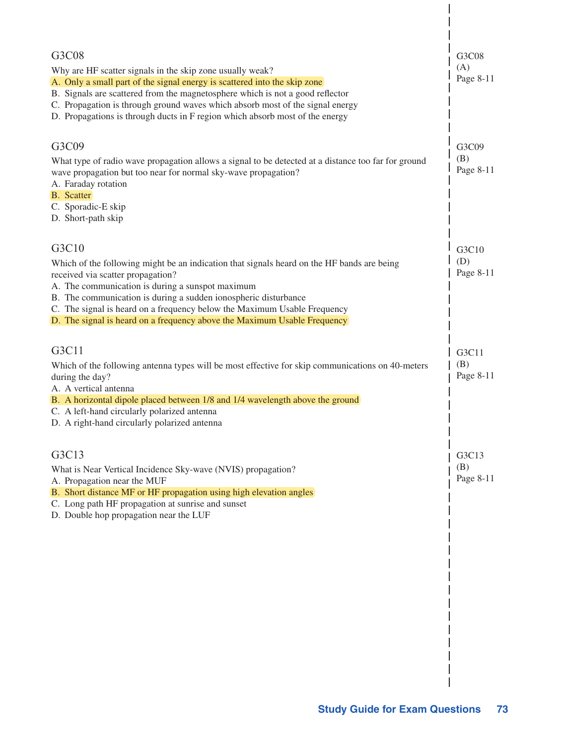### G3C08

Why are HF scatter signals in the skip zone usually weak?

A. Only a small part of the signal energy is scattered into the skip zone
B. Signals are scattered from the magnetosphere which is not a good reflector
C. Propagation is through ground waves which absorb most of the signal energy
D. Propagations is through ducts in F region which absorb most of the energy

G3C08
(A)
Page 8-11

### G3C09

What type of radio wave propagation allows a signal to be detected at a distance too far for ground wave propagation but too near for normal sky-wave propagation?

A. Faraday rotation
B. Scatter
C. Sporadic-E skip
D. Short-path skip

G3C09
(B)
Page 8-11

### G3C10

Which of the following might be an indication that signals heard on the HF bands are being received via scatter propagation?

A. The communication is during a sunspot maximum
B. The communication is during a sudden ionospheric disturbance
C. The signal is heard on a frequency below the Maximum Usable Frequency
D. The signal is heard on a frequency above the Maximum Usable Frequency

G3C10
(D)
Page 8-11

### G3C11

Which of the following antenna types will be most effective for skip communications on 40-meters during the day?

A. A vertical antenna
B. A horizontal dipole placed between 1/8 and 1/4 wavelength above the ground
C. A left-hand circularly polarized antenna
D. A right-hand circularly polarized antenna

G3C11
(B)
Page 8-11

### G3C13

What is Near Vertical Incidence Sky-wave (NVIS) propagation?

A. Propagation near the MUF
B. Short distance MF or HF propagation using high elevation angles
C. Long path HF propagation at sunrise and sunset
D. Double hop propagation near the LUF

G3C13
(B)
Page 8-11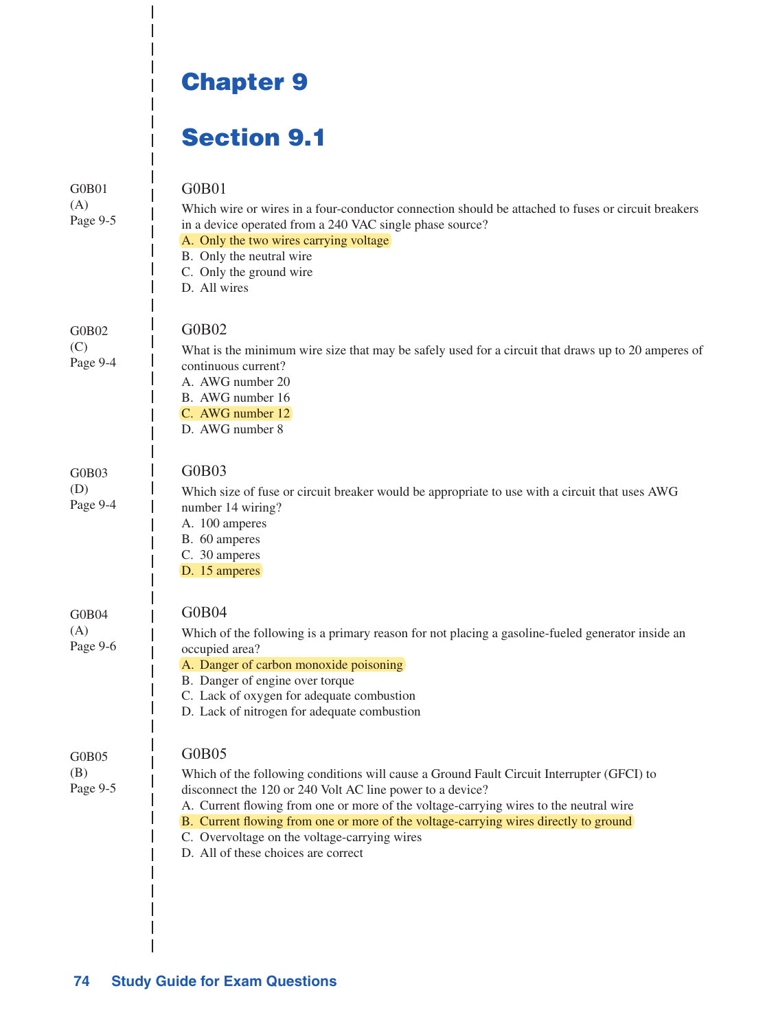# Chapter 9

## Section 9.1

G0B01
(A)
Page 9-5

### G0B01

Which wire or wires in a four-conductor connection should be attached to fuses or circuit breakers in a device operated from a 240 VAC single phase source?

A. Only the two wires carrying voltage
B. Only the neutral wire
C. Only the ground wire
D. All wires

G0B02
(C)
Page 9-4

### G0B02

What is the minimum wire size that may be safely used for a circuit that draws up to 20 amperes of continuous current?

A. AWG number 20
B. AWG number 16
C. AWG number 12
D. AWG number 8

G0B03
(D)
Page 9-4

### G0B03

Which size of fuse or circuit breaker would be appropriate to use with a circuit that uses AWG number 14 wiring?

A. 100 amperes
B. 60 amperes
C. 30 amperes
D. 15 amperes

G0B04
(A)
Page 9-6

### G0B04

Which of the following is a primary reason for not placing a gasoline-fueled generator inside an occupied area?

A. Danger of carbon monoxide poisoning
B. Danger of engine over torque
C. Lack of oxygen for adequate combustion
D. Lack of nitrogen for adequate combustion

G0B05
(B)
Page 9-5

### G0B05

Which of the following conditions will cause a Ground Fault Circuit Interrupter (GFCI) to disconnect the 120 or 240 Volt AC line power to a device?

A. Current flowing from one or more of the voltage-carrying wires to the neutral wire
B. Current flowing from one or more of the voltage-carrying wires directly to ground
C. Overvoltage on the voltage-carrying wires
D. All of these choices are correct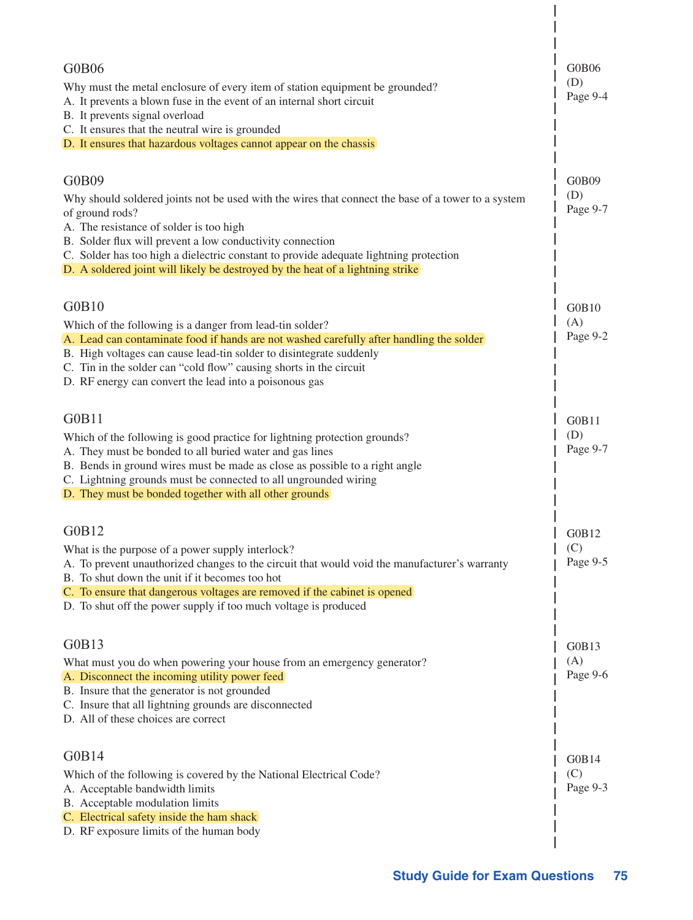### G0B06

Why must the metal enclosure of every item of station equipment be grounded?

A. It prevents a blown fuse in the event of an internal short circuit
B. It prevents signal overload
C. It ensures that the neutral wire is grounded
D. It ensures that hazardous voltages cannot appear on the chassis

G0B06
(D)
Page 9-4

### G0B09

Why should soldered joints not be used with the wires that connect the base of a tower to a system of ground rods?

A. The resistance of solder is too high
B. Solder flux will prevent a low conductivity connection
C. Solder has too high a dielectric constant to provide adequate lightning protection
D. A soldered joint will likely be destroyed by the heat of a lightning strike

G0B09
(D)
Page 9-7

### G0B10

Which of the following is a danger from lead-tin solder?

A. Lead can contaminate food if hands are not washed carefully after handling the solder
B. High voltages can cause lead-tin solder to disintegrate suddenly
C. Tin in the solder can "cold flow" causing shorts in the circuit
D. RF energy can convert the lead into a poisonous gas

G0B10
(A)
Page 9-2

### G0B11

Which of the following is good practice for lightning protection grounds?

A. They must be bonded to all buried water and gas lines
B. Bends in ground wires must be made as close as possible to a right angle
C. Lightning grounds must be connected to all ungrounded wiring
D. They must be bonded together with all other grounds

G0B11
(D)
Page 9-7

### G0B12

What is the purpose of a power supply interlock?

A. To prevent unauthorized changes to the circuit that would void the manufacturer's warranty
B. To shut down the unit if it becomes too hot
C. To ensure that dangerous voltages are removed if the cabinet is opened
D. To shut off the power supply if too much voltage is produced

G0B12
(C)
Page 9-5

### G0B13

What must you do when powering your house from an emergency generator?

A. Disconnect the incoming utility power feed
B. Insure that the generator is not grounded
C. Insure that all lightning grounds are disconnected
D. All of these choices are correct

G0B13
(A)
Page 9-6

### G0B14

Which of the following is covered by the National Electrical Code?

A. Acceptable bandwidth limits
B. Acceptable modulation limits
C. Electrical safety inside the ham shack
D. RF exposure limits of the human body

G0B14
(C)
Page 9-3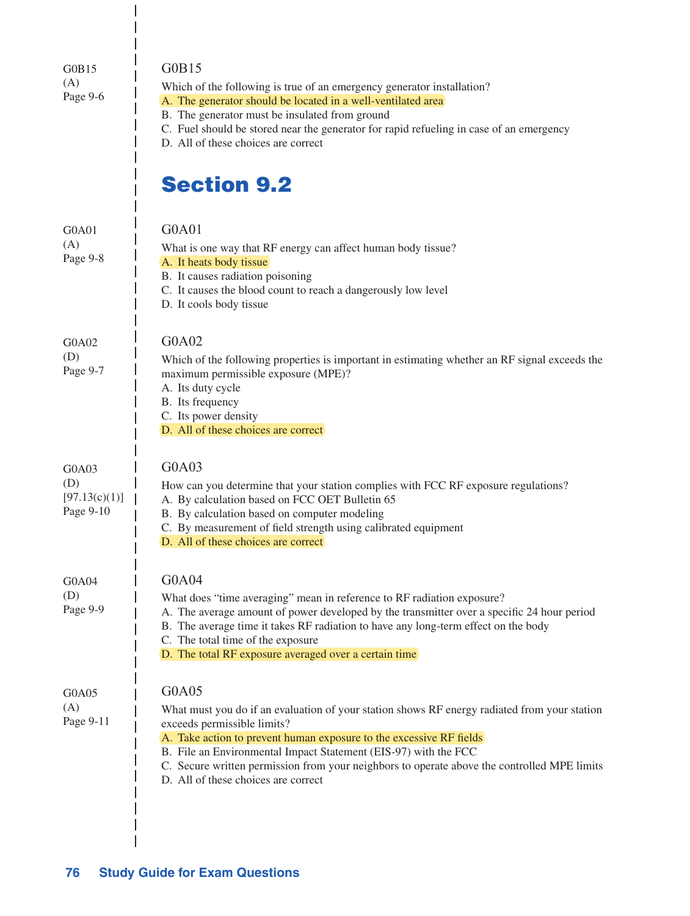G0B15
(A)
Page 9-6

### G0B15

Which of the following is true of an emergency generator installation?

A. The generator should be located in a well-ventilated area
B. The generator must be insulated from ground
C. Fuel should be stored near the generator for rapid refueling in case of an emergency
D. All of these choices are correct

## Section 9.2

G0A01
(A)
Page 9-8

### G0A01

What is one way that RF energy can affect human body tissue?

A. It heats body tissue
B. It causes radiation poisoning
C. It causes the blood count to reach a dangerously low level
D. It cools body tissue

G0A02
(D)
Page 9-7

### G0A02

Which of the following properties is important in estimating whether an RF signal exceeds the maximum permissible exposure (MPE)?

A. Its duty cycle
B. Its frequency
C. Its power density
D. All of these choices are correct

G0A03
(D)
[97.13(c)(1)]
Page 9-10

### G0A03

How can you determine that your station complies with FCC RF exposure regulations?

A. By calculation based on FCC OET Bulletin 65
B. By calculation based on computer modeling
C. By measurement of field strength using calibrated equipment
D. All of these choices are correct

G0A04
(D)
Page 9-9

### G0A04

What does "time averaging" mean in reference to RF radiation exposure?

A. The average amount of power developed by the transmitter over a specific 24 hour period
B. The average time it takes RF radiation to have any long-term effect on the body
C. The total time of the exposure
D. The total RF exposure averaged over a certain time

G0A05
(A)
Page 9-11

### G0A05

What must you do if an evaluation of your station shows RF energy radiated from your station exceeds permissible limits?

A. Take action to prevent human exposure to the excessive RF fields
B. File an Environmental Impact Statement (EIS-97) with the FCC
C. Secure written permission from your neighbors to operate above the controlled MPE limits
D. All of these choices are correct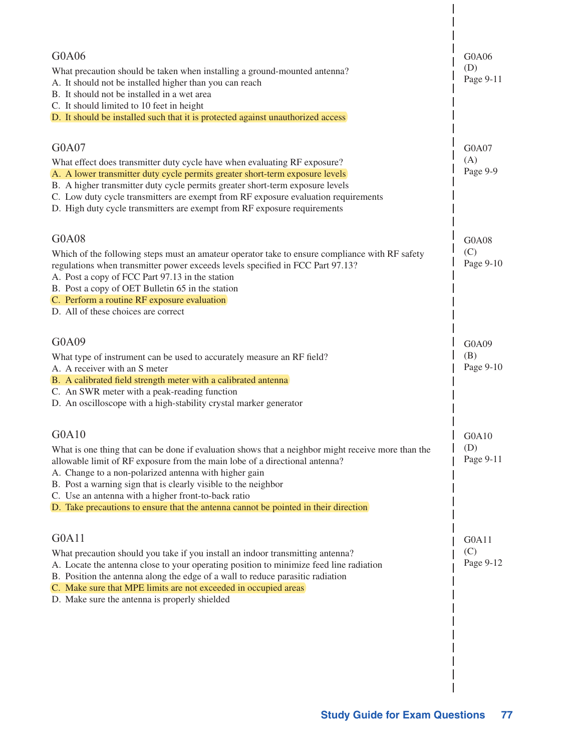### G0A06

What precaution should be taken when installing a ground-mounted antenna?

A. It should not be installed higher than you can reach
B. It should not be installed in a wet area
C. It should limited to 10 feet in height
D. It should be installed such that it is protected against unauthorized access

G0A06 (D) Page 9-11

### G0A07

What effect does transmitter duty cycle have when evaluating RF exposure?

A. A lower transmitter duty cycle permits greater short-term exposure levels
B. A higher transmitter duty cycle permits greater short-term exposure levels
C. Low duty cycle transmitters are exempt from RF exposure evaluation requirements
D. High duty cycle transmitters are exempt from RF exposure requirements

G0A07 (A) Page 9-9

### G0A08

Which of the following steps must an amateur operator take to ensure compliance with RF safety regulations when transmitter power exceeds levels specified in FCC Part 97.13?

A. Post a copy of FCC Part 97.13 in the station
B. Post a copy of OET Bulletin 65 in the station
C. Perform a routine RF exposure evaluation
D. All of these choices are correct

G0A08 (C) Page 9-10

### G0A09

What type of instrument can be used to accurately measure an RF field?

A. A receiver with an S meter
B. A calibrated field strength meter with a calibrated antenna
C. An SWR meter with a peak-reading function
D. An oscilloscope with a high-stability crystal marker generator

G0A09 (B) Page 9-10

### G0A10

What is one thing that can be done if evaluation shows that a neighbor might receive more than the allowable limit of RF exposure from the main lobe of a directional antenna?

A. Change to a non-polarized antenna with higher gain
B. Post a warning sign that is clearly visible to the neighbor
C. Use an antenna with a higher front-to-back ratio
D. Take precautions to ensure that the antenna cannot be pointed in their direction

G0A10 (D) Page 9-11

### G0A11

What precaution should you take if you install an indoor transmitting antenna?

A. Locate the antenna close to your operating position to minimize feed line radiation
B. Position the antenna along the edge of a wall to reduce parasitic radiation
C. Make sure that MPE limits are not exceeded in occupied areas
D. Make sure the antenna is properly shielded

G0A11 (C) Page 9-12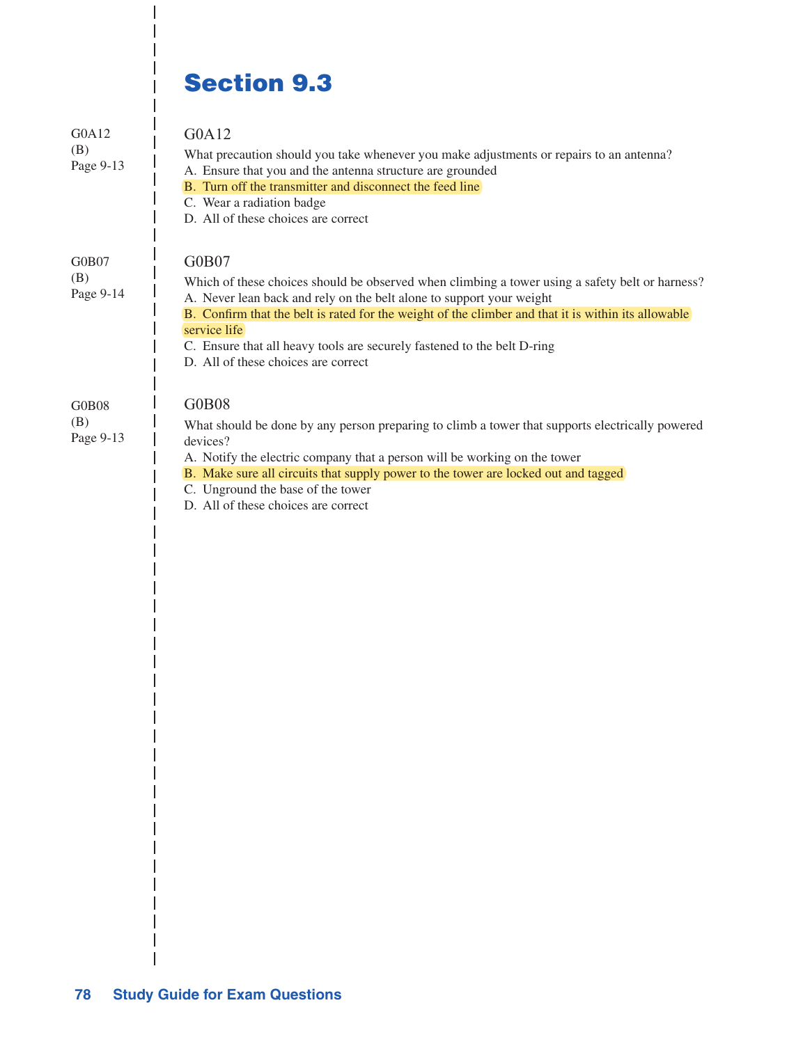# Section 9.3

G0A12
(B)
Page 9-13

## G0A12

What precaution should you take whenever you make adjustments or repairs to an antenna?

A. Ensure that you and the antenna structure are grounded
B. Turn off the transmitter and disconnect the feed line
C. Wear a radiation badge
D. All of these choices are correct

G0B07
(B)
Page 9-14

## G0B07

Which of these choices should be observed when climbing a tower using a safety belt or harness?

A. Never lean back and rely on the belt alone to support your weight
B. Confirm that the belt is rated for the weight of the climber and that it is within its allowable service life
C. Ensure that all heavy tools are securely fastened to the belt D-ring
D. All of these choices are correct

G0B08
(B)
Page 9-13

## G0B08

What should be done by any person preparing to climb a tower that supports electrically powered devices?

A. Notify the electric company that a person will be working on the tower
B. Make sure all circuits that supply power to the tower are locked out and tagged
C. Unground the base of the tower
D. All of these choices are correct